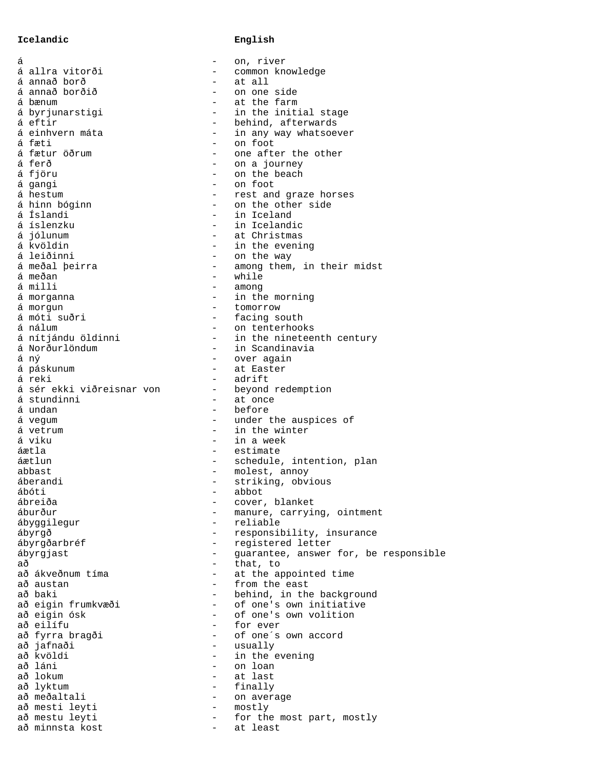| Icelandic | | English |
|---|---|---|
| á | - | on, river |
| á allra vitorði | - | common knowledge |
| á annað borð | - | at all |
| á annað borðið | - | on one side |
| á bænum | - | at the farm |
| á byrjunarstigi | - | in the initial stage |
| á eftir | - | behind, afterwards |
| á einhvern máta | - | in any way whatsoever |
| á fæti | - | on foot |
| á fætur öðrum | - | one after the other |
| á ferð | - | on a journey |
| á fjöru | - | on the beach |
| á gangi | - | on foot |
| á hestum | - | rest and graze horses |
| á hinn bóginn | - | on the other side |
| á Íslandi | - | in Iceland |
| á íslenzku | - | in Icelandic |
| á jólunum | - | at Christmas |
| á kvöldin | - | in the evening |
| á leiðinni | - | on the way |
| á meðal þeirra | - | among them, in their midst |
| á meðan | - | while |
| á milli | - | among |
| á morganna | - | in the morning |
| á morgun | - | tomorrow |
| á móti suðri | - | facing south |
| á nálum | - | on tenterhooks |
| á nítjándu öldinni | - | in the nineteenth century |
| á Norðurlöndum | - | in Scandinavia |
| á ný | - | over again |
| á páskunum | - | at Easter |
| á reki | - | adrift |
| á sér ekki viðreisnar von | - | beyond redemption |
| á stundinni | - | at once |
| á undan | - | before |
| á vegum | - | under the auspices of |
| á vetrum | - | in the winter |
| á viku | - | in a week |
| áætla | - | estimate |
| áætlun | - | schedule, intention, plan |
| abbast | - | molest, annoy |
| áberandi | - | striking, obvious |
| ábóti | - | abbot |
| ábreiða | - | cover, blanket |
| áburður | - | manure, carrying, ointment |
| ábyggilegur | - | reliable |
| ábyrgð | - | responsibility, insurance |
| ábyrgðarbréf | - | registered letter |
| ábyrgjast | - | guarantee, answer for, be responsible |
| að | - | that, to |
| að ákveðnum tíma | - | at the appointed time |
| að austan | - | from the east |
| að baki | - | behind, in the background |
| að eigin frumkvæði | - | of one's own initiative |
| að eigin ósk | - | of one's own volition |
| að eilífu | - | for ever |
| að fyrra bragði | - | of one´s own accord |
| að jafnaði | - | usually |
| að kvöldi | - | in the evening |
| að láni | - | on loan |
| að lokum | - | at last |
| að lyktum | - | finally |
| að meðaltali | - | on average |
| að mesti leyti | - | mostly |
| að mestu leyti | - | for the most part, mostly |
| að minnsta kost | - | at least |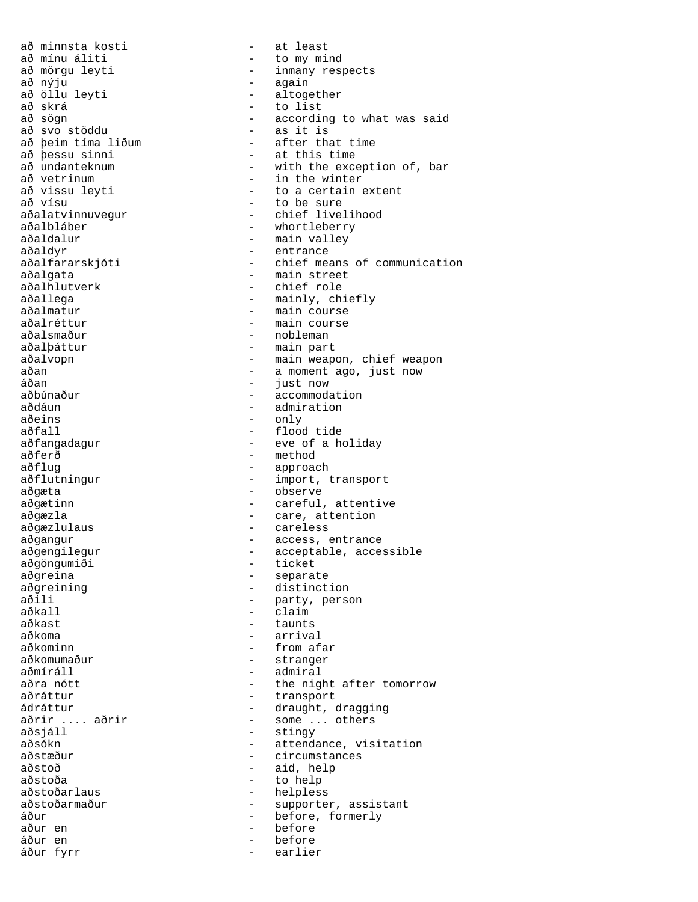að minnsta kosti - at least
að mínu áliti - to my mind
að mörgu leyti - inmany respects
að nýju - again
að öllu leyti - altogether
að skrá - to list
að sögn - according to what was said
að svo stöddu - as it is
að þeim tíma liðum - after that time
að þessu sinni - at this time
að undanteknum - with the exception of, bar
að vetrinum - in the winter
að vissu leyti - to a certain extent
að vísu - to be sure
aðalatvinnuvegur - chief livelihood
aðalbláber - whortleberry
aðaldalur - main valley
aðaldyr - entrance
aðalfararskjóti - chief means of communication
aðalgata - main street
aðalhlutverk - chief role
aðallega - mainly, chiefly
aðalmatur - main course
aðalréttur - main course
aðalsmaður - nobleman
aðalþáttur - main part
aðalvopn - main weapon, chief weapon
aðan - a moment ago, just now
áðan - just now
aðbúnaður - accommodation
aðdáun - admiration
aðeins - only
aðfall - flood tide
aðfangadagur - eve of a holiday
aðferð - method
aðflug - approach
aðflutningur - import, transport
aðgæta - observe
aðgætinn - careful, attentive
aðgæzla - care, attention
aðgæzlulaus - careless
aðgangur - access, entrance
aðgengilegur - acceptable, accessible
aðgöngumiði - ticket
aðgreina - separate
aðgreining - distinction
aðili - party, person
aðkall - claim
aðkast - taunts
aðkoma - arrival
aðkominn - from afar
aðkomumaður - stranger
aðmíráll - admiral
aðra nótt - the night after tomorrow
aðráttur - transport
ádráttur - draught, dragging
aðrir .... aðrir - some ... others
aðsjáll - stingy
aðsókn - attendance, visitation
aðstæður - circumstances
aðstoð - aid, help
aðstoða - to help
aðstoðarlaus - helpless
aðstoðarmaður - supporter, assistant
áður - before, formerly
aður en - before
áður en - before
áður fyrr - earlier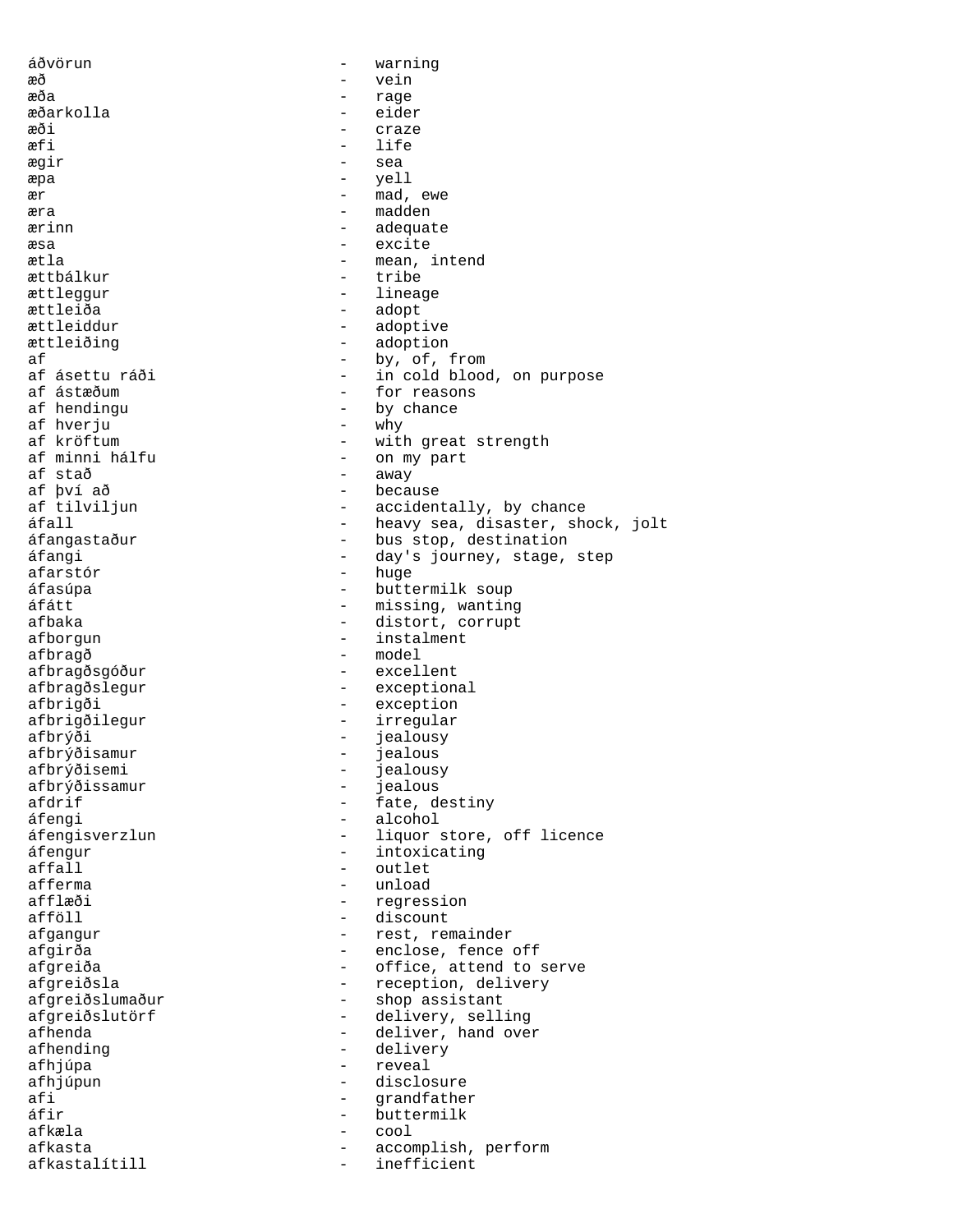áðvörun - warning
æð - vein
æða - rage
æðarkolla - eider
æði - craze
æfi - life
ægir - sea
æpa - yell
ær - mad, ewe
æra - madden
ærinn - adequate
æsa - excite
ætla - mean, intend
ættbálkur - tribe
ættleggur - lineage
ættleiða - adopt
ættleiddur - adoptive
ættleiðing - adoption
af - by, of, from
af ásettu ráði - in cold blood, on purpose
af ástæðum - for reasons
af hendingu - by chance
af hverju - why
af kröftum - with great strength
af minni hálfu - on my part
af stað - away
af því að - because
af tilviljun - accidentally, by chance
áfall - heavy sea, disaster, shock, jolt
áfangastaður - bus stop, destination
áfangi - day's journey, stage, step
afarstór - huge
áfasúpa - buttermilk soup
áfátt - missing, wanting
afbaka - distort, corrupt
afborgun - instalment
afbragð - model
afbragðsgóður - excellent
afbragðslegur - exceptional
afbrigði - exception
afbrigðilegur - irregular
afbrýði - jealousy
afbrýðisamur - jealous
afbrýðisemi - jealousy
afbrýðissamur - jealous
afdrif - fate, destiny
áfengi - alcohol
áfengisverzlun - liquor store, off licence
áfengur - intoxicating
affall - outlet
afferma - unload
afflæði - regression
afföll - discount
afgangur - rest, remainder
afgirða - enclose, fence off
afgreiða - office, attend to serve
afgreiðsla - reception, delivery
afgreiðslumaður - shop assistant
afgreiðslutörf - delivery, selling
afhenda - deliver, hand over
afhending - delivery
afhjúpa - reveal
afhjúpun - disclosure
afi - grandfather
áfir - buttermilk
afkæla - cool
afkasta - accomplish, perform
afkastalítill - inefficient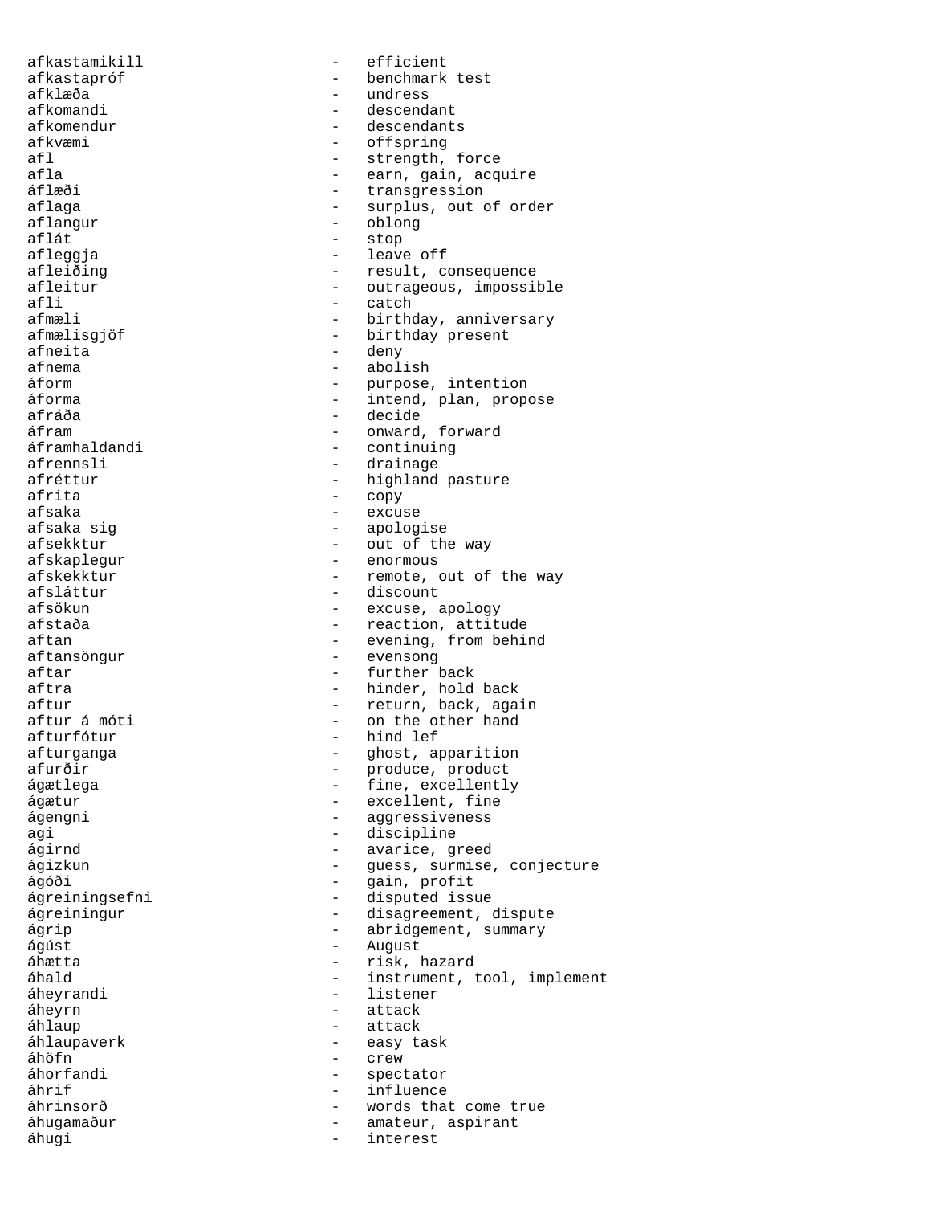afkastamikill - efficient
afkastapróf - benchmark test
afklæða - undress
afkomandi - descendant
afkomendur - descendants
afkvæmi - offspring
afl - strength, force
afla - earn, gain, acquire
áflæði - transgression
aflaga - surplus, out of order
aflangur - oblong
aflát - stop
afleggja - leave off
afleiðing - result, consequence
afleitur - outrageous, impossible
afli - catch
afmæli - birthday, anniversary
afmælisgjöf - birthday present
afneita - deny
afnema - abolish
áform - purpose, intention
áforma - intend, plan, propose
afráða - decide
áfram - onward, forward
áframhaldandi - continuing
afrennsli - drainage
afréttur - highland pasture
afrita - copy
afsaka - excuse
afsaka sig - apologise
afsekktur - out of the way
afskaplegur - enormous
afskekktur - remote, out of the way
afsláttur - discount
afsökun - excuse, apology
afstaða - reaction, attitude
aftan - evening, from behind
aftansöngur - evensong
aftar - further back
aftra - hinder, hold back
aftur - return, back, again
aftur á móti - on the other hand
afturfótur - hind lef
afturganga - ghost, apparition
afurðir - produce, product
ágætlega - fine, excellently
ágætur - excellent, fine
ágengni - aggressiveness
agi - discipline
ágirnd - avarice, greed
ágizkun - guess, surmise, conjecture
ágóði - gain, profit
ágreiningsefni - disputed issue
ágreiningur - disagreement, dispute
ágrip - abridgement, summary
ágúst - August
áhætta - risk, hazard
áhald - instrument, tool, implement
áheyrandi - listener
áheyrn - attack
áhlaup - attack
áhlaupaverk - easy task
áhöfn - crew
áhorfandi - spectator
áhrif - influence
áhrinsorð - words that come true
áhugamaður - amateur, aspirant
áhugi - interest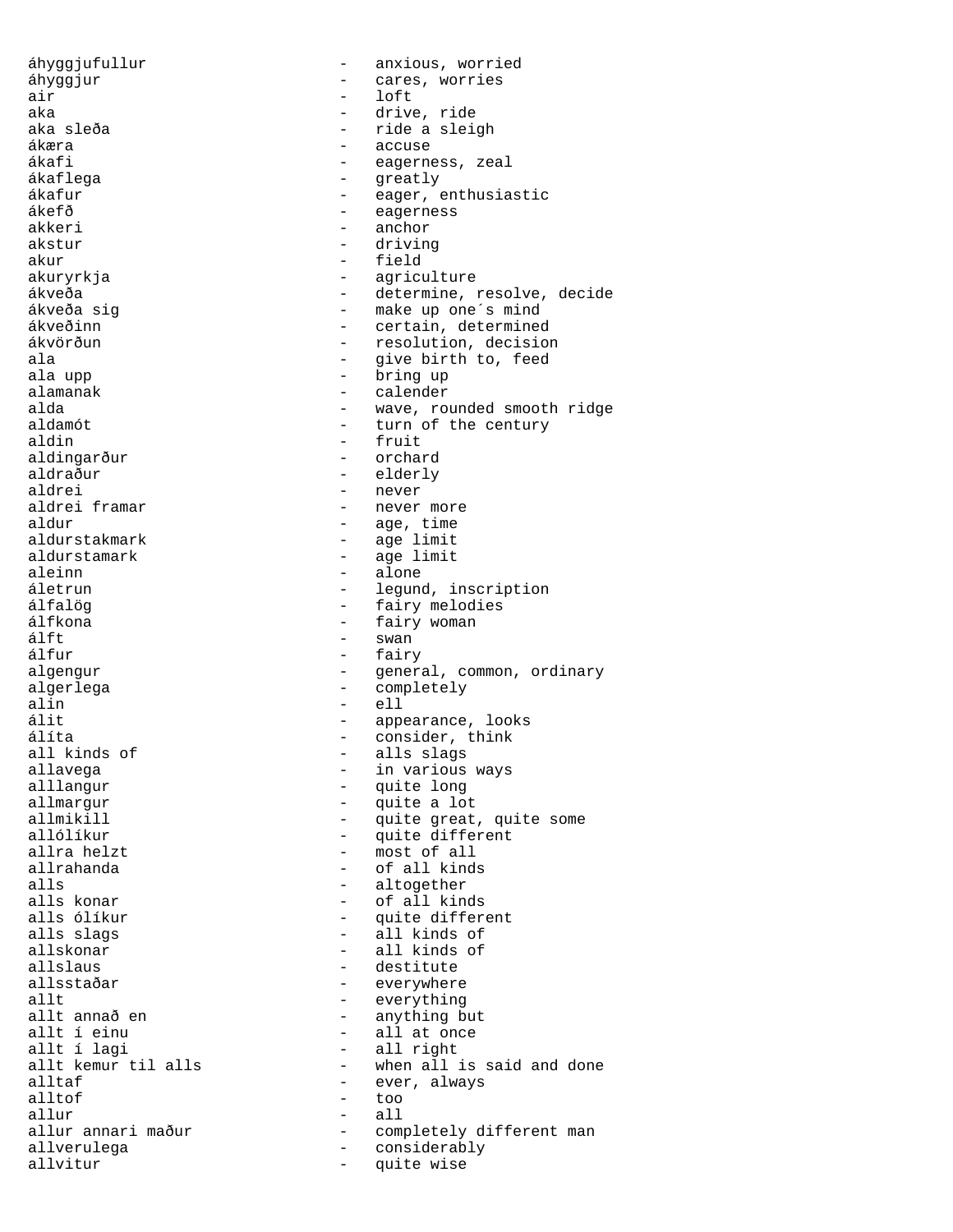áhyggjufullur - anxious, worried
áhyggjur - cares, worries
air - loft
aka - drive, ride
aka sleða - ride a sleigh
ákæra - accuse
ákafi - eagerness, zeal
ákaflega - greatly
ákafur - eager, enthusiastic
ákefð - eagerness
akkeri - anchor
akstur - driving
akur - field
akuryrkja - agriculture
ákveða - determine, resolve, decide
ákveða sig - make up one´s mind
ákveðinn - certain, determined
ákvörðun - resolution, decision
ala - give birth to, feed
ala upp - bring up
alamanak - calender
alda - wave, rounded smooth ridge
aldamót - turn of the century
aldin - fruit
aldingarður - orchard
aldraður - elderly
aldrei - never
aldrei framar - never more
aldur - age, time
aldurstakmark - age limit
aldurstamark - age limit
aleinn - alone
áletrun - legund, inscription
álfalög - fairy melodies
álfkona - fairy woman
álft - swan
álfur - fairy
algengur - general, common, ordinary
algerlega - completely
alin - ell
álit - appearance, looks
álíta - consider, think
all kinds of - alls slags
allavega - in various ways
alllangur - quite long
allmargur - quite a lot
allmikill - quite great, quite some
allólíkur - quite different
allra helzt - most of all
allrahanda - of all kinds
alls - altogether
alls konar - of all kinds
alls ólíkur - quite different
alls slags - all kinds of
allskonar - all kinds of
allslaus - destitute
allsstaðar - everywhere
allt - everything
allt annað en - anything but
allt í einu - all at once
allt í lagi - all right
allt kemur til alls - when all is said and done
alltaf - ever, always
alltof - too
allur - all
allur annari maður - completely different man
allverulega - considerably
allvitur - quite wise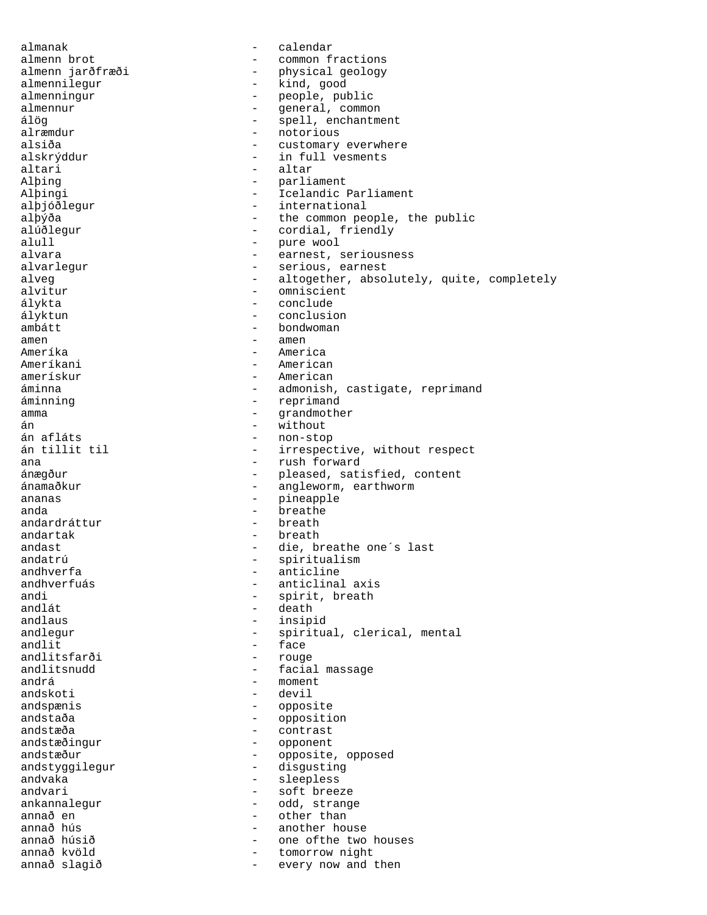almanak - calendar
almenn brot - common fractions
almenn jarðfræði - physical geology
almennilegur - kind, good
almenningur - people, public
almennur - general, common
álög - spell, enchantment
alræmdur - notorious
alsiða - customary everwhere
alskrýddur - in full vesments
altari - altar
Alþing - parliament
Alþingi - Icelandic Parliament
alþjóðlegur - international
alþýða - the common people, the public
alúðlegur - cordial, friendly
alull - pure wool
alvara - earnest, seriousness
alvarlegur - serious, earnest
alveg - altogether, absolutely, quite, completely
alvitur - omniscient
álykta - conclude
ályktun - conclusion
ambátt - bondwoman
amen - amen
Ameríka - America
Ameríkani - American
amerískur - American
áminna - admonish, castigate, reprimand
áminning - reprimand
amma - grandmother
án - without
án afláts - non-stop
án tillit til - irrespective, without respect
ana - rush forward
ánægður - pleased, satisfied, content
ánamaðkur - angleworm, earthworm
ananas - pineapple
anda - breathe
andardráttur - breath
andartak - breath
andast - die, breathe one´s last
andatrú - spiritualism
andhverfa - anticline
andhverfuás - anticlinal axis
andi - spirit, breath
andlát - death
andlaus - insipid
andlegur - spiritual, clerical, mental
andlit - face
andlitsfarði - rouge
andlitsnudd - facial massage
andrá - moment
andskoti - devil
andspænis - opposite
andstaða - opposition
andstæða - contrast
andstæðingur - opponent
andstæður - opposite, opposed
andstyggilegur - disgusting
andvaka - sleepless
andvari - soft breeze
ankannalegur - odd, strange
annað en - other than
annað hús - another house
annað húsið - one ofthe two houses
annað kvöld - tomorrow night
annað slagið - every now and then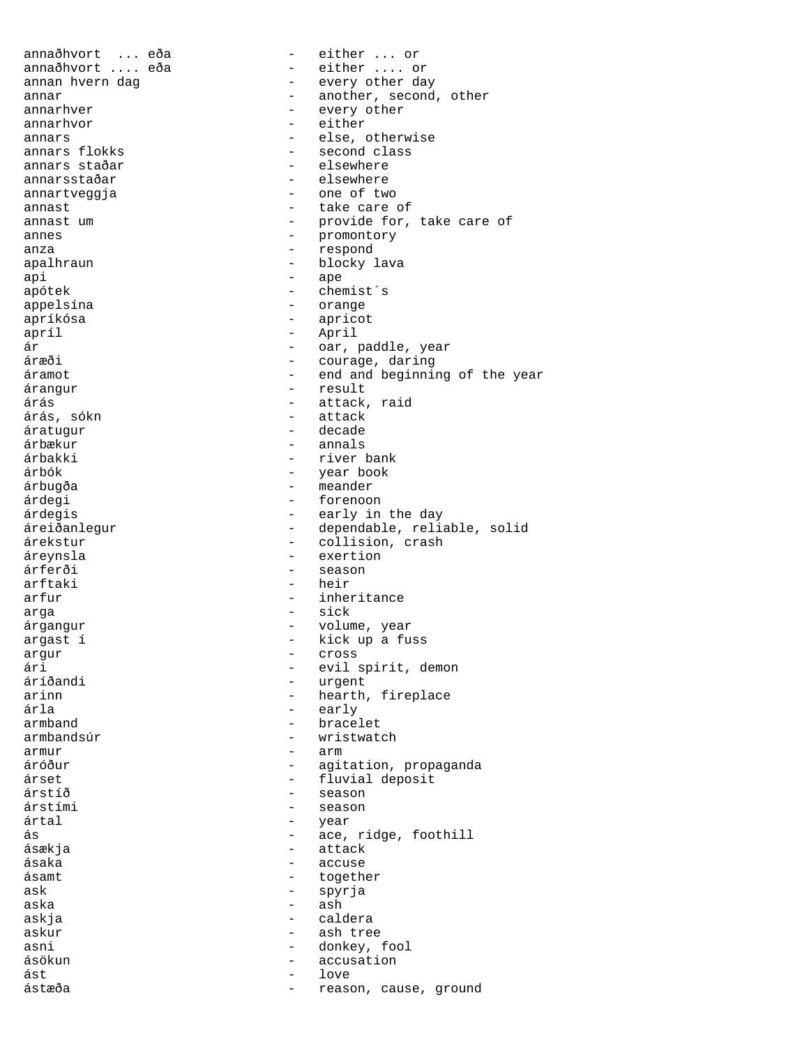annaðhvort  ... eða - either ... or
annaðhvort .... eða - either .... or
annan hvern dag - every other day
annar - another, second, other
annarhver - every other
annarhvor - either
annars - else, otherwise
annars flokks - second class
annars staðar - elsewhere
annarsstaðar - elsewhere
annartveggja - one of two
annast - take care of
annast um - provide for, take care of
annes - promontory
anza - respond
apalhraun - blocky lava
api - ape
apótek - chemist´s
appelsína - orange
apríkósa - apricot
apríl - April
ár - oar, paddle, year
áræði - courage, daring
áramot - end and beginning of the year
árangur - result
árás - attack, raid
árás, sókn - attack
áratugur - decade
árbækur - annals
árbakki - river bank
árbók - year book
árbugða - meander
árdegi - forenoon
árdegis - early in the day
áreiðanlegur - dependable, reliable, solid
árekstur - collision, crash
áreynsla - exertion
árferði - season
arftaki - heir
arfur - inheritance
arga - sick
árgangur - volume, year
argast í - kick up a fuss
argur - cross
ári - evil spirit, demon
áríðandi - urgent
arinn - hearth, fireplace
árla - early
armband - bracelet
armbandsúr - wristwatch
armur - arm
áróður - agitation, propaganda
árset - fluvial deposit
árstíð - season
árstími - season
ártal - year
ás - ace, ridge, foothill
ásækja - attack
ásaka - accuse
ásamt - together
ask - spyrja
aska - ash
askja - caldera
askur - ash tree
asni - donkey, fool
ásökun - accusation
ást - love
ástæða - reason, cause, ground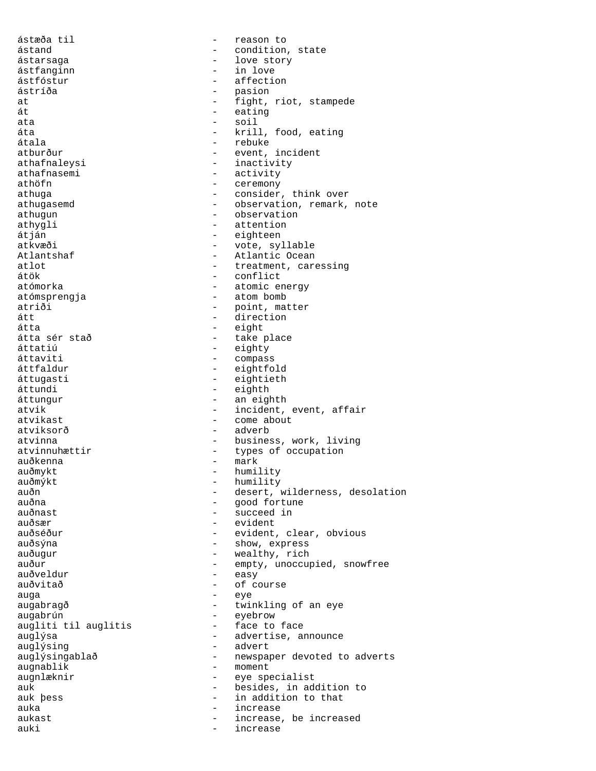ástæða til - reason to
ástand - condition, state
ástarsaga - love story
ástfanginn - in love
ástfóstur - affection
ástríða - pasion
at - fight, riot, stampede
át - eating
ata - soil
áta - krill, food, eating
átala - rebuke
atburður - event, incident
athafnaleysi - inactivity
athafnasemi - activity
athöfn - ceremony
athuga - consider, think over
athugasemd - observation, remark, note
athugun - observation
athygli - attention
átján - eighteen
atkvæði - vote, syllable
Atlantshaf - Atlantic Ocean
atlot - treatment, caressing
átök - conflict
atómorka - atomic energy
atómsprengja - atom bomb
atriði - point, matter
átt - direction
átta - eight
átta sér stað - take place
áttatiú - eighty
áttaviti - compass
áttfaldur - eightfold
áttugasti - eightieth
áttundi - eighth
áttungur - an eighth
atvik - incident, event, affair
atvikast - come about
atviksorð - adverb
atvinna - business, work, living
atvinnuhættir - types of occupation
auðkenna - mark
auðmykt - humility
auðmýkt - humility
auðn - desert, wilderness, desolation
auðna - good fortune
auðnast - succeed in
auðsær - evident
auðséður - evident, clear, obvious
auðsýna - show, express
auðugur - wealthy, rich
auður - empty, unoccupied, snowfree
auðveldur - easy
auðvitað - of course
auga - eye
augabragð - twinkling of an eye
augabrún - eyebrow
augliti til auglitis - face to face
auglýsa - advertise, announce
auglýsing - advert
auglýsingablað - newspaper devoted to adverts
augnablik - moment
augnlæknir - eye specialist
auk - besides, in addition to
auk þess - in addition to that
auka - increase
aukast - increase, be increased
auki - increase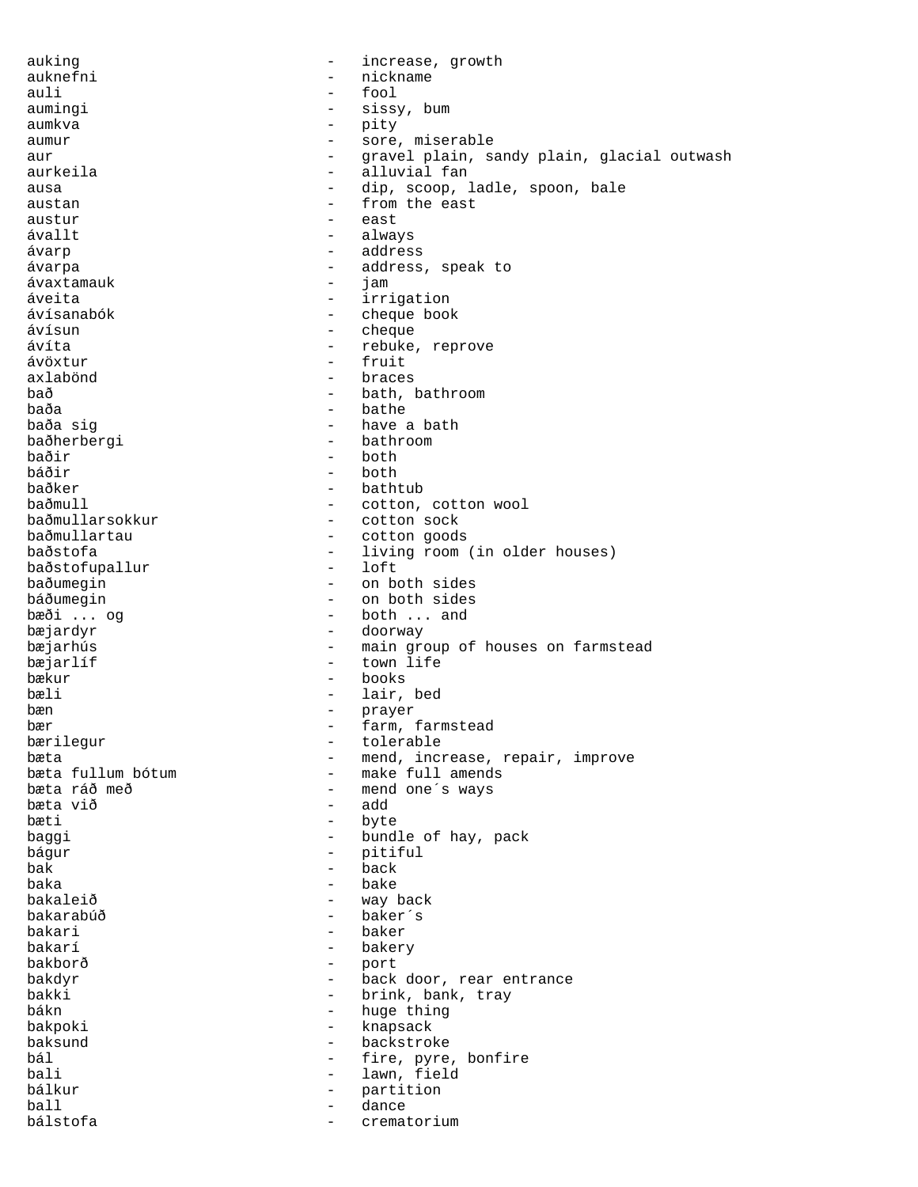auking - increase, growth
auknefni - nickname
auli - fool
aumingi - sissy, bum
aumkva - pity
aumur - sore, miserable
aur - gravel plain, sandy plain, glacial outwash
aurkeila - alluvial fan
ausa - dip, scoop, ladle, spoon, bale
austan - from the east
austur - east
ávallt - always
ávarp - address
ávarpa - address, speak to
ávaxtamauk - jam
áveita - irrigation
ávísanabók - cheque book
ávísun - cheque
ávíta - rebuke, reprove
ávöxtur - fruit
axlabönd - braces
bað - bath, bathroom
baða - bathe
baða sig - have a bath
baðherbergi - bathroom
baðir - both
báðir - both
baðker - bathtub
baðmull - cotton, cotton wool
baðmullarsokkur - cotton sock
baðmullartau - cotton goods
baðstofa - living room (in older houses)
baðstofupallur - loft
baðumegin - on both sides
báðumegin - on both sides
bæði ... og - both ... and
bæjardyr - doorway
bæjarhús - main group of houses on farmstead
bæjarlíf - town life
bækur - books
bæli - lair, bed
bæn - prayer
bær - farm, farmstead
bærilegur - tolerable
bæta - mend, increase, repair, improve
bæta fullum bótum - make full amends
bæta ráð með - mend one´s ways
bæta við - add
bæti - byte
baggi - bundle of hay, pack
bágur - pitiful
bak - back
baka - bake
bakaleið - way back
bakarabúð - baker´s
bakari - baker
bakarí - bakery
bakborð - port
bakdyr - back door, rear entrance
bakki - brink, bank, tray
bákn - huge thing
bakpoki - knapsack
baksund - backstroke
bál - fire, pyre, bonfire
bali - lawn, field
bálkur - partition
ball - dance
bálstofa - crematorium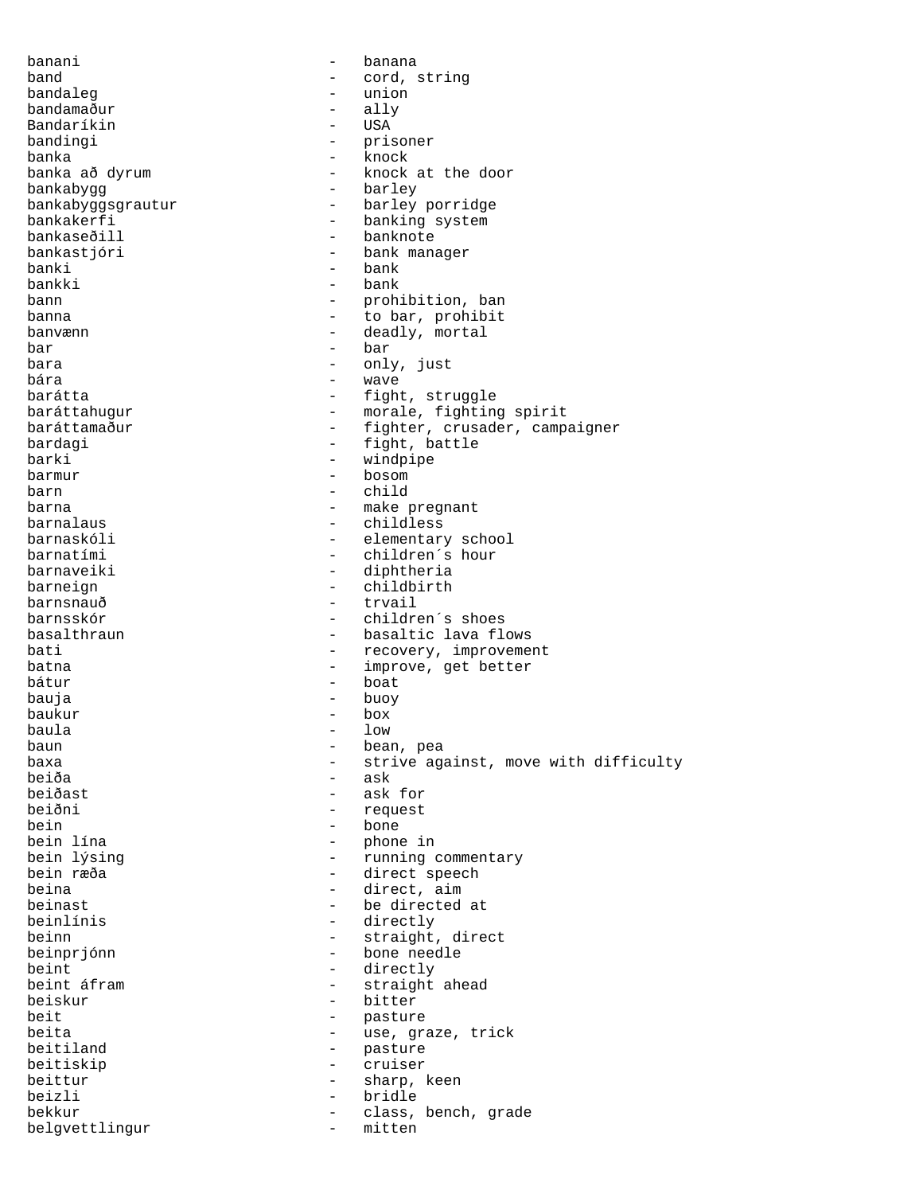banani - banana
band - cord, string
bandaleg - union
bandamaður - ally
Bandaríkin - USA
bandingi - prisoner
banka - knock
banka að dyrum - knock at the door
bankabygg - barley
bankabyggsgrautur - barley porridge
bankakerfi - banking system
bankaseðill - banknote
bankastjóri - bank manager
banki - bank
bankki - bank
bann - prohibition, ban
banna - to bar, prohibit
banvænn - deadly, mortal
bar - bar
bara - only, just
bára - wave
barátta - fight, struggle
baráttahugur - morale, fighting spirit
baráttamaður - fighter, crusader, campaigner
bardagi - fight, battle
barki - windpipe
barmur - bosom
barn - child
barna - make pregnant
barnalaus - childless
barnaskóli - elementary school
barnatími - children´s hour
barnaveiki - diphtheria
barneign - childbirth
barnsnauð - trvail
barnsskór - children´s shoes
basalthraun - basaltic lava flows
bati - recovery, improvement
batna - improve, get better
bátur - boat
bauja - buoy
baukur - box
baula - low
baun - bean, pea
baxa - strive against, move with difficulty
beiða - ask
beiðast - ask for
beiðni - request
bein - bone
bein lína - phone in
bein lýsing - running commentary
bein ræða - direct speech
beina - direct, aim
beinast - be directed at
beinlínis - directly
beinn - straight, direct
beinprjónn - bone needle
beint - directly
beint áfram - straight ahead
beiskur - bitter
beit - pasture
beita - use, graze, trick
beitiland - pasture
beitiskip - cruiser
beittur - sharp, keen
beizli - bridle
bekkur - class, bench, grade
belgvettlingur - mitten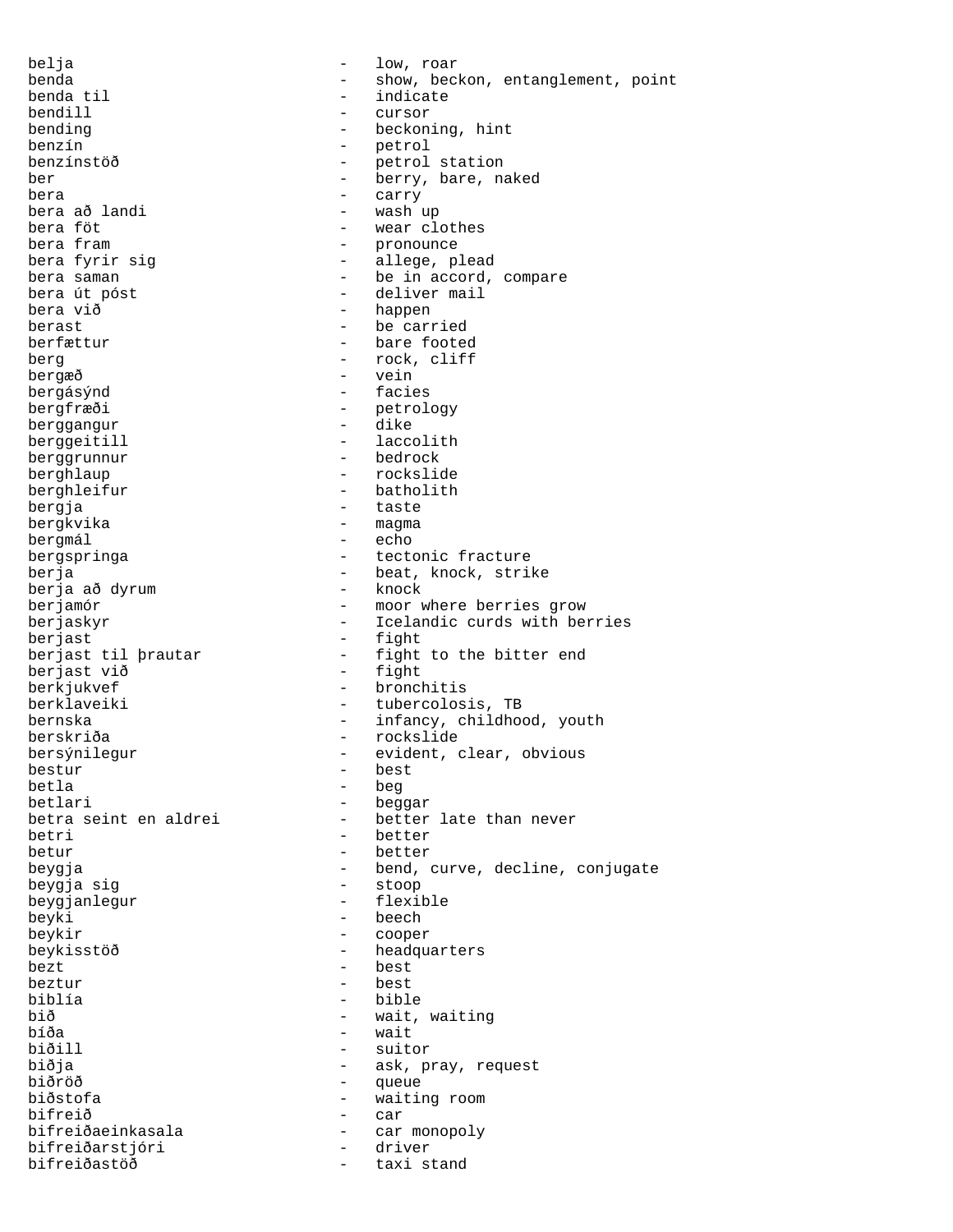belja - low, roar
benda - show, beckon, entanglement, point
benda til - indicate
bendill - cursor
bending - beckoning, hint
benzín - petrol
benzínstöð - petrol station
ber - berry, bare, naked
bera - carry
bera að landi - wash up
bera föt - wear clothes
bera fram - pronounce
bera fyrir sig - allege, plead
bera saman - be in accord, compare
bera út póst - deliver mail
bera við - happen
berast - be carried
berfættur - bare footed
berg - rock, cliff
bergæð - vein
bergásýnd - facies
bergfræði - petrology
berggangur - dike
berggeitill - laccolith
berggrunnur - bedrock
berghlaup - rockslide
berghleifur - batholith
bergja - taste
bergkvika - magma
bergmál - echo
bergspringa - tectonic fracture
berja - beat, knock, strike
berja að dyrum - knock
berjamór - moor where berries grow
berjaskyr - Icelandic curds with berries
berjast - fight
berjast til þrautar - fight to the bitter end
berjast við - fight
berkjukvef - bronchitis
berklaveiki - tubercolosis, TB
bernska - infancy, childhood, youth
berskriða - rockslide
bersýnilegur - evident, clear, obvious
bestur - best
betla - beg
betlari - beggar
betra seint en aldrei - better late than never
betri - better
betur - better
beygja - bend, curve, decline, conjugate
beygja sig - stoop
beygjanlegur - flexible
beyki - beech
beykir - cooper
beykisstöð - headquarters
bezt - best
beztur - best
biblía - bible
bið - wait, waiting
bíða - wait
biðill - suitor
biðja - ask, pray, request
biðröð - queue
biðstofa - waiting room
bifreið - car
bifreiðaeinkasala - car monopoly
bifreiðarstjóri - driver
bifreiðastöð - taxi stand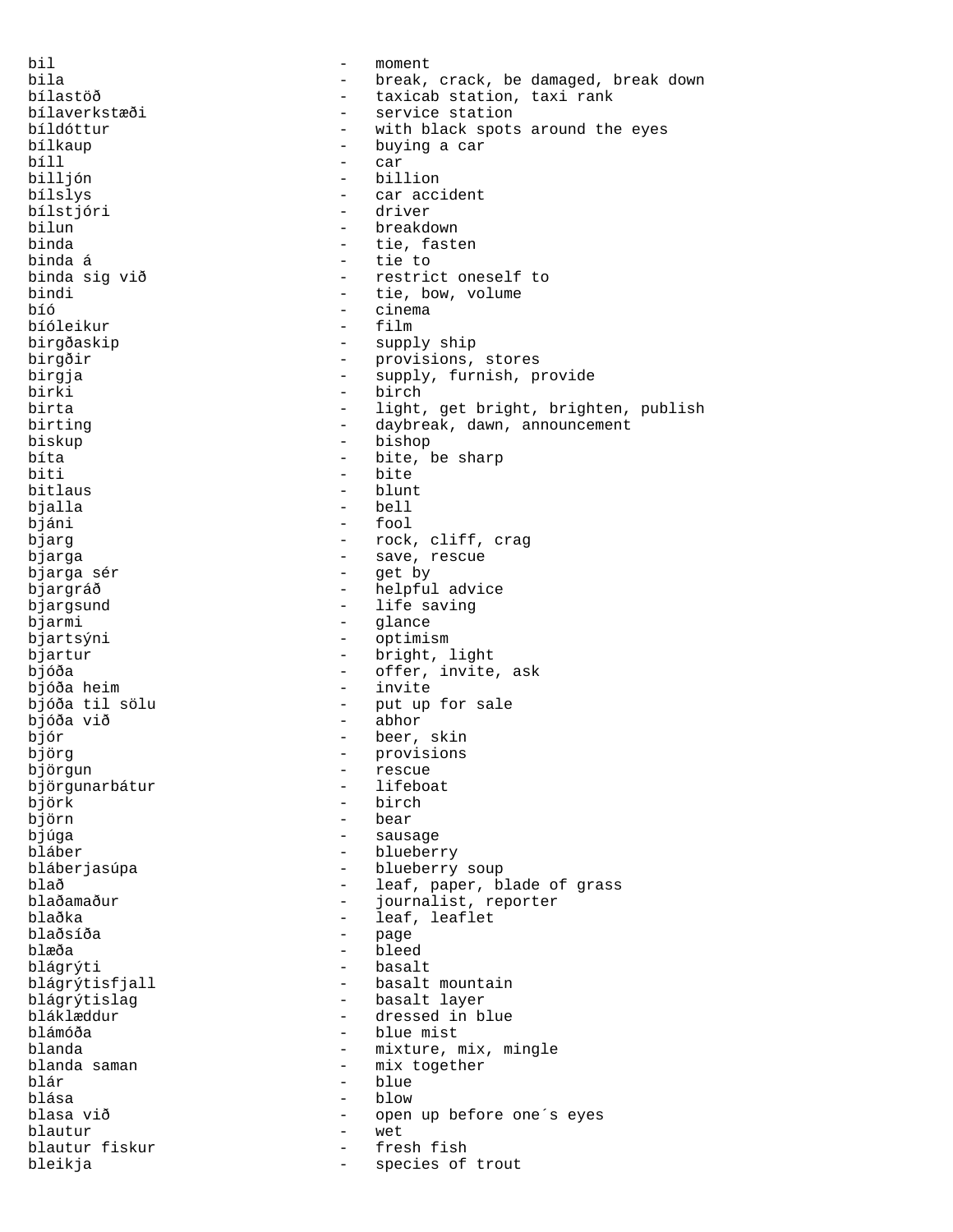bil - moment
bila - break, crack, be damaged, break down
bílastöð - taxicab station, taxi rank
bílaverkstæði - service station
bíldóttur - with black spots around the eyes
bílkaup - buying a car
bíll - car
billjón - billion
bílslys - car accident
bílstjóri - driver
bilun - breakdown
binda - tie, fasten
binda á - tie to
binda sig við - restrict oneself to
bindi - tie, bow, volume
bíó - cinema
bíóleikur - film
birgðaskip - supply ship
birgðir - provisions, stores
birgja - supply, furnish, provide
birki - birch
birta - light, get bright, brighten, publish
birting - daybreak, dawn, announcement
biskup - bishop
bíta - bite, be sharp
biti - bite
bitlaus - blunt
bjalla - bell
bjáni - fool
bjarg - rock, cliff, crag
bjarga - save, rescue
bjarga sér - get by
bjargráð - helpful advice
bjargsund - life saving
bjarmi - glance
bjartsýni - optimism
bjartur - bright, light
bjóða - offer, invite, ask
bjóða heim - invite
bjóða til sölu - put up for sale
bjóða við - abhor
bjór - beer, skin
björg - provisions
björgun - rescue
björgunarbátur - lifeboat
björk - birch
björn - bear
bjúga - sausage
bláber - blueberry
bláberjasúpa - blueberry soup
blað - leaf, paper, blade of grass
blaðamaður - journalist, reporter
blaðka - leaf, leaflet
blaðsíða - page
blæða - bleed
blágrýti - basalt
blágrýtisfjall - basalt mountain
blágrýtislag - basalt layer
bláklæddur - dressed in blue
blámóða - blue mist
blanda - mixture, mix, mingle
blanda saman - mix together
blár - blue
blása - blow
blasa við - open up before one´s eyes
blautur - wet
blautur fiskur - fresh fish
bleikja - species of trout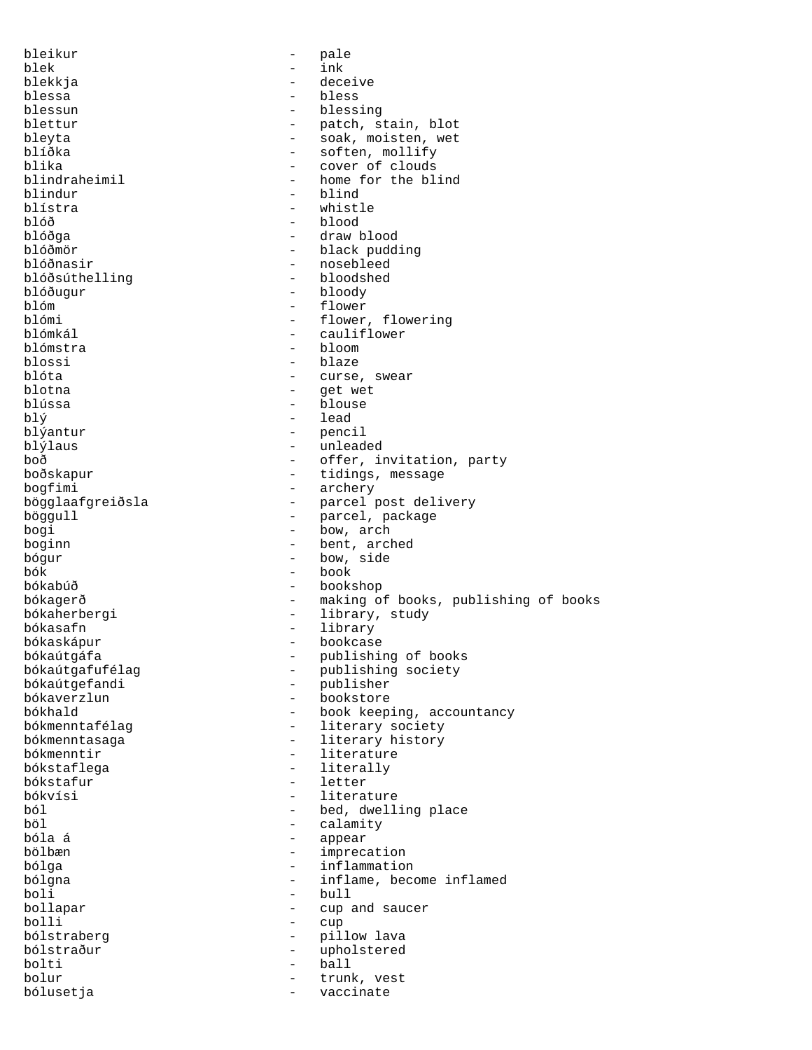bleikur - pale
blek - ink
blekkja - deceive
blessa - bless
blessun - blessing
blettur - patch, stain, blot
bleyta - soak, moisten, wet
blíðka - soften, mollify
blika - cover of clouds
blindraheimil - home for the blind
blindur - blind
blístra - whistle
blóð - blood
blóðga - draw blood
blóðmör - black pudding
blóðnasir - nosebleed
blóðsúthelling - bloodshed
blóðugur - bloody
blóm - flower
blómi - flower, flowering
blómkál - cauliflower
blómstra - bloom
blossi - blaze
blóta - curse, swear
blotna - get wet
blússa - blouse
blý - lead
blýantur - pencil
blýlaus - unleaded
boð - offer, invitation, party
boðskapur - tidings, message
bogfimi - archery
bögglaafgreiðsla - parcel post delivery
böggull - parcel, package
bogi - bow, arch
boginn - bent, arched
bógur - bow, side
bók - book
bókabúð - bookshop
bókagerð - making of books, publishing of books
bókaherbergi - library, study
bókasafn - library
bókaskápur - bookcase
bókaútgáfa - publishing of books
bókaútgafufélag - publishing society
bókaútgefandi - publisher
bókaverzlun - bookstore
bókhald - book keeping, accountancy
bókmenntafélag - literary society
bókmenntasaga - literary history
bókmenntir - literature
bókstaflega - literally
bókstafur - letter
bókvísi - literature
ból - bed, dwelling place
böl - calamity
bóla á - appear
bölbæn - imprecation
bólga - inflammation
bólgna - inflame, become inflamed
boli - bull
bollapar - cup and saucer
bolli - cup
bólstraberg - pillow lava
bólstraður - upholstered
bolti - ball
bolur - trunk, vest
bólusetja - vaccinate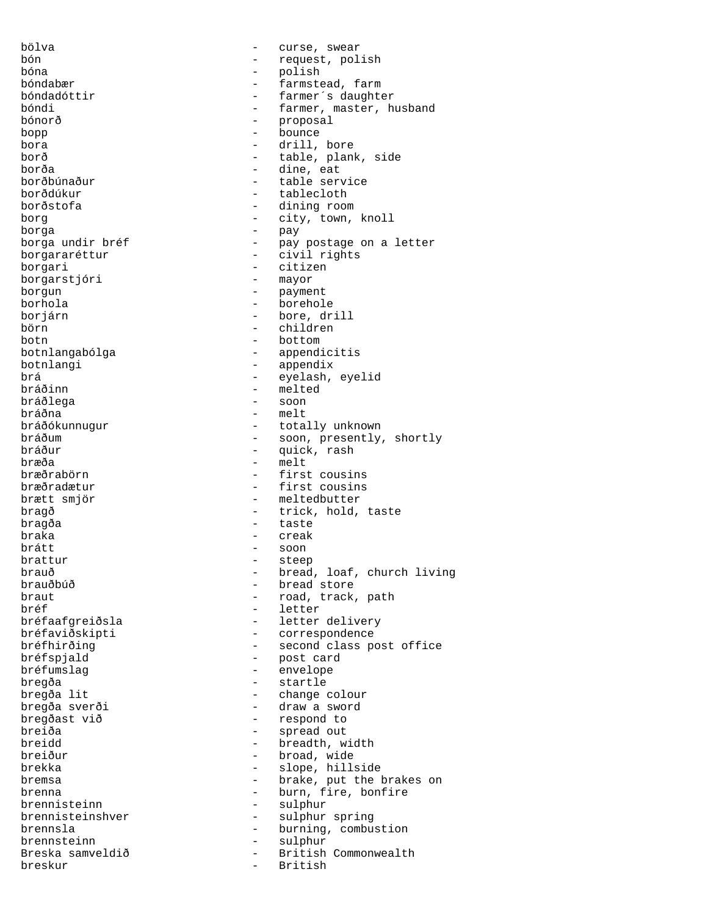bölva - curse, swear
bón - request, polish
bóna - polish
bóndabær - farmstead, farm
bóndadóttir - farmer´s daughter
bóndi - farmer, master, husband
bónorð - proposal
bopp - bounce
bora - drill, bore
borð - table, plank, side
borða - dine, eat
borðbúnaður - table service
borðdúkur - tablecloth
borðstofa - dining room
borg - city, town, knoll
borga - pay
borga undir bréf - pay postage on a letter
borgararéttur - civil rights
borgari - citizen
borgarstjóri - mayor
borgun - payment
borhola - borehole
borjárn - bore, drill
börn - children
botn - bottom
botnlangabólga - appendicitis
botnlangi - appendix
brá - eyelash, eyelid
bráðinn - melted
bráðlega - soon
bráðna - melt
bráðókunnugur - totally unknown
bráðum - soon, presently, shortly
bráður - quick, rash
bræða - melt
bræðrabörn - first cousins
bræðradætur - first cousins
brætt smjör - meltedbutter
bragð - trick, hold, taste
bragða - taste
braka - creak
brátt - soon
brattur - steep
brauð - bread, loaf, church living
brauðbúð - bread store
braut - road, track, path
bréf - letter
bréfaafgreiðsla - letter delivery
bréfaviðskipti - correspondence
bréfhirðing - second class post office
bréfspjald - post card
bréfumslag - envelope
bregða - startle
bregða lit - change colour
bregða sverði - draw a sword
bregðast við - respond to
breiða - spread out
breidd - breadth, width
breiður - broad, wide
brekka - slope, hillside
bremsa - brake, put the brakes on
brenna - burn, fire, bonfire
brennisteinn - sulphur
brennisteinshver - sulphur spring
brennsla - burning, combustion
brennsteinn - sulphur
Breska samveldið - British Commonwealth
breskur - British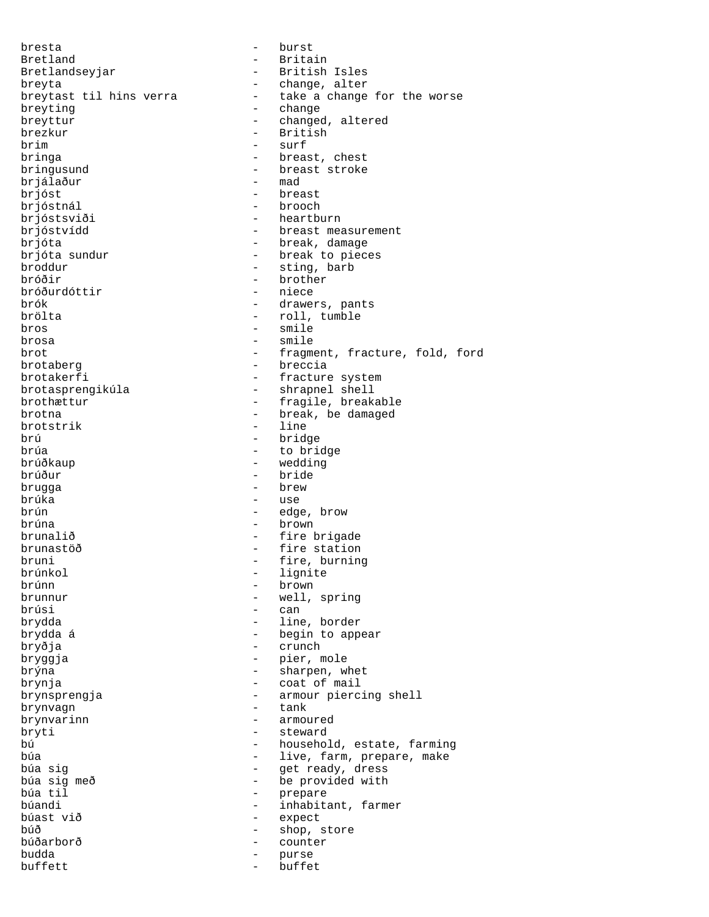bresta - burst
Bretland - Britain
Bretlandseyjar - British Isles
breyta - change, alter
breytast til hins verra - take a change for the worse
breyting - change
breyttur - changed, altered
brezkur - British
brim - surf
bringa - breast, chest
bringusund - breast stroke
brjálaður - mad
brjóst - breast
brjóstnál - brooch
brjóstsviði - heartburn
brjóstvídd - breast measurement
brjóta - break, damage
brjóta sundur - break to pieces
broddur - sting, barb
bróðir - brother
bróðurdóttir - niece
brók - drawers, pants
brölta - roll, tumble
bros - smile
brosa - smile
brot - fragment, fracture, fold, ford
brotaberg - breccia
brotakerfi - fracture system
brotasprengikúla - shrapnel shell
brothættur - fragile, breakable
brotna - break, be damaged
brotstrik - line
brú - bridge
brúa - to bridge
brúðkaup - wedding
brúður - bride
brugga - brew
brúka - use
brún - edge, brow
brúna - brown
brunalið - fire brigade
brunastöð - fire station
bruni - fire, burning
brúnkol - lignite
brúnn - brown
brunnur - well, spring
brúsi - can
brydda - line, border
brydda á - begin to appear
bryðja - crunch
bryggja - pier, mole
brýna - sharpen, whet
brynja - coat of mail
brynsprengja - armour piercing shell
brynvagn - tank
brynvarinn - armoured
bryti - steward
bú - household, estate, farming
búa - live, farm, prepare, make
búa sig - get ready, dress
búa sig með - be provided with
búa til - prepare
búandi - inhabitant, farmer
búast við - expect
búð - shop, store
búðarborð - counter
budda - purse
buffett - buffet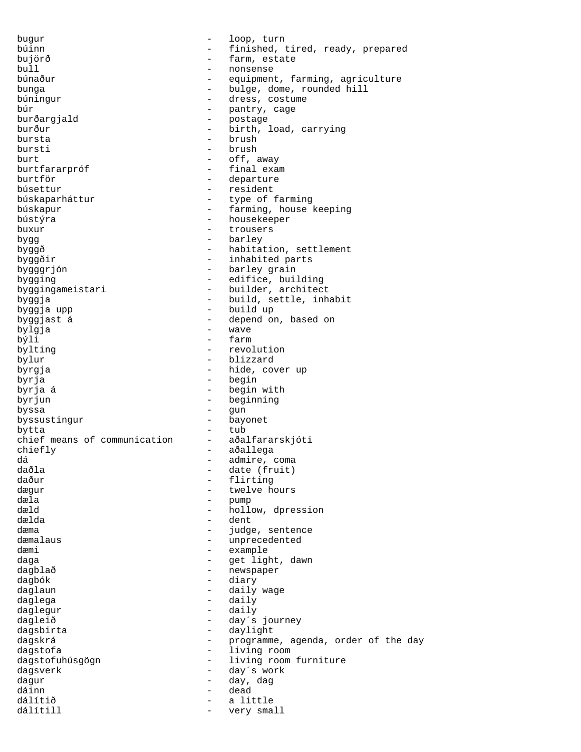bugur - loop, turn
búinn - finished, tired, ready, prepared
bujörð - farm, estate
bull - nonsense
búnaður - equipment, farming, agriculture
bunga - bulge, dome, rounded hill
búningur - dress, costume
búr - pantry, cage
burðargjald - postage
burður - birth, load, carrying
bursta - brush
bursti - brush
burt - off, away
burtfararpróf - final exam
burtför - departure
búsettur - resident
búskaparháttur - type of farming
búskapur - farming, house keeping
bústýra - housekeeper
buxur - trousers
bygg - barley
byggð - habitation, settlement
byggðir - inhabited parts
bygggrjón - barley grain
bygging - edifice, building
byggingameistari - builder, architect
byggja - build, settle, inhabit
byggja upp - build up
byggjast á - depend on, based on
bylgja - wave
býli - farm
bylting - revolution
bylur - blizzard
byrgja - hide, cover up
byrja - begin
byrja á - begin with
byrjun - beginning
byssa - gun
byssustingur - bayonet
bytta - tub
chief means of communication - aðalfararskjóti
chiefly - aðallega
dá - admire, coma
daðla - date (fruit)
daður - flirting
dægur - twelve hours
dæla - pump
dæld - hollow, dpression
dælda - dent
dæma - judge, sentence
dæmalaus - unprecedented
dæmi - example
daga - get light, dawn
dagblað - newspaper
dagbók - diary
daglaun - daily wage
daglega - daily
daglegur - daily
dagleið - day´s journey
dagsbirta - daylight
dagskrá - programme, agenda, order of the day
dagstofa - living room
dagstofuhúsgögn - living room furniture
dagsverk - day´s work
dagur - day, dag
dáinn - dead
dálítið - a little
dálítill - very small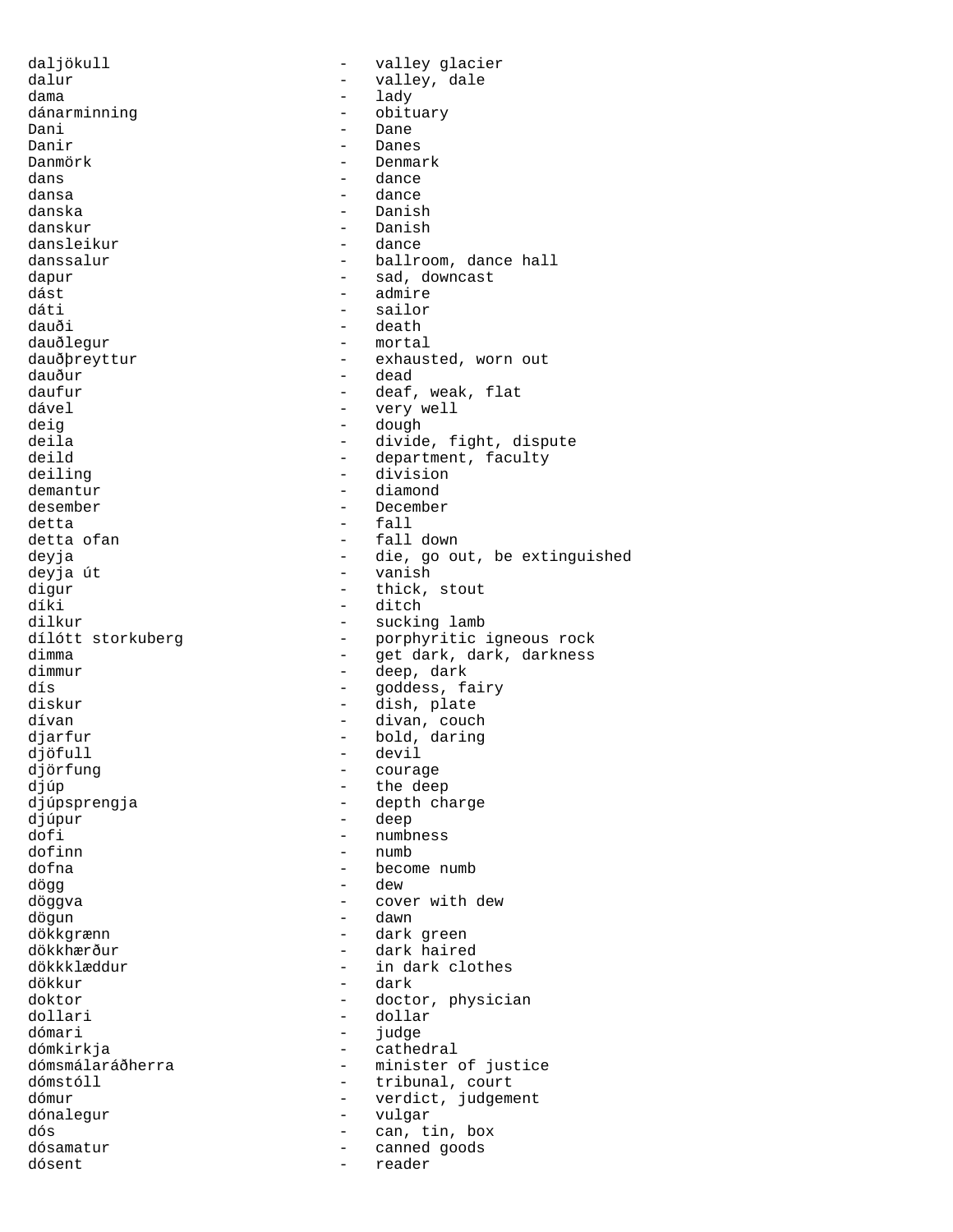daljökull - valley glacier
dalur - valley, dale
dama - lady
dánarminning - obituary
Dani - Dane
Danir - Danes
Danmörk - Denmark
dans - dance
dansa - dance
danska - Danish
danskur - Danish
dansleikur - dance
danssalur - ballroom, dance hall
dapur - sad, downcast
dást - admire
dáti - sailor
dauði - death
dauðlegur - mortal
dauðþreyttur - exhausted, worn out
dauður - dead
daufur - deaf, weak, flat
dável - very well
deig - dough
deila - divide, fight, dispute
deild - department, faculty
deiling - division
demantur - diamond
desember - December
detta - fall
detta ofan - fall down
deyja - die, go out, be extinguished
deyja út - vanish
digur - thick, stout
díki - ditch
dilkur - sucking lamb
dílótt storkuberg - porphyritic igneous rock
dimma - get dark, dark, darkness
dimmur - deep, dark
dís - goddess, fairy
diskur - dish, plate
dívan - divan, couch
djarfur - bold, daring
djöfull - devil
djörfung - courage
djúp - the deep
djúpsprengja - depth charge
djúpur - deep
dofi - numbness
dofinn - numb
dofna - become numb
dögg - dew
döggva - cover with dew
dögun - dawn
dökkgrænn - dark green
dökkhærður - dark haired
dökkklæddur - in dark clothes
dökkur - dark
doktor - doctor, physician
dollari - dollar
dómari - judge
dómkirkja - cathedral
dómsmálaráðherra - minister of justice
dómstóll - tribunal, court
dómur - verdict, judgement
dónalegur - vulgar
dós - can, tin, box
dósamatur - canned goods
dósent - reader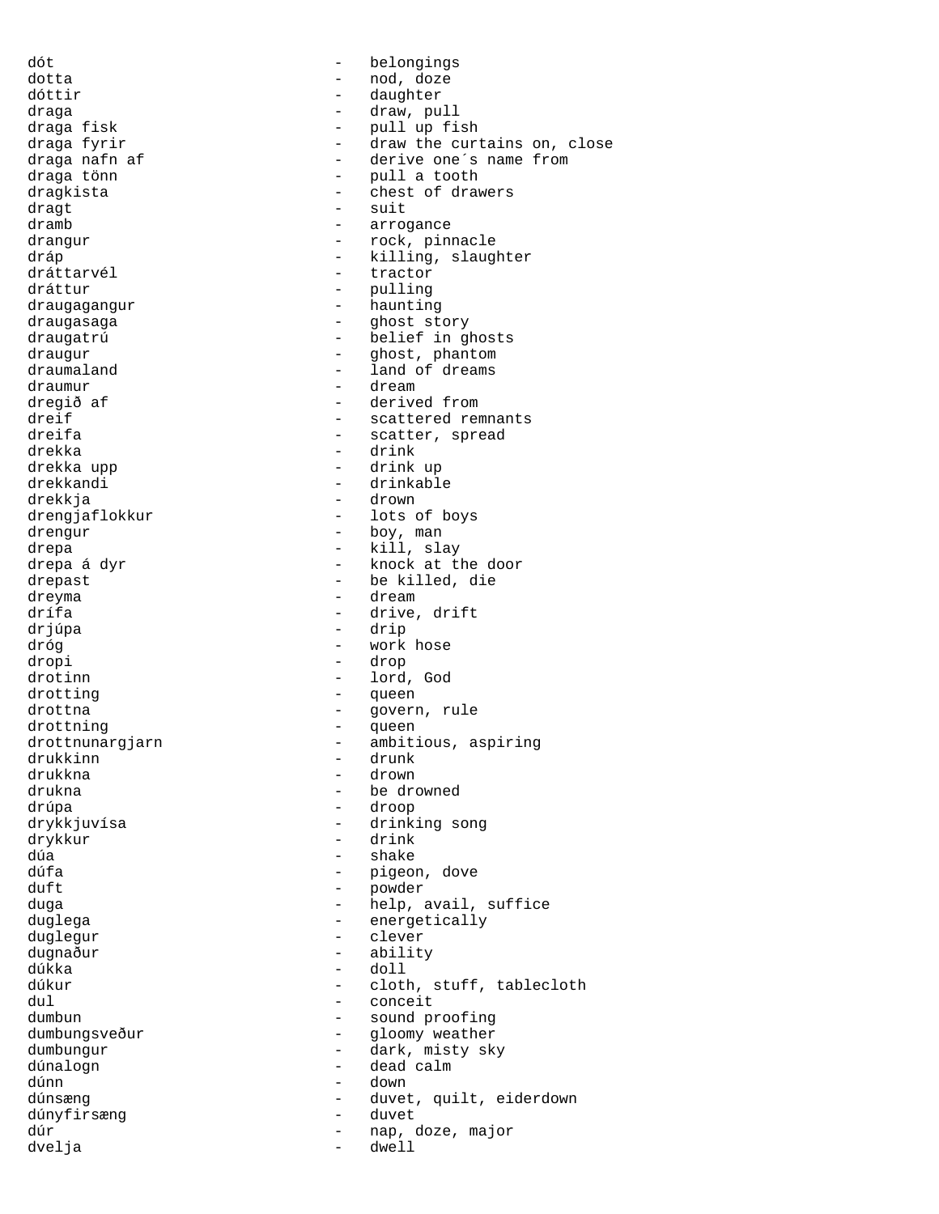dót - belongings
dotta - nod, doze
dóttir - daughter
draga - draw, pull
draga fisk - pull up fish
draga fyrir - draw the curtains on, close
draga nafn af - derive one´s name from
draga tönn - pull a tooth
dragkista - chest of drawers
dragt - suit
dramb - arrogance
drangur - rock, pinnacle
dráp - killing, slaughter
dráttarvél - tractor
dráttur - pulling
draugagangur - haunting
draugasaga - ghost story
draugatrú - belief in ghosts
draugur - ghost, phantom
draumaland - land of dreams
draumur - dream
dregið af - derived from
dreif - scattered remnants
dreifa - scatter, spread
drekka - drink
drekka upp - drink up
drekkandi - drinkable
drekkja - drown
drengjaflokkur - lots of boys
drengur - boy, man
drepa - kill, slay
drepa á dyr - knock at the door
drepast - be killed, die
dreyma - dream
drífa - drive, drift
drjúpa - drip
dróg - work hose
dropi - drop
drotinn - lord, God
drotting - queen
drottna - govern, rule
drottning - queen
drottnunargjarn - ambitious, aspiring
drukkinn - drunk
drukkna - drown
drukna - be drowned
drúpa - droop
drykkjuvísa - drinking song
drykkur - drink
dúa - shake
dúfa - pigeon, dove
duft - powder
duga - help, avail, suffice
duglega - energetically
duglegur - clever
dugnaður - ability
dúkka - doll
dúkur - cloth, stuff, tablecloth
dul - conceit
dumbun - sound proofing
dumbungsveður - gloomy weather
dumbungur - dark, misty sky
dúnalogn - dead calm
dúnn - down
dúnsæng - duvet, quilt, eiderdown
dúnyfirsæng - duvet
dúr - nap, doze, major
dvelja - dwell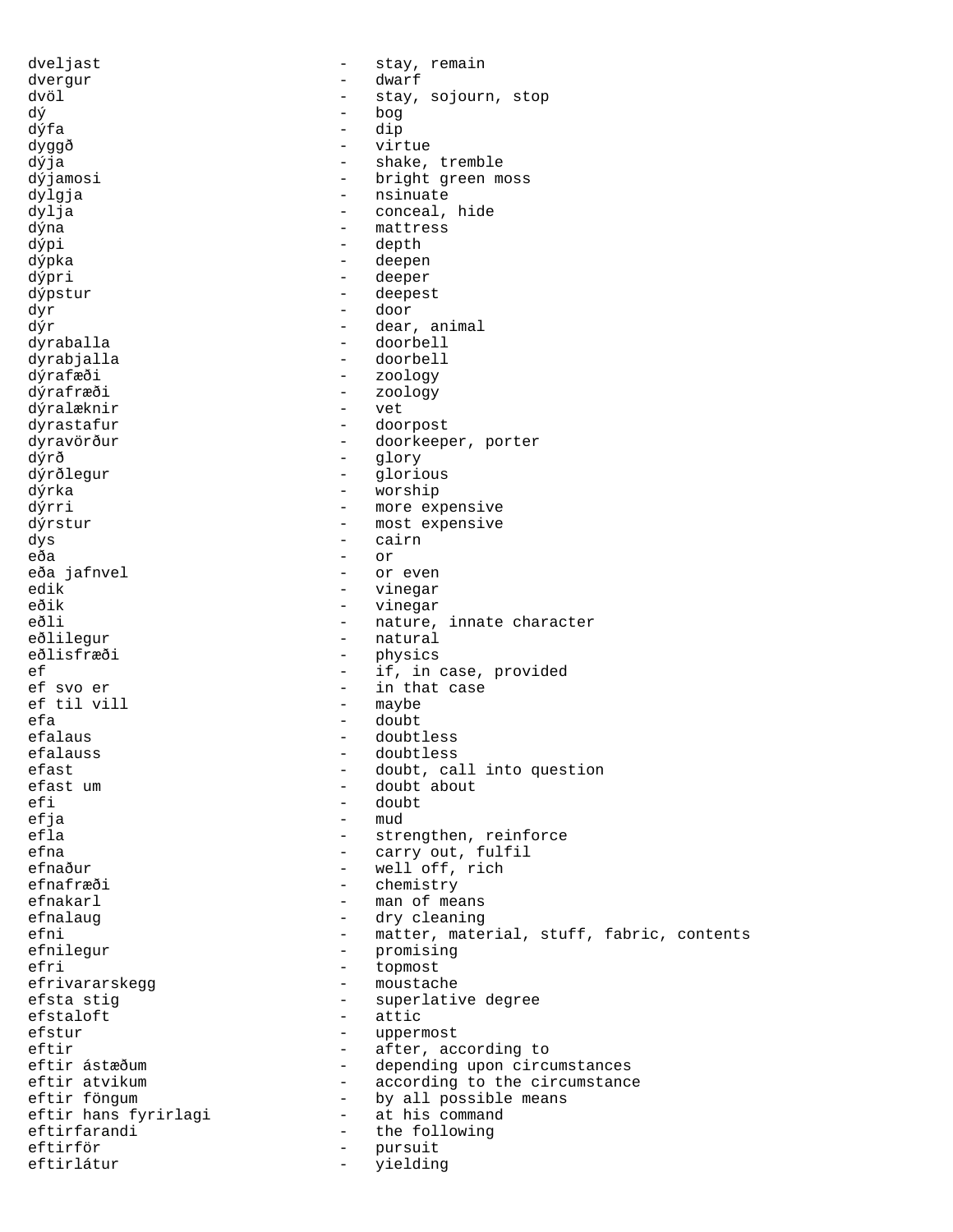dveljast - stay, remain
dvergur - dwarf
dvöl - stay, sojourn, stop
dý - bog
dýfa - dip
dyggð - virtue
dýja - shake, tremble
dýjamosi - bright green moss
dylgja - nsinuate
dylja - conceal, hide
dýna - mattress
dýpi - depth
dýpka - deepen
dýpri - deeper
dýpstur - deepest
dyr - door
dýr - dear, animal
dyraballa - doorbell
dyrabjalla - doorbell
dýrafæði - zoology
dýrafræði - zoology
dýralæknir - vet
dyrastafur - doorpost
dyravörður - doorkeeper, porter
dýrð - glory
dýrðlegur - glorious
dýrka - worship
dýrri - more expensive
dýrstur - most expensive
dys - cairn
eða - or
eða jafnvel - or even
edik - vinegar
eðik - vinegar
eðli - nature, innate character
eðlilegur - natural
eðlisfræði - physics
ef - if, in case, provided
ef svo er - in that case
ef til vill - maybe
efa - doubt
efalaus - doubtless
efalauss - doubtless
efast - doubt, call into question
efast um - doubt about
efi - doubt
efja - mud
efla - strengthen, reinforce
efna - carry out, fulfil
efnaður - well off, rich
efnafræði - chemistry
efnakarl - man of means
efnalaug - dry cleaning
efni - matter, material, stuff, fabric, contents
efnilegur - promising
efri - topmost
efrivararskegg - moustache
efsta stig - superlative degree
efstaloft - attic
efstur - uppermost
eftir - after, according to
eftir ástæðum - depending upon circumstances
eftir atvikum - according to the circumstance
eftir föngum - by all possible means
eftir hans fyrirlagi - at his command
eftirfarandi - the following
eftirför - pursuit
eftirlátur - yielding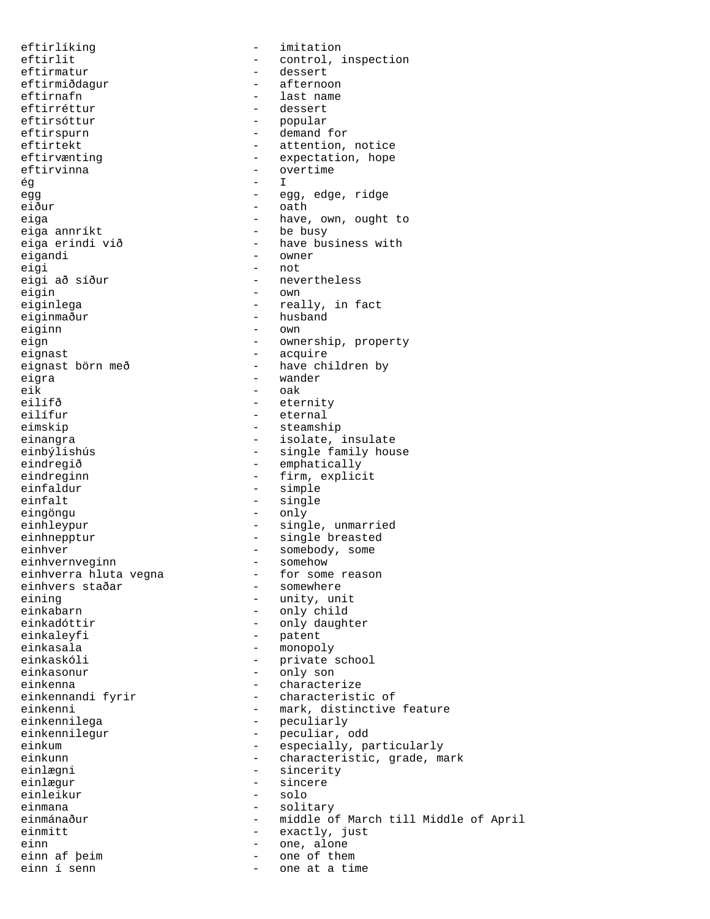eftirlíking - imitation
eftirlit - control, inspection
eftirmatur - dessert
eftirmiðdagur - afternoon
eftirnafn - last name
eftirréttur - dessert
eftirsóttur - popular
eftirspurn - demand for
eftirtekt - attention, notice
eftirvænting - expectation, hope
eftirvinna - overtime
ég - I
egg - egg, edge, ridge
eiður - oath
eiga - have, own, ought to
eiga annríkt - be busy
eiga erindi við - have business with
eigandi - owner
eigi - not
eigi að síður - nevertheless
eigin - own
eiginlega - really, in fact
eiginmaður - husband
eiginn - own
eign - ownership, property
eignast - acquire
eignast börn með - have children by
eigra - wander
eik - oak
eilífð - eternity
eilífur - eternal
eimskip - steamship
einangra - isolate, insulate
einbýlishús - single family house
eindregið - emphatically
eindreginn - firm, explicit
einfaldur - simple
einfalt - single
eingöngu - only
einhleypur - single, unmarried
einhnepptur - single breasted
einhver - somebody, some
einhvernveginn - somehow
einhverra hluta vegna - for some reason
einhvers staðar - somewhere
eining - unity, unit
einkabarn - only child
einkadóttir - only daughter
einkaleyfi - patent
einkasala - monopoly
einkaskóli - private school
einkasonur - only son
einkenna - characterize
einkennandi fyrir - characteristic of
einkenni - mark, distinctive feature
einkennilega - peculiarly
einkennilegur - peculiar, odd
einkum - especially, particularly
einkunn - characteristic, grade, mark
einlægni - sincerity
einlægur - sincere
einleikur - solo
einmana - solitary
einmánaður - middle of March till Middle of April
einmitt - exactly, just
einn - one, alone
einn af þeim - one of them
einn í senn - one at a time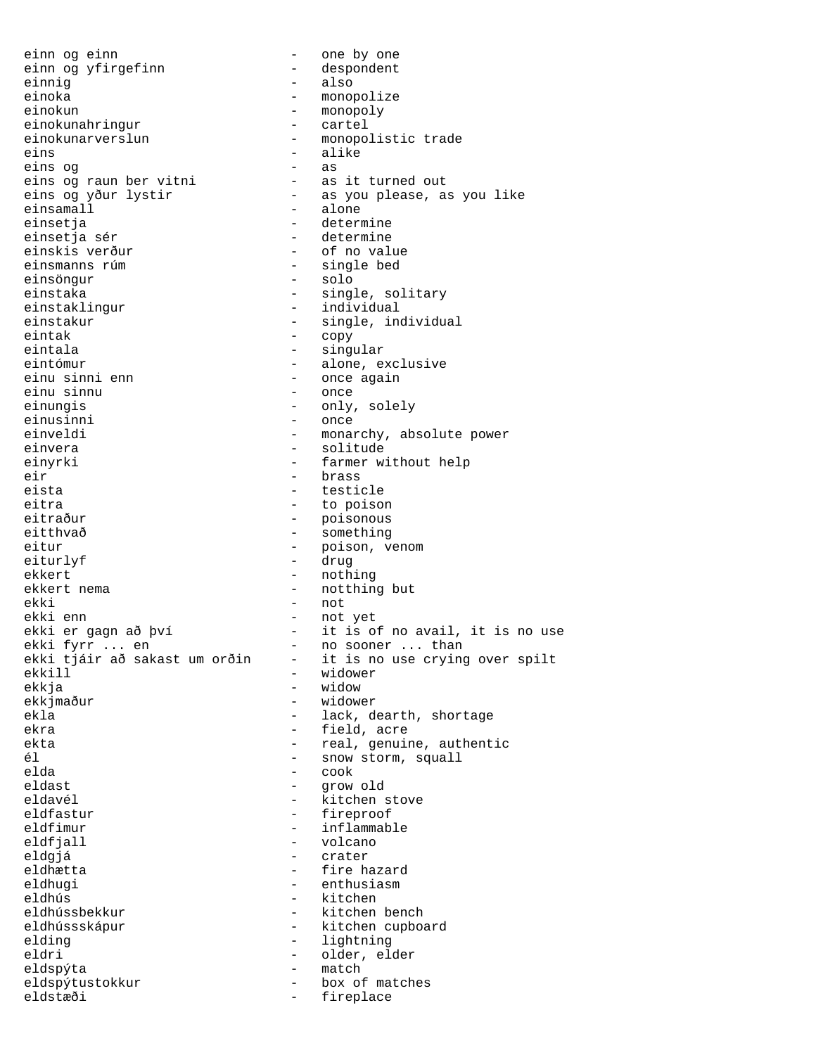einn og einn - one by one
einn og yfirgefinn - despondent
einnig - also
einoka - monopolize
einokun - monopoly
einokunahringur - cartel
einokunarverslun - monopolistic trade
eins - alike
eins og - as
eins og raun ber vitni - as it turned out
eins og yður lystir - as you please, as you like
einsamall - alone
einsetja - determine
einsetja sér - determine
einskis verður - of no value
einsmanns rúm - single bed
einsöngur - solo
einstaka - single, solitary
einstaklingur - individual
einstakur - single, individual
eintak - copy
eintala - singular
eintómur - alone, exclusive
einu sinni enn - once again
einu sinnu - once
einungis - only, solely
einusinni - once
einveldi - monarchy, absolute power
einvera - solitude
einyrki - farmer without help
eir - brass
eista - testicle
eitra - to poison
eitraður - poisonous
eitthvað - something
eitur - poison, venom
eiturlyf - drug
ekkert - nothing
ekkert nema - notthing but
ekki - not
ekki enn - not yet
ekki er gagn að því - it is of no avail, it is no use
ekki fyrr ... en - no sooner ... than
ekki tjáir að sakast um orðin - it is no use crying over spilt
ekkill - widower
ekkja - widow
ekkjmaður - widower
ekla - lack, dearth, shortage
ekra - field, acre
ekta - real, genuine, authentic
él - snow storm, squall
elda - cook
eldast - grow old
eldavél - kitchen stove
eldfastur - fireproof
eldfimur - inflammable
eldfjall - volcano
eldgjá - crater
eldhætta - fire hazard
eldhugi - enthusiasm
eldhús - kitchen
eldhússbekkur - kitchen bench
eldhússskápur - kitchen cupboard
elding - lightning
eldri - older, elder
eldspýta - match
eldspýtustokkur - box of matches
eldstæði - fireplace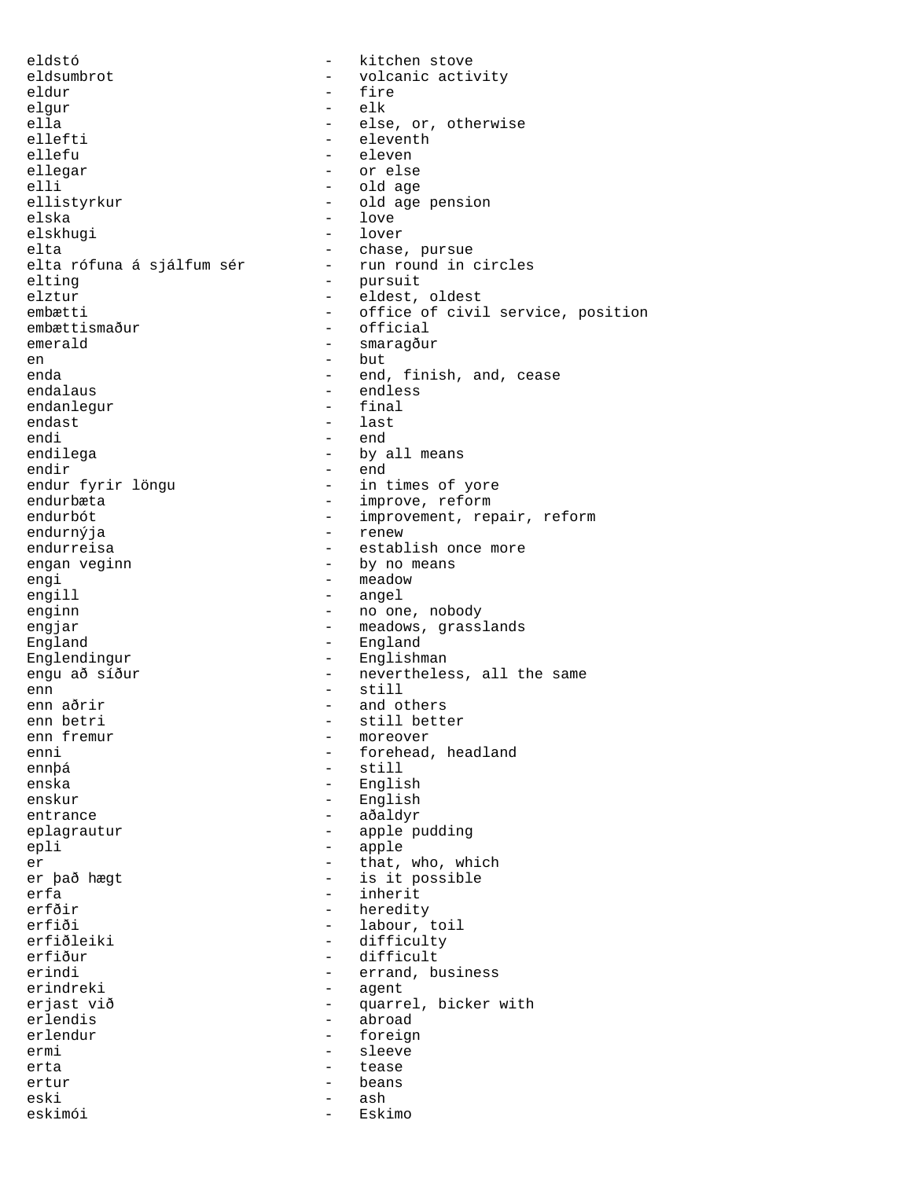eldstó - kitchen stove
eldsumbrot - volcanic activity
eldur - fire
elgur - elk
ella - else, or, otherwise
ellefti - eleventh
ellefu - eleven
ellegar - or else
elli - old age
ellistyrkur - old age pension
elska - love
elskhugi - lover
elta - chase, pursue
elta rófuna á sjálfum sér - run round in circles
elting - pursuit
elztur - eldest, oldest
embætti - office of civil service, position
embættismaður - official
emerald - smaragður
en - but
enda - end, finish, and, cease
endalaus - endless
endanlegur - final
endast - last
endi - end
endilega - by all means
endir - end
endur fyrir löngu - in times of yore
endurbæta - improve, reform
endurbót - improvement, repair, reform
endurnýja - renew
endurreisa - establish once more
engan veginn - by no means
engi - meadow
engill - angel
enginn - no one, nobody
engjar - meadows, grasslands
England - England
Englendingur - Englishman
engu að síður - nevertheless, all the same
enn - still
enn aðrir - and others
enn betri - still better
enn fremur - moreover
enni - forehead, headland
ennþá - still
enska - English
enskur - English
entrance - aðaldyr
eplagrautur - apple pudding
epli - apple
er - that, who, which
er það hægt - is it possible
erfa - inherit
erfðir - heredity
erfiði - labour, toil
erfiðleiki - difficulty
erfiður - difficult
erindi - errand, business
erindreki - agent
erjast við - quarrel, bicker with
erlendis - abroad
erlendur - foreign
ermi - sleeve
erta - tease
ertur - beans
eski - ash
eskimói - Eskimo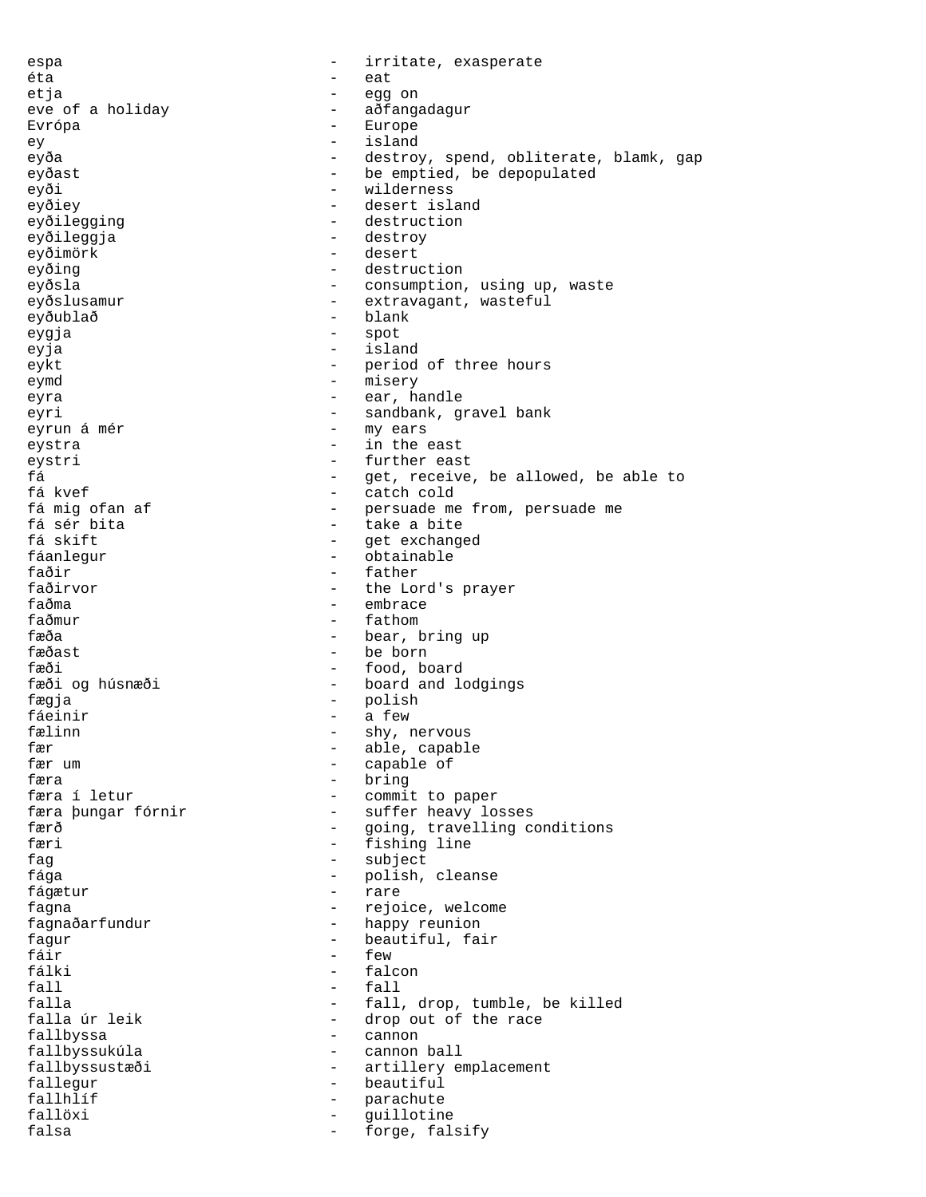espa - irritate, exasperate
éta - eat
etja - egg on
eve of a holiday - aðfangadagur
Evrópa - Europe
ey - island
eyða - destroy, spend, obliterate, blamk, gap
eyðast - be emptied, be depopulated
eyði - wilderness
eyðiey - desert island
eyðilegging - destruction
eyðileggja - destroy
eyðimörk - desert
eyðing - destruction
eyðsla - consumption, using up, waste
eyðslusamur - extravagant, wasteful
eyðublað - blank
eygja - spot
eyja - island
eykt - period of three hours
eymd - misery
eyra - ear, handle
eyri - sandbank, gravel bank
eyrun á mér - my ears
eystra - in the east
eystri - further east
fá - get, receive, be allowed, be able to
fá kvef - catch cold
fá mig ofan af - persuade me from, persuade me
fá sér bita - take a bite
fá skift - get exchanged
fáanlegur - obtainable
faðir - father
faðirvor - the Lord's prayer
faðma - embrace
faðmur - fathom
fæða - bear, bring up
fæðast - be born
fæði - food, board
fæði og húsnæði - board and lodgings
fægja - polish
fáeinir - a few
fælinn - shy, nervous
fær - able, capable
fær um - capable of
færa - bring
færa í letur - commit to paper
færa þungar fórnir - suffer heavy losses
færð - going, travelling conditions
færi - fishing line
fag - subject
fága - polish, cleanse
fágætur - rare
fagna - rejoice, welcome
fagnaðarfundur - happy reunion
fagur - beautiful, fair
fáir - few
fálki - falcon
fall - fall
falla - fall, drop, tumble, be killed
falla úr leik - drop out of the race
fallbyssa - cannon
fallbyssukúla - cannon ball
fallbyssustæði - artillery emplacement
fallegur - beautiful
fallhlíf - parachute
fallöxi - guillotine
falsa - forge, falsify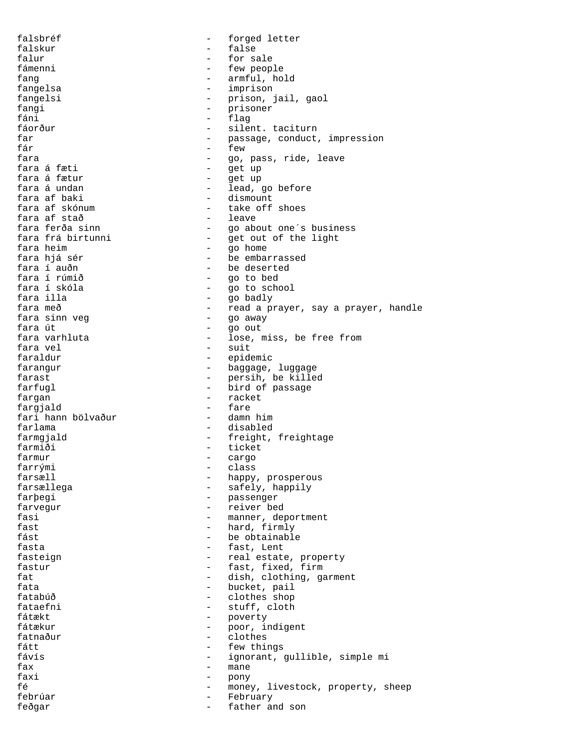falsbréf - forged letter
falskur - false
falur - for sale
fámenni - few people
fang - armful, hold
fangelsa - imprison
fangelsi - prison, jail, gaol
fangi - prisoner
fáni - flag
fáorður - silent. taciturn
far - passage, conduct, impression
fár - few
fara - go, pass, ride, leave
fara á fæti - get up
fara á fætur - get up
fara á undan - lead, go before
fara af baki - dismount
fara af skónum - take off shoes
fara af stað - leave
fara ferða sinn - go about one´s business
fara frá birtunni - get out of the light
fara heim - go home
fara hjá sér - be embarrassed
fara í auðn - be deserted
fara í rúmið - go to bed
fara í skóla - go to school
fara illa - go badly
fara með - read a prayer, say a prayer, handle
fara sinn veg - go away
fara út - go out
fara varhluta - lose, miss, be free from
fara vel - suit
faraldur - epidemic
farangur - baggage, luggage
farast - persih, be killed
farfugl - bird of passage
fargan - racket
fargjald - fare
fari hann bölvaður - damn him
farlama - disabled
farmgjald - freight, freightage
farmiði - ticket
farmur - cargo
farrými - class
farsæll - happy, prosperous
farsællega - safely, happily
farþegi - passenger
farvegur - reiver bed
fasi - manner, deportment
fast - hard, firmly
fást - be obtainable
fasta - fast, Lent
fasteign - real estate, property
fastur - fast, fixed, firm
fat - dish, clothing, garment
fata - bucket, pail
fatabúð - clothes shop
fataefni - stuff, cloth
fátækt - poverty
fátækur - poor, indigent
fatnaður - clothes
fátt - few things
fávís - ignorant, gullible, simple mi
fax - mane
faxi - pony
fé - money, livestock, property, sheep
febrúar - February
feðgar - father and son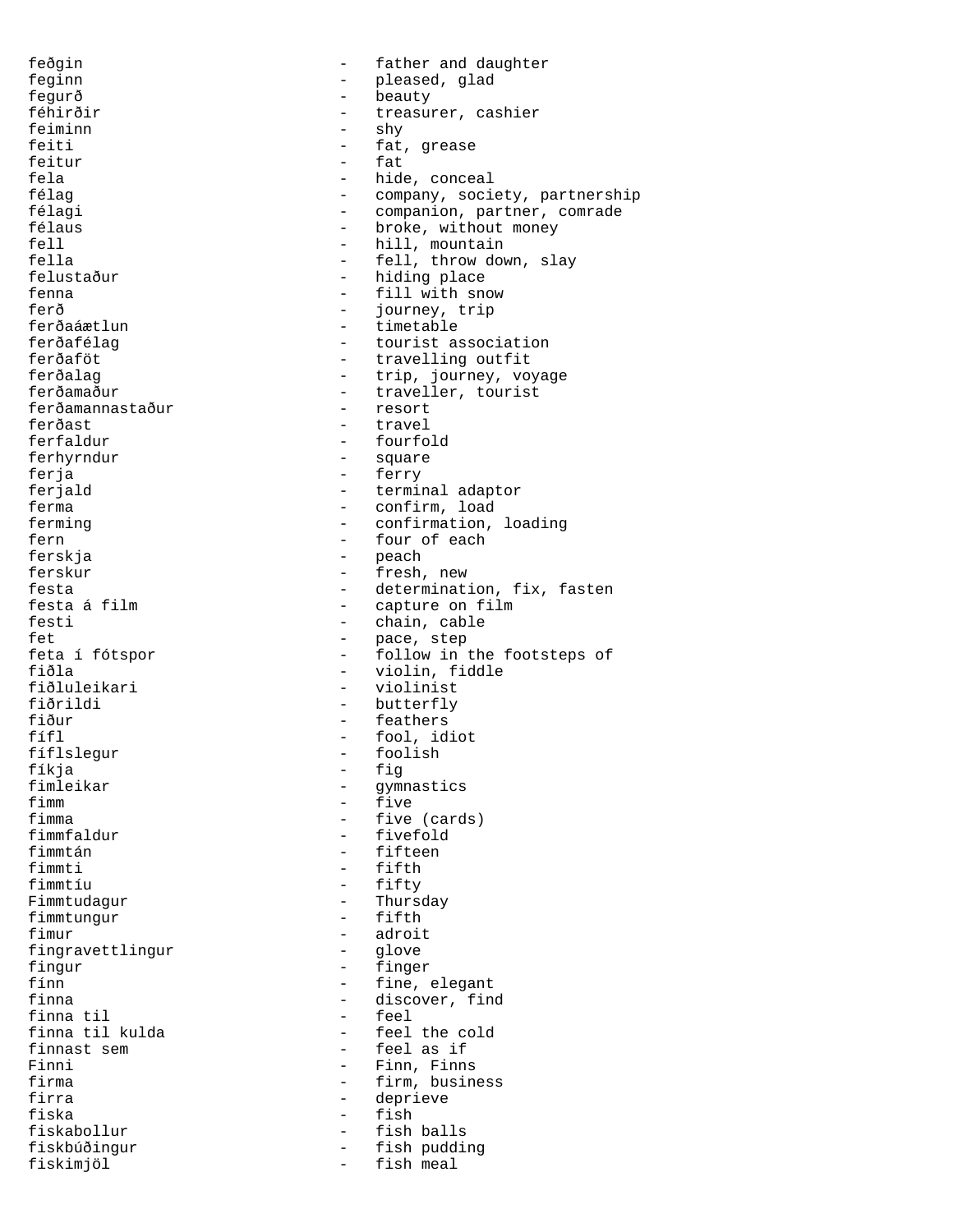feðgin - father and daughter
feginn - pleased, glad
fegurð - beauty
féhirðir - treasurer, cashier
feiminn - shy
feiti - fat, grease
feitur - fat
fela - hide, conceal
félag - company, society, partnership
félagi - companion, partner, comrade
félaus - broke, without money
fell - hill, mountain
fella - fell, throw down, slay
felustaður - hiding place
fenna - fill with snow
ferð - journey, trip
ferðaáætlun - timetable
ferðafélag - tourist association
ferðaföt - travelling outfit
ferðalag - trip, journey, voyage
ferðamaður - traveller, tourist
ferðamannastaður - resort
ferðast - travel
ferfaldur - fourfold
ferhyrndur - square
ferja - ferry
ferjald - terminal adaptor
ferma - confirm, load
ferming - confirmation, loading
fern - four of each
ferskja - peach
ferskur - fresh, new
festa - determination, fix, fasten
festa á film - capture on film
festi - chain, cable
fet - pace, step
feta í fótspor - follow in the footsteps of
fiðla - violin, fiddle
fiðluleikari - violinist
fiðrildi - butterfly
fiður - feathers
fífl - fool, idiot
fíflslegur - foolish
fíkja - fig
fimleikar - gymnastics
fimm - five
fimma - five (cards)
fimmfaldur - fivefold
fimmtán - fifteen
fimmti - fifth
fimmtíu - fifty
Fimmtudagur - Thursday
fimmtungur - fifth
fimur - adroit
fingravettlingur - glove
fingur - finger
fínn - fine, elegant
finna - discover, find
finna til - feel
finna til kulda - feel the cold
finnast sem - feel as if
Finni - Finn, Finns
firma - firm, business
firra - deprieve
fiska - fish
fiskabollur - fish balls
fiskbúðingur - fish pudding
fiskimjöl - fish meal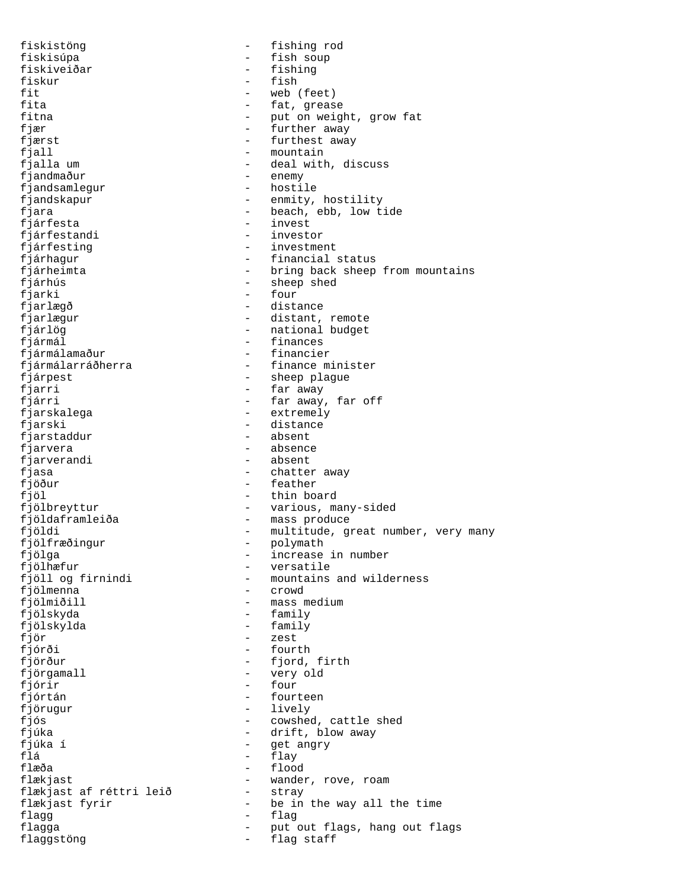fiskistöng - fishing rod
fiskisúpa - fish soup
fiskiveiðar - fishing
fiskur - fish
fit - web (feet)
fita - fat, grease
fitna - put on weight, grow fat
fjær - further away
fjærst - furthest away
fjall - mountain
fjalla um - deal with, discuss
fjandmaður - enemy
fjandsamlegur - hostile
fjandskapur - enmity, hostility
fjara - beach, ebb, low tide
fjárfesta - invest
fjárfestandi - investor
fjárfesting - investment
fjárhagur - financial status
fjárheimta - bring back sheep from mountains
fjárhús - sheep shed
fjarki - four
fjarlægð - distance
fjarlægur - distant, remote
fjárlög - national budget
fjármál - finances
fjármálamaður - financier
fjármálarráðherra - finance minister
fjárpest - sheep plague
fjarri - far away
fjárri - far away, far off
fjarskalega - extremely
fjarski - distance
fjarstaddur - absent
fjarvera - absence
fjarverandi - absent
fjasa - chatter away
fjöður - feather
fjöl - thin board
fjölbreyttur - various, many-sided
fjöldaframleiða - mass produce
fjöldi - multitude, great number, very many
fjölfræðingur - polymath
fjölga - increase in number
fjölhæfur - versatile
fjöll og firnindi - mountains and wilderness
fjölmenna - crowd
fjölmiðill - mass medium
fjölskyda - family
fjölskylda - family
fjör - zest
fjórði - fourth
fjörður - fjord, firth
fjörgamall - very old
fjórir - four
fjórtán - fourteen
fjörugur - lively
fjós - cowshed, cattle shed
fjúka - drift, blow away
fjúka í - get angry
flá - flay
flæða - flood
flækjast - wander, rove, roam
flækjast af réttri leið - stray
flækjast fyrir - be in the way all the time
flagg - flag
flagga - put out flags, hang out flags
flaggstöng - flag staff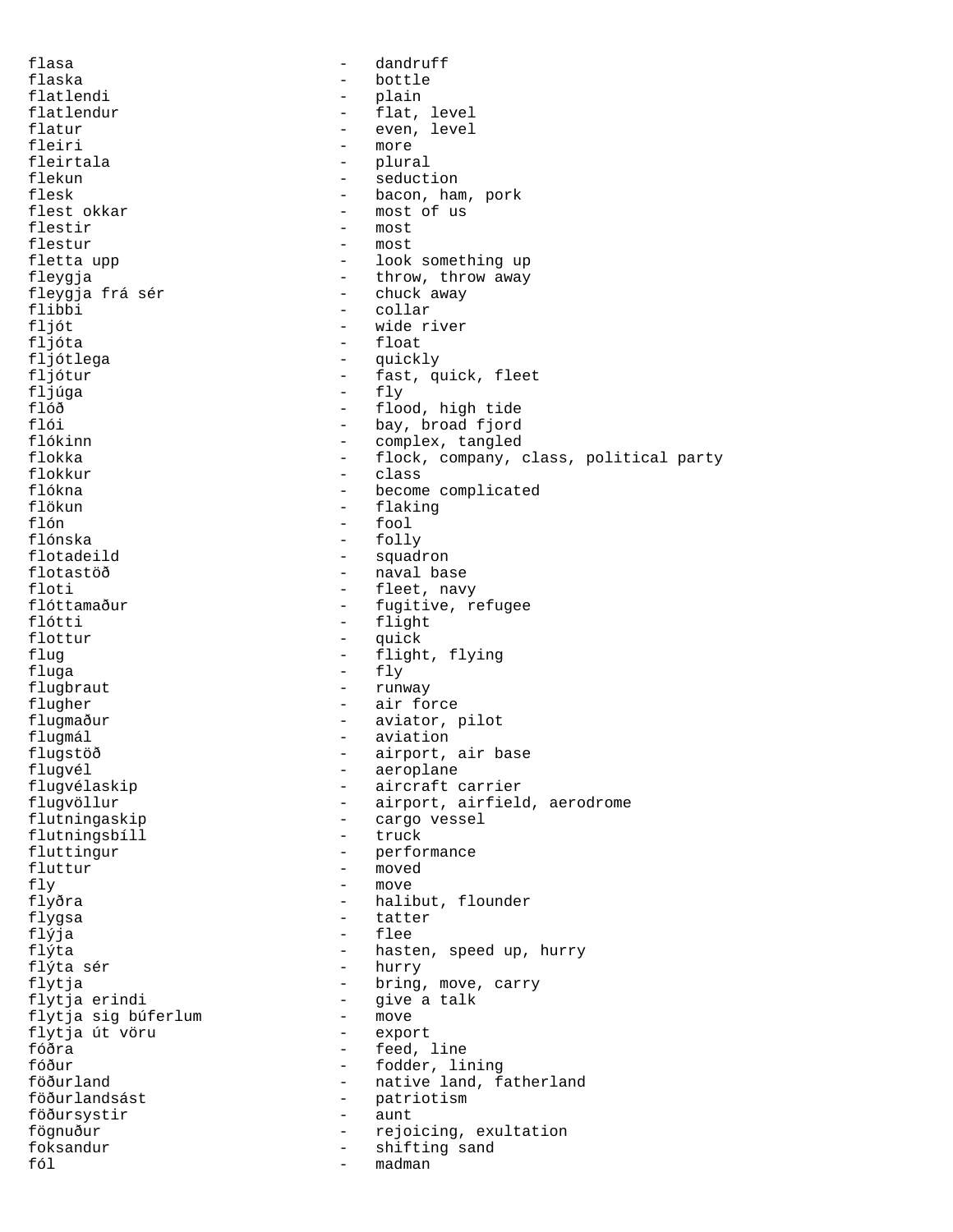flasa - dandruff
flaska - bottle
flatlendi - plain
flatlendur - flat, level
flatur - even, level
fleiri - more
fleirtala - plural
flekun - seduction
flesk - bacon, ham, pork
flest okkar - most of us
flestir - most
flestur - most
fletta upp - look something up
fleygja - throw, throw away
fleygja frá sér - chuck away
flibbi - collar
fljót - wide river
fljóta - float
fljótlega - quickly
fljótur - fast, quick, fleet
fljúga - fly
flóð - flood, high tide
flói - bay, broad fjord
flókinn - complex, tangled
flokka - flock, company, class, political party
flokkur - class
flókna - become complicated
flökun - flaking
flón - fool
flónska - folly
flotadeild - squadron
flotastöð - naval base
floti - fleet, navy
flóttamaður - fugitive, refugee
flótti - flight
flottur - quick
flug - flight, flying
fluga - fly
flugbraut - runway
flugher - air force
flugmaður - aviator, pilot
flugmál - aviation
flugstöð - airport, air base
flugvél - aeroplane
flugvélaskip - aircraft carrier
flugvöllur - airport, airfield, aerodrome
flutningaskip - cargo vessel
flutningsbíll - truck
fluttingur - performance
fluttur - moved
fly - move
flyðra - halibut, flounder
flygsa - tatter
flýja - flee
flýta - hasten, speed up, hurry
flýta sér - hurry
flytja - bring, move, carry
flytja erindi - give a talk
flytja sig búferlum - move
flytja út vöru - export
fóðra - feed, line
fóður - fodder, lining
föðurland - native land, fatherland
föðurlandsást - patriotism
föðursystir - aunt
fögnuður - rejoicing, exultation
foksandur - shifting sand
fól - madman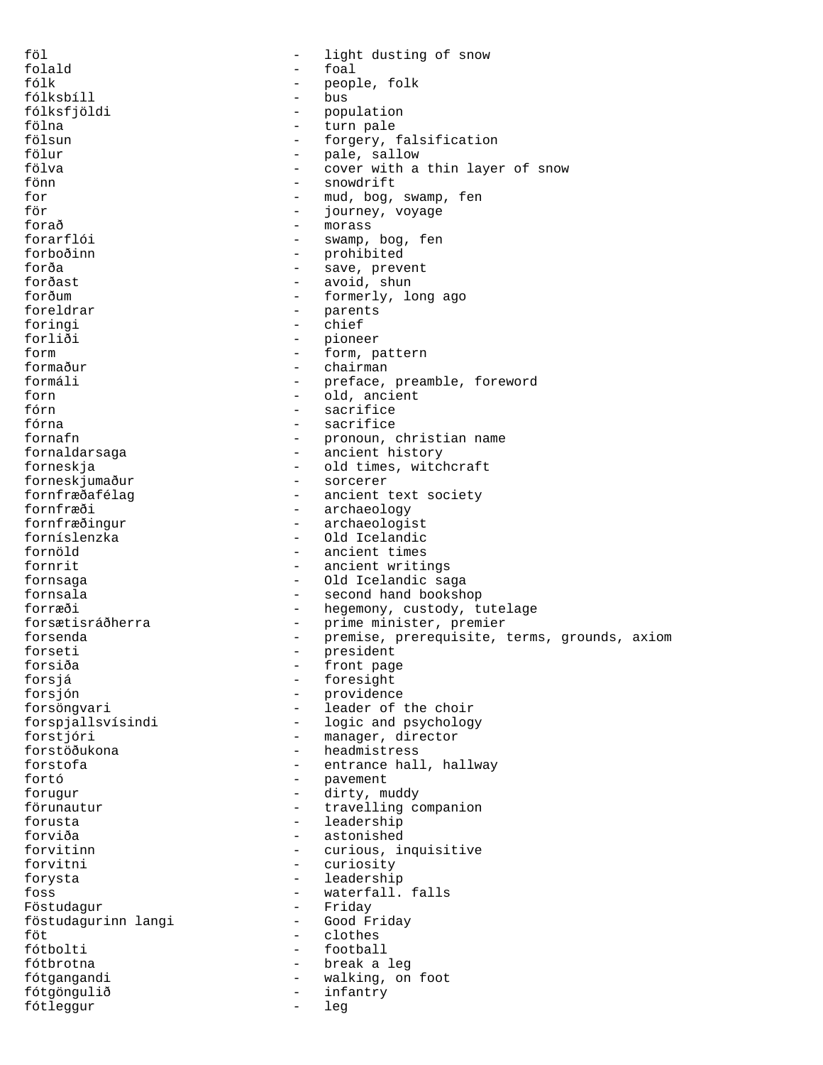föl - light dusting of snow
folald - foal
fólk - people, folk
fólksbíll - bus
fólksfjöldi - population
fölna - turn pale
fölsun - forgery, falsification
fölur - pale, sallow
fölva - cover with a thin layer of snow
fönn - snowdrift
for - mud, bog, swamp, fen
för - journey, voyage
forað - morass
forarflói - swamp, bog, fen
forboðinn - prohibited
forða - save, prevent
forðast - avoid, shun
forðum - formerly, long ago
foreldrar - parents
foringi - chief
forliði - pioneer
form - form, pattern
formaður - chairman
formáli - preface, preamble, foreword
forn - old, ancient
fórn - sacrifice
fórna - sacrifice
fornafn - pronoun, christian name
fornaldarsaga - ancient history
forneskja - old times, witchcraft
forneskjumaður - sorcerer
fornfræðafélag - ancient text society
fornfræði - archaeology
fornfræðingur - archaeologist
fornislenzka - Old Icelandic
fornöld - ancient times
fornrit - ancient writings
fornsaga - Old Icelandic saga
fornsala - second hand bookshop
forræði - hegemony, custody, tutelage
forsætisráðherra - prime minister, premier
forsenda - premise, prerequisite, terms, grounds, axiom
forseti - president
forsiða - front page
forsjá - foresight
forsjón - providence
forsöngvari - leader of the choir
forspjallsvísindi - logic and psychology
forstjóri - manager, director
forstöðukona - headmistress
forstofa - entrance hall, hallway
fortó - pavement
forugur - dirty, muddy
förunautur - travelling companion
forusta - leadership
forviða - astonished
forvitinn - curious, inquisitive
forvitni - curiosity
forysta - leadership
foss - waterfall. falls
Föstudagur - Friday
föstudagurinn langi - Good Friday
föt - clothes
fótbolti - football
fótbrotna - break a leg
fótgangandi - walking, on foot
fótgönguliö - infantry
fótleggur - leg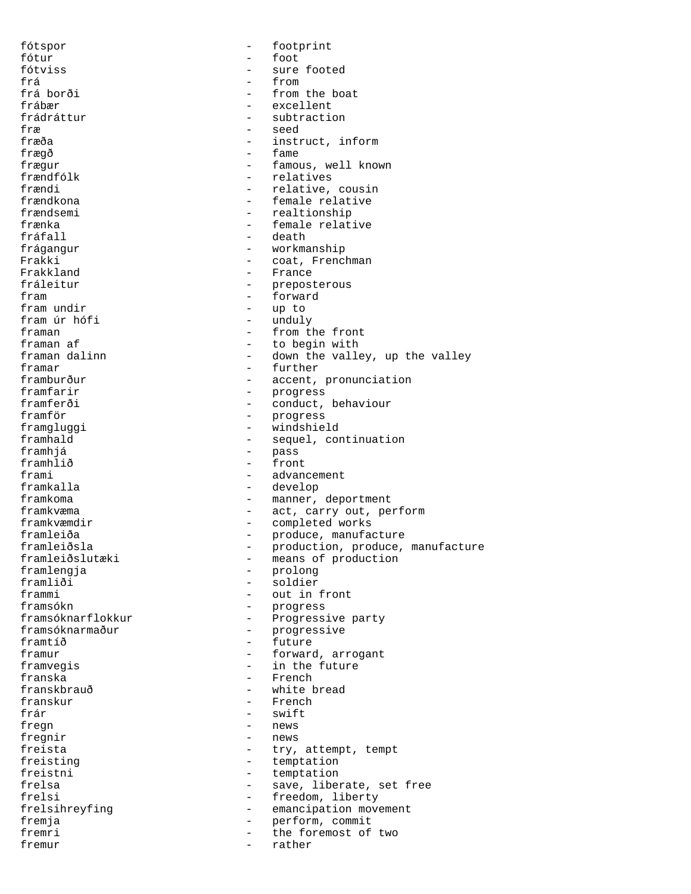fótspor - footprint
fótur - foot
fótviss - sure footed
frá - from
frá borði - from the boat
frábær - excellent
frádráttur - subtraction
fræ - seed
fræða - instruct, inform
frægð - fame
frægur - famous, well known
frændfólk - relatives
frændi - relative, cousin
frændkona - female relative
frændsemi - realtionship
frænka - female relative
fráfall - death
frágangur - workmanship
Frakki - coat, Frenchman
Frakkland - France
fráleitur - preposterous
fram - forward
fram undir - up to
fram úr hófi - unduly
framan - from the front
framan af - to begin with
framan dalinn - down the valley, up the valley
framar - further
framburður - accent, pronunciation
framfarir - progress
framferði - conduct, behaviour
framför - progress
framgluggi - windshield
framhald - sequel, continuation
framhjá - pass
framhlið - front
frami - advancement
framkalla - develop
framkoma - manner, deportment
framkvæma - act, carry out, perform
framkvæmdir - completed works
framleiða - produce, manufacture
framleiðsla - production, produce, manufacture
framleiðslutæki - means of production
framlengja - prolong
framliði - soldier
frammi - out in front
framsókn - progress
framsóknarflokkur - Progressive party
framsóknarmaður - progressive
framtíð - future
framur - forward, arrogant
framvegis - in the future
franska - French
franskbrauð - white bread
franskur - French
frár - swift
fregn - news
fregnir - news
freista - try, attempt, tempt
freisting - temptation
freistni - temptation
frelsa - save, liberate, set free
frelsi - freedom, liberty
frelsihreyfing - emancipation movement
fremja - perform, commit
fremri - the foremost of two
fremur - rather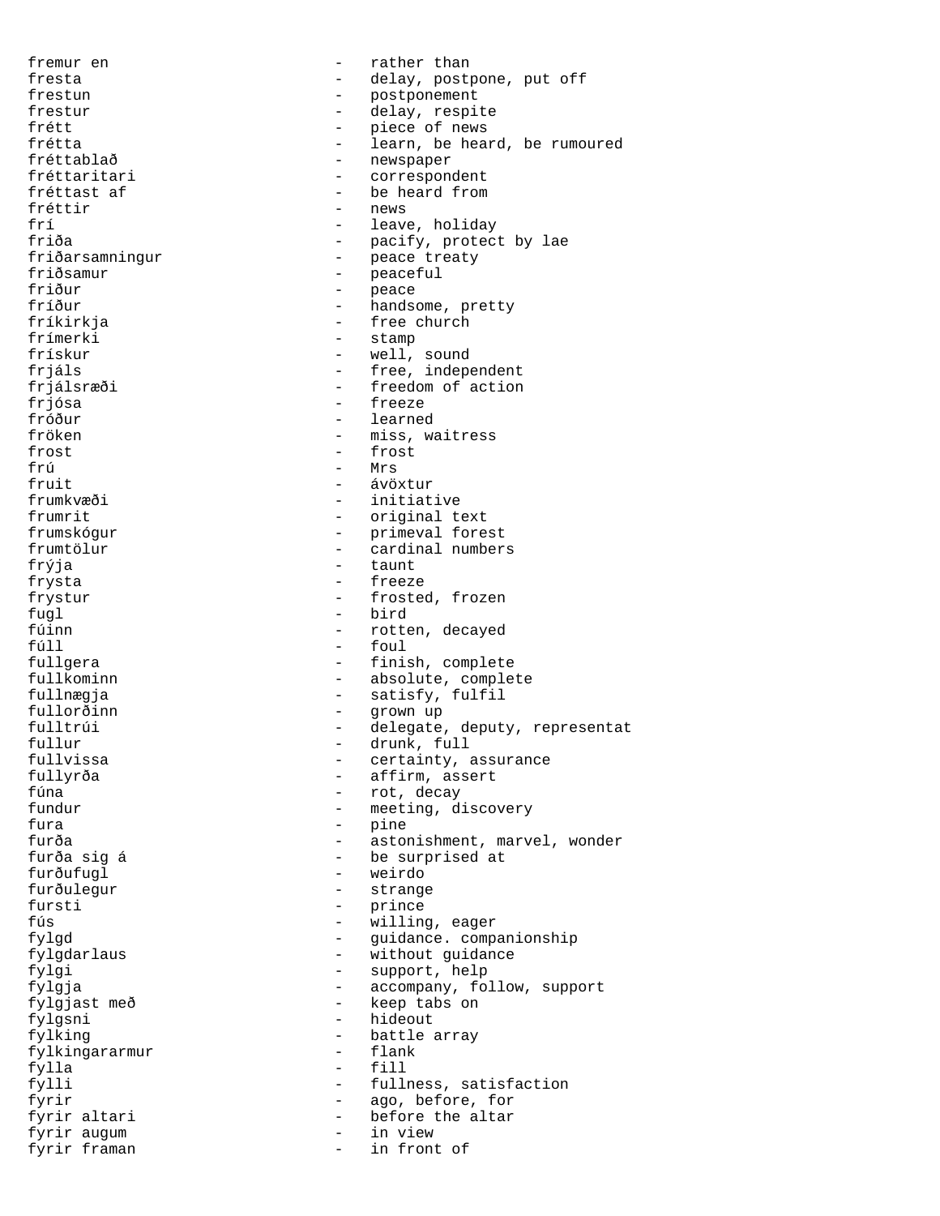fremur en - rather than
fresta - delay, postpone, put off
frestun - postponement
frestur - delay, respite
frétt - piece of news
frétta - learn, be heard, be rumoured
fréttablað - newspaper
fréttaritari - correspondent
fréttast af - be heard from
fréttir - news
frí - leave, holiday
friða - pacify, protect by lae
friðarsamningur - peace treaty
friðsamur - peaceful
friður - peace
fríður - handsome, pretty
fríkirkja - free church
frímerki - stamp
frískur - well, sound
frjáls - free, independent
frjálsræði - freedom of action
frjósa - freeze
fróður - learned
fröken - miss, waitress
frost - frost
frú - Mrs
fruit - ávöxtur
frumkvæði - initiative
frumrit - original text
frumskógur - primeval forest
frumtölur - cardinal numbers
frýja - taunt
frysta - freeze
frystur - frosted, frozen
fugl - bird
fúinn - rotten, decayed
fúll - foul
fullgera - finish, complete
fullkominn - absolute, complete
fullnægja - satisfy, fulfil
fullorðinn - grown up
fulltrúi - delegate, deputy, representat
fullur - drunk, full
fullvissa - certainty, assurance
fullyrða - affirm, assert
fúna - rot, decay
fundur - meeting, discovery
fura - pine
furða - astonishment, marvel, wonder
furða sig á - be surprised at
furðufugl - weirdo
furðulegur - strange
fursti - prince
fús - willing, eager
fylgd - guidance. companionship
fylgdarlaus - without guidance
fylgi - support, help
fylgja - accompany, follow, support
fylgjast með - keep tabs on
fylgsni - hideout
fylking - battle array
fylkingararmur - flank
fylla - fill
fylli - fullness, satisfaction
fyrir - ago, before, for
fyrir altari - before the altar
fyrir augum - in view
fyrir framan - in front of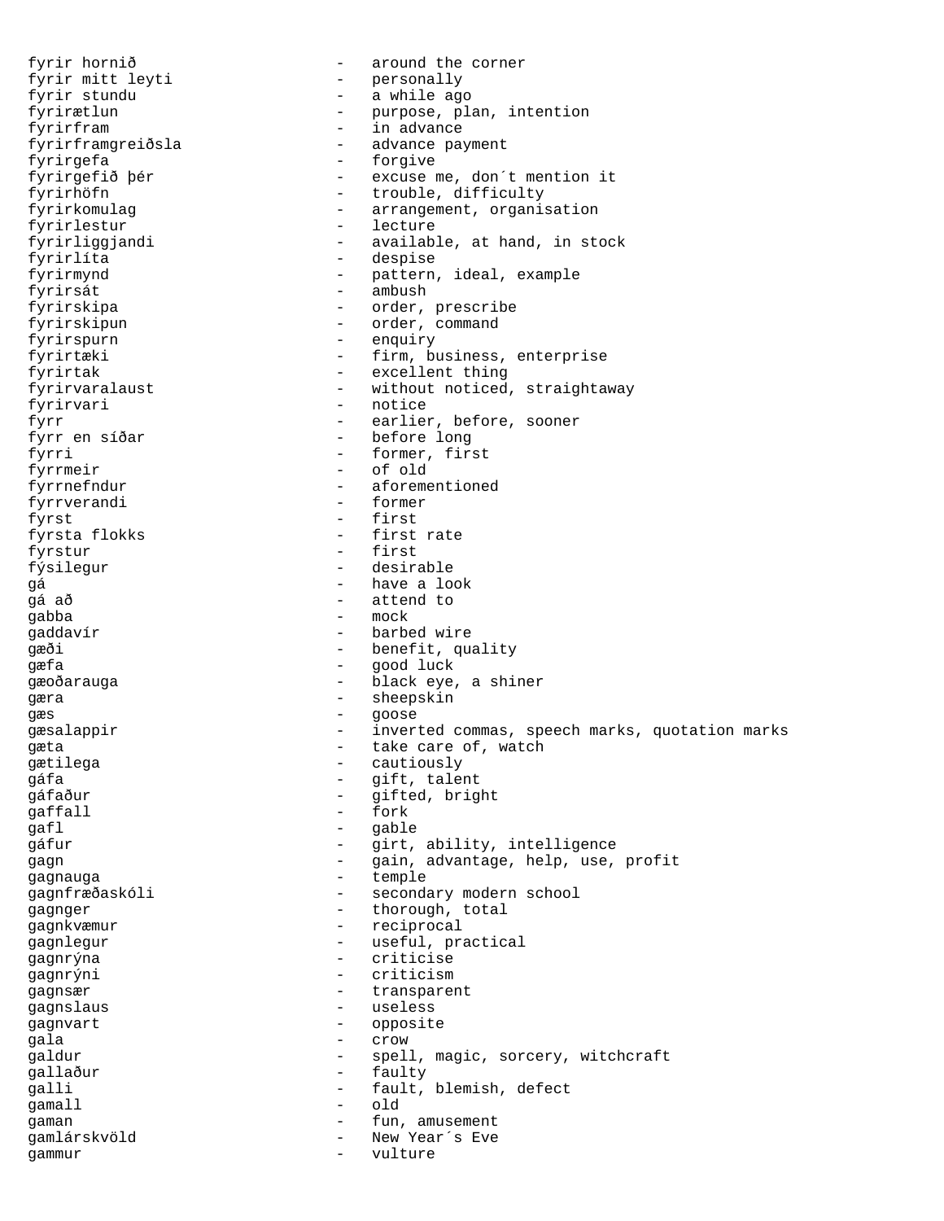fyrir hornið - around the corner
fyrir mitt leyti - personally
fyrir stundu - a while ago
fyrirætlun - purpose, plan, intention
fyrirfram - in advance
fyrirframgreiðsla - advance payment
fyrirgefa - forgive
fyrirgefið þér - excuse me, don´t mention it
fyrirhöfn - trouble, difficulty
fyrirkomulag - arrangement, organisation
fyrirlestur - lecture
fyrirliggjandi - available, at hand, in stock
fyrirlíta - despise
fyrirmynd - pattern, ideal, example
fyrirsát - ambush
fyrirskipa - order, prescribe
fyrirskipun - order, command
fyrirspurn - enquiry
fyrirtæki - firm, business, enterprise
fyrirtak - excellent thing
fyrirvaralaust - without noticed, straightaway
fyrirvari - notice
fyrr - earlier, before, sooner
fyrr en síðar - before long
fyrri - former, first
fyrrmeir - of old
fyrrnefndur - aforementioned
fyrrverandi - former
fyrst - first
fyrsta flokks - first rate
fyrstur - first
fýsilegur - desirable
gá - have a look
gá að - attend to
gabba - mock
gaddavír - barbed wire
gæði - benefit, quality
gæfa - good luck
gæoðarauga - black eye, a shiner
gæra - sheepskin
gæs - goose
gæsalappir - inverted commas, speech marks, quotation marks
gæta - take care of, watch
gætilega - cautiously
gáfa - gift, talent
gáfaður - gifted, bright
gaffall - fork
gafl - gable
gáfur - girt, ability, intelligence
gagn - gain, advantage, help, use, profit
gagnauga - temple
gagnfræðaskóli - secondary modern school
gagnger - thorough, total
gagnkvæmur - reciprocal
gagnlegur - useful, practical
gagnrýna - criticise
gagnrýni - criticism
gagnsær - transparent
gagnslaus - useless
gagnvart - opposite
gala - crow
galdur - spell, magic, sorcery, witchcraft
gallaður - faulty
galli - fault, blemish, defect
gamall - old
gaman - fun, amusement
gamlárskvöld - New Year´s Eve
gammur - vulture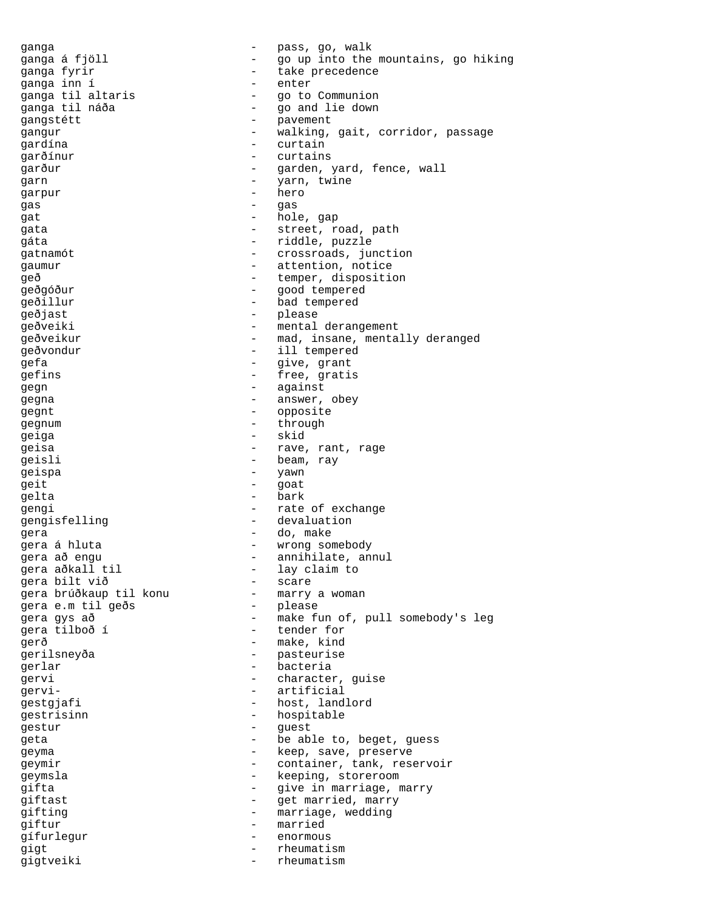ganga - pass, go, walk
ganga á fjöll - go up into the mountains, go hiking
ganga fyrir - take precedence
ganga inn í - enter
ganga til altaris - go to Communion
ganga til náða - go and lie down
gangstétt - pavement
gangur - walking, gait, corridor, passage
gardína - curtain
garðínur - curtains
garður - garden, yard, fence, wall
garn - yarn, twine
garpur - hero
gas - gas
gat - hole, gap
gata - street, road, path
gáta - riddle, puzzle
gatnamót - crossroads, junction
gaumur - attention, notice
geð - temper, disposition
geðgóður - good tempered
geðillur - bad tempered
geðjast - please
geðveiki - mental derangement
geðveikur - mad, insane, mentally deranged
geðvondur - ill tempered
gefa - give, grant
gefins - free, gratis
gegn - against
gegna - answer, obey
gegnt - opposite
gegnum - through
geiga - skid
geisa - rave, rant, rage
geisli - beam, ray
geispa - yawn
geit - goat
gelta - bark
gengi - rate of exchange
gengisfelling - devaluation
gera - do, make
gera á hluta - wrong somebody
gera að engu - annihilate, annul
gera aðkall til - lay claim to
gera bilt við - scare
gera brúðkaup til konu - marry a woman
gera e.m til geðs - please
gera gys að - make fun of, pull somebody's leg
gera tilboð í - tender for
gerð - make, kind
gerilsneyða - pasteurise
gerlar - bacteria
gervi - character, guise
gervi- - artificial
gestgjafi - host, landlord
gestrisinn - hospitable
gestur - guest
geta - be able to, beget, guess
geyma - keep, save, preserve
geymir - container, tank, reservoir
geymsla - keeping, storeroom
gifta - give in marriage, marry
giftast - get married, marry
gifting - marriage, wedding
giftur - married
gífurlegur - enormous
gigt - rheumatism
gigtveiki - rheumatism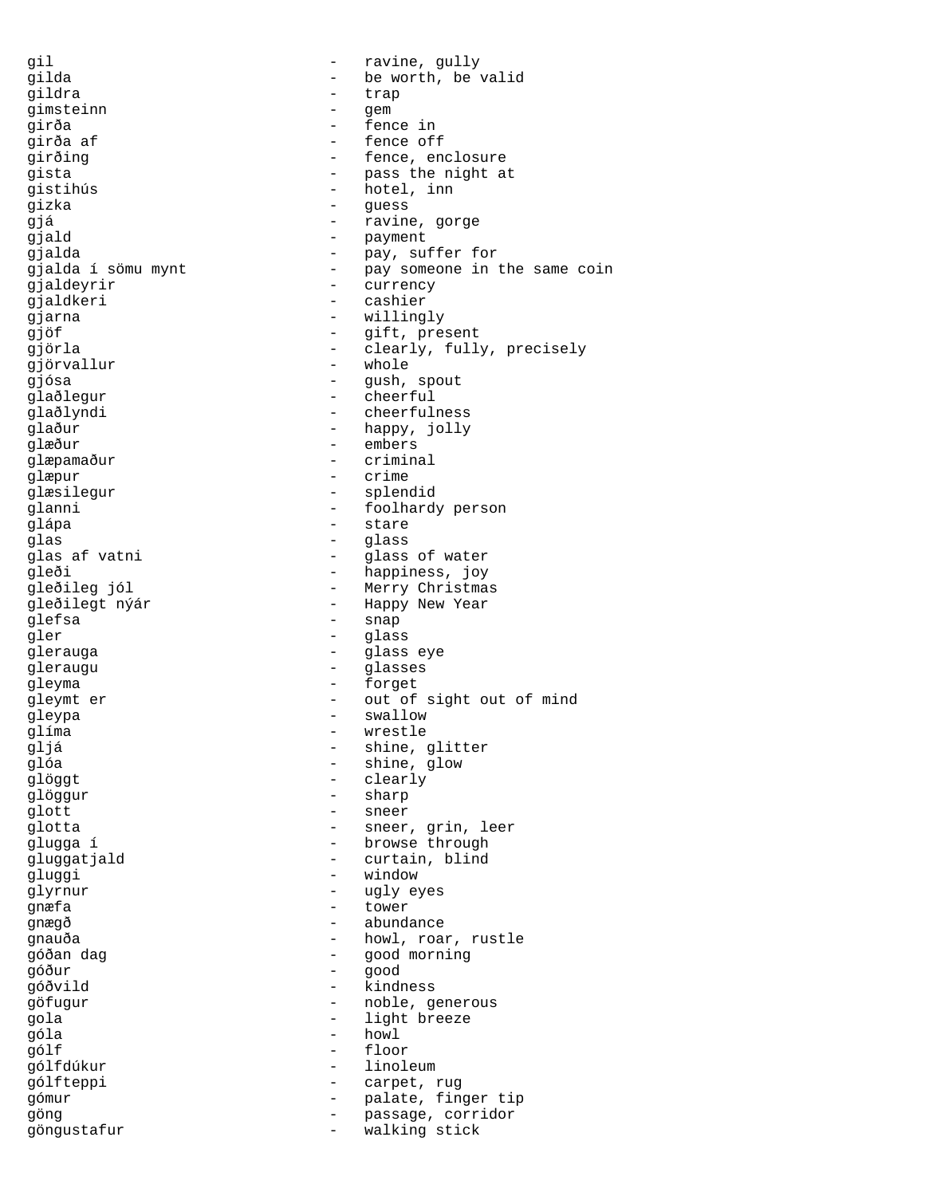gil - ravine, gully
gilda - be worth, be valid
gildra - trap
gimsteinn - gem
girða - fence in
girða af - fence off
girðing - fence, enclosure
gista - pass the night at
gistihús - hotel, inn
gizka - guess
gjá - ravine, gorge
gjald - payment
gjalda - pay, suffer for
gjalda í sömu mynt - pay someone in the same coin
gjaldeyrir - currency
gjaldkeri - cashier
gjarna - willingly
gjöf - gift, present
gjörla - clearly, fully, precisely
gjörvallur - whole
gjósa - gush, spout
glaðlegur - cheerful
glaðlyndi - cheerfulness
glaður - happy, jolly
glæður - embers
glæpamaður - criminal
glæpur - crime
glæsilegur - splendid
glanni - foolhardy person
glápa - stare
glas - glass
glas af vatni - glass of water
gleði - happiness, joy
gleðileg jól - Merry Christmas
gleðilegt nýár - Happy New Year
glefsa - snap
gler - glass
glerauga - glass eye
gleraugu - glasses
gleyma - forget
gleymt er - out of sight out of mind
gleypa - swallow
glíma - wrestle
gljá - shine, glitter
glóa - shine, glow
glöggt - clearly
glöggur - sharp
glott - sneer
glotta - sneer, grin, leer
glugga í - browse through
gluggatjald - curtain, blind
gluggi - window
glyrnur - ugly eyes
gnæfa - tower
gnægð - abundance
gnauða - howl, roar, rustle
góðan dag - good morning
góður - good
góðvild - kindness
göfugur - noble, generous
gola - light breeze
góla - howl
gólf - floor
gólfdúkur - linoleum
gólfteppi - carpet, rug
gómur - palate, finger tip
göng - passage, corridor
göngustafur - walking stick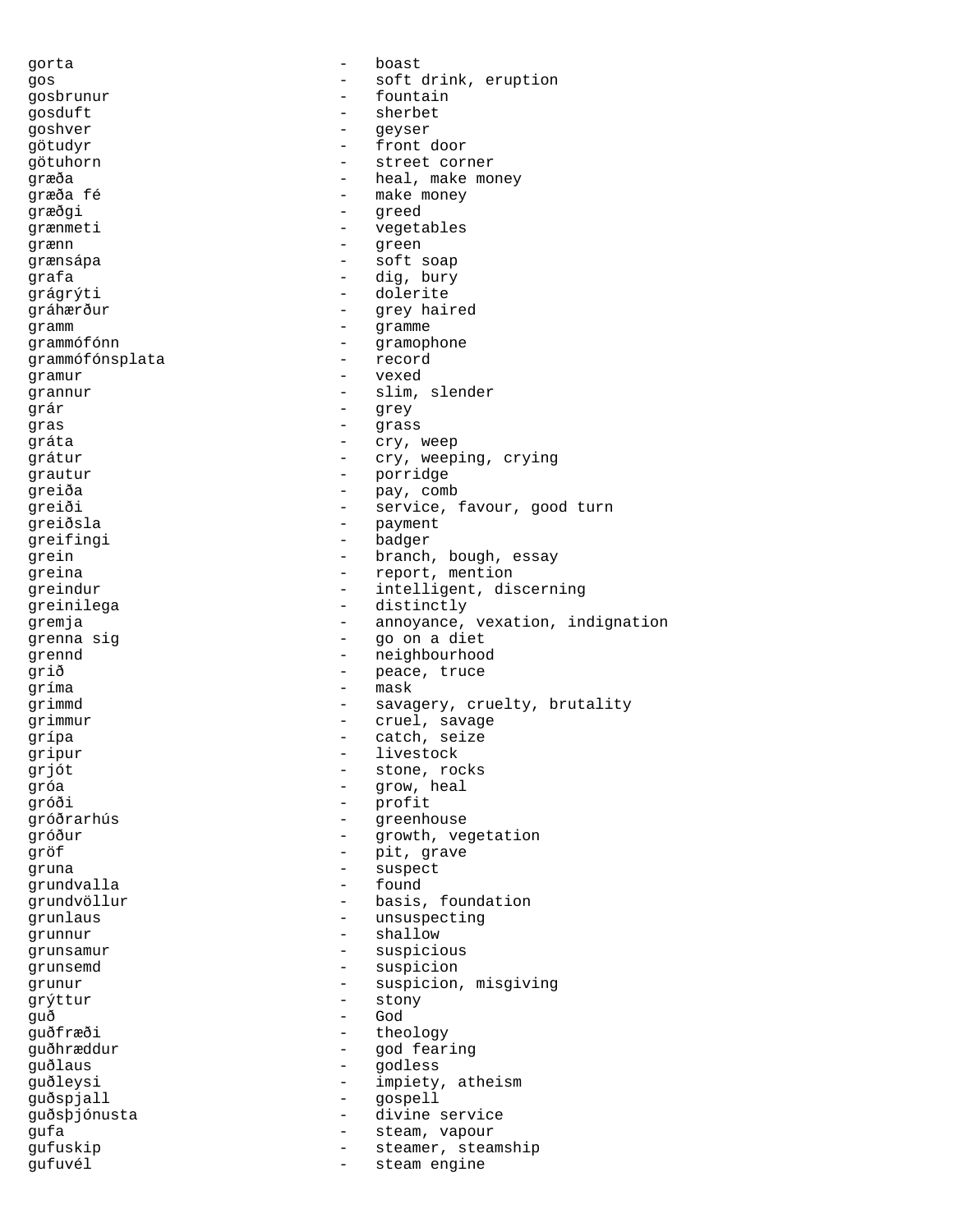gorta - boast
gos - soft drink, eruption
gosbrunur - fountain
gosduft - sherbet
goshver - geyser
götudyr - front door
götuhorn - street corner
græða - heal, make money
græða fé - make money
græðgi - greed
grænmeti - vegetables
grænn - green
grænsápa - soft soap
grafa - dig, bury
grágrýti - dolerite
gráhærður - grey haired
gramm - gramme
grammófónn - gramophone
grammófónsplata - record
gramur - vexed
grannur - slim, slender
grár - grey
gras - grass
gráta - cry, weep
grátur - cry, weeping, crying
grautur - porridge
greiða - pay, comb
greiði - service, favour, good turn
greiðsla - payment
greifingi - badger
grein - branch, bough, essay
greina - report, mention
greindur - intelligent, discerning
greinilega - distinctly
gremja - annoyance, vexation, indignation
grenna sig - go on a diet
grennd - neighbourhood
grið - peace, truce
gríma - mask
grimmd - savagery, cruelty, brutality
grimmur - cruel, savage
grípa - catch, seize
gripur - livestock
grjót - stone, rocks
gróa - grow, heal
gróði - profit
gróðrarhús - greenhouse
gróður - growth, vegetation
gröf - pit, grave
gruna - suspect
grundvalla - found
grundvöllur - basis, foundation
grunlaus - unsuspecting
grunnur - shallow
grunsamur - suspicious
grunsemd - suspicion
grunur - suspicion, misgiving
grýttur - stony
guð - God
guðfræði - theology
guðhræddur - god fearing
guðlaus - godless
guðleysi - impiety, atheism
guðspjall - gospell
guðsþjónusta - divine service
gufa - steam, vapour
gufuskip - steamer, steamship
gufuvél - steam engine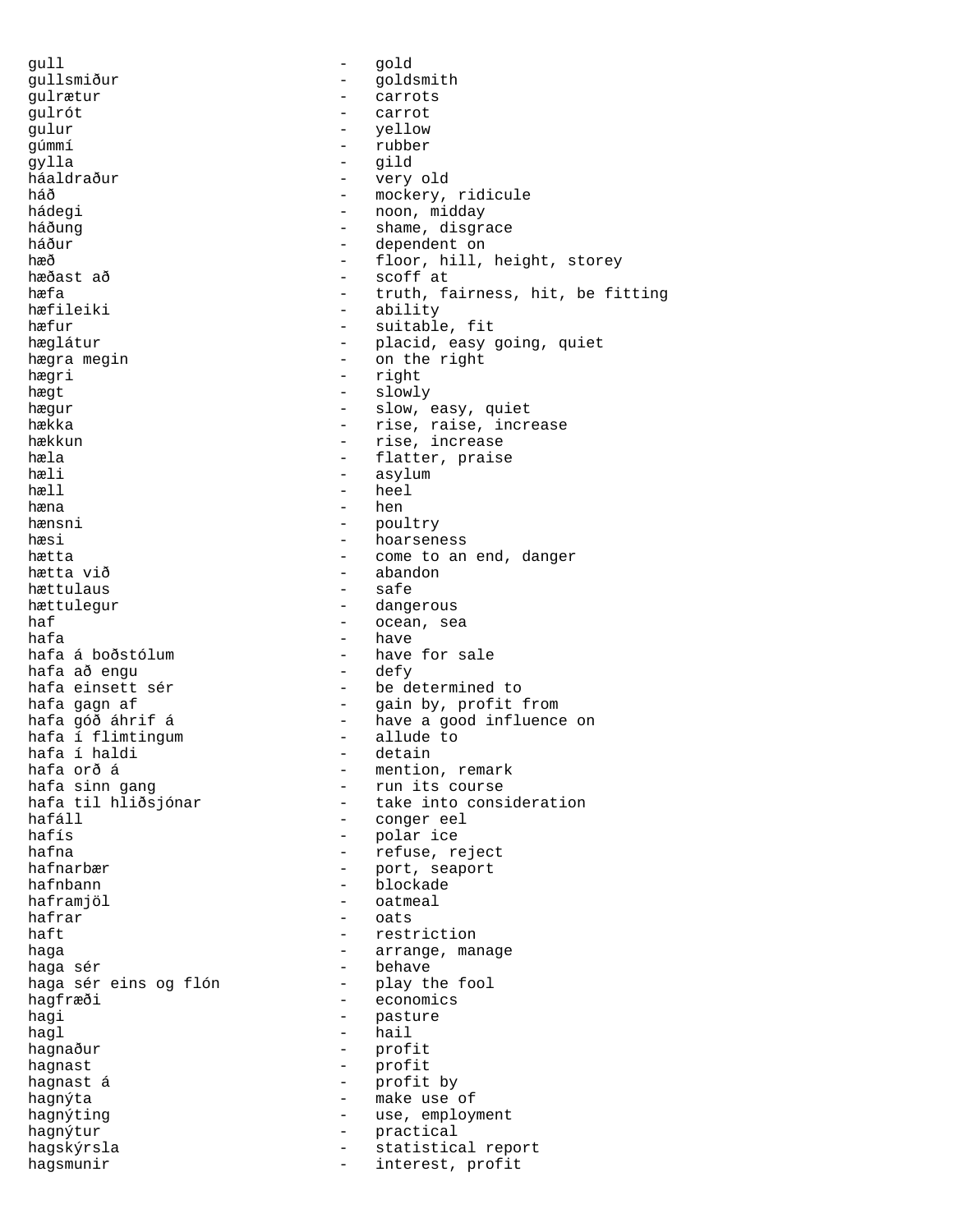gull - gold
gullsmiður - goldsmith
gulrætur - carrots
gulrót - carrot
gulur - yellow
gúmmí - rubber
gylla - gild
háaldraður - very old
háð - mockery, ridicule
hádegi - noon, midday
háðung - shame, disgrace
háður - dependent on
hæð - floor, hill, height, storey
hæðast að - scoff at
hæfa - truth, fairness, hit, be fitting
hæfileiki - ability
hæfur - suitable, fit
hæglátur - placid, easy going, quiet
hægra megin - on the right
hægri - right
hægt - slowly
hægur - slow, easy, quiet
hækka - rise, raise, increase
hækkun - rise, increase
hæla - flatter, praise
hæli - asylum
hæll - heel
hæna - hen
hænsni - poultry
hæsi - hoarseness
hætta - come to an end, danger
hætta við - abandon
hættulaus - safe
hættulegur - dangerous
haf - ocean, sea
hafa - have
hafa á boðstólum - have for sale
hafa að engu - defy
hafa einsett sér - be determined to
hafa gagn af - gain by, profit from
hafa góð áhrif á - have a good influence on
hafa í flimtingum - allude to
hafa í haldi - detain
hafa orð á - mention, remark
hafa sinn gang - run its course
hafa til hliðsjónar - take into consideration
hafáll - conger eel
hafís - polar ice
hafna - refuse, reject
hafnarbær - port, seaport
hafnbann - blockade
haframjöl - oatmeal
hafrar - oats
haft - restriction
haga - arrange, manage
haga sér - behave
haga sér eins og flón - play the fool
hagfræði - economics
hagi - pasture
hagl - hail
hagnaður - profit
hagnast - profit
hagnast á - profit by
hagnýta - make use of
hagnýting - use, employment
hagnýtur - practical
hagskýrsla - statistical report
hagsmunir - interest, profit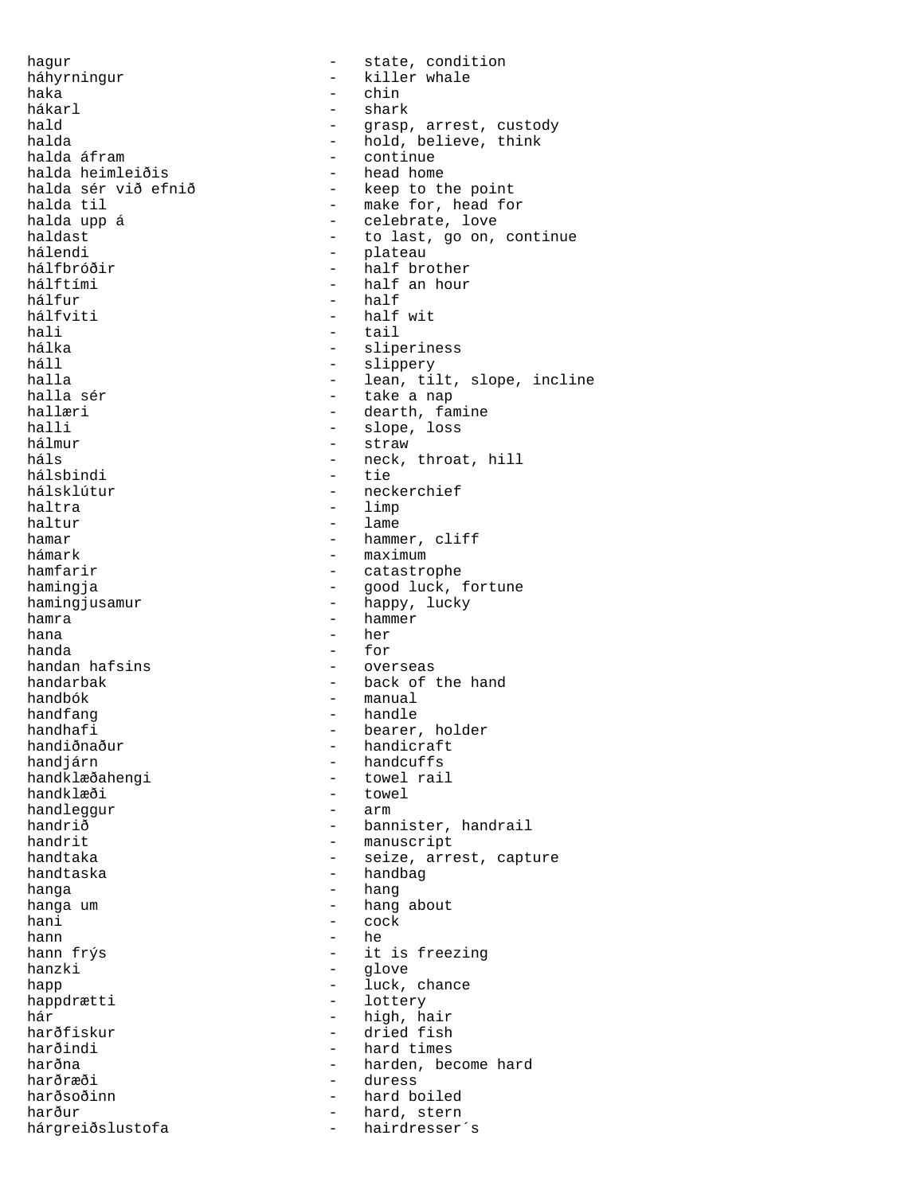hagur - state, condition
háhyrningur - killer whale
haka - chin
hákarl - shark
hald - grasp, arrest, custody
halda - hold, believe, think
halda áfram - continue
halda heimleiðis - head home
halda sér við efnið - keep to the point
halda til - make for, head for
halda upp á - celebrate, love
haldast - to last, go on, continue
hálendi - plateau
hálfbróðir - half brother
hálftími - half an hour
hálfur - half
hálfviti - half wit
hali - tail
hálka - sliperiness
háll - slippery
halla - lean, tilt, slope, incline
halla sér - take a nap
hallæri - dearth, famine
halli - slope, loss
hálmur - straw
háls - neck, throat, hill
hálsbindi - tie
hálsklútur - neckerchief
haltra - limp
haltur - lame
hamar - hammer, cliff
hámark - maximum
hamfarir - catastrophe
hamingja - good luck, fortune
hamingjusamur - happy, lucky
hamra - hammer
hana - her
handa - for
handan hafsins - overseas
handarbak - back of the hand
handbók - manual
handfang - handle
handhafi - bearer, holder
handiðnaður - handicraft
handjárn - handcuffs
handklæðahengi - towel rail
handklæði - towel
handleggur - arm
handrið - bannister, handrail
handrit - manuscript
handtaka - seize, arrest, capture
handtaska - handbag
hanga - hang
hanga um - hang about
hani - cock
hann - he
hann frýs - it is freezing
hanzki - glove
happ - luck, chance
happdrætti - lottery
hár - high, hair
harðfiskur - dried fish
harðindi - hard times
harðna - harden, become hard
harðræði - duress
harðsoðinn - hard boiled
harður - hard, stern
hárgreiðslustofa - hairdresser´s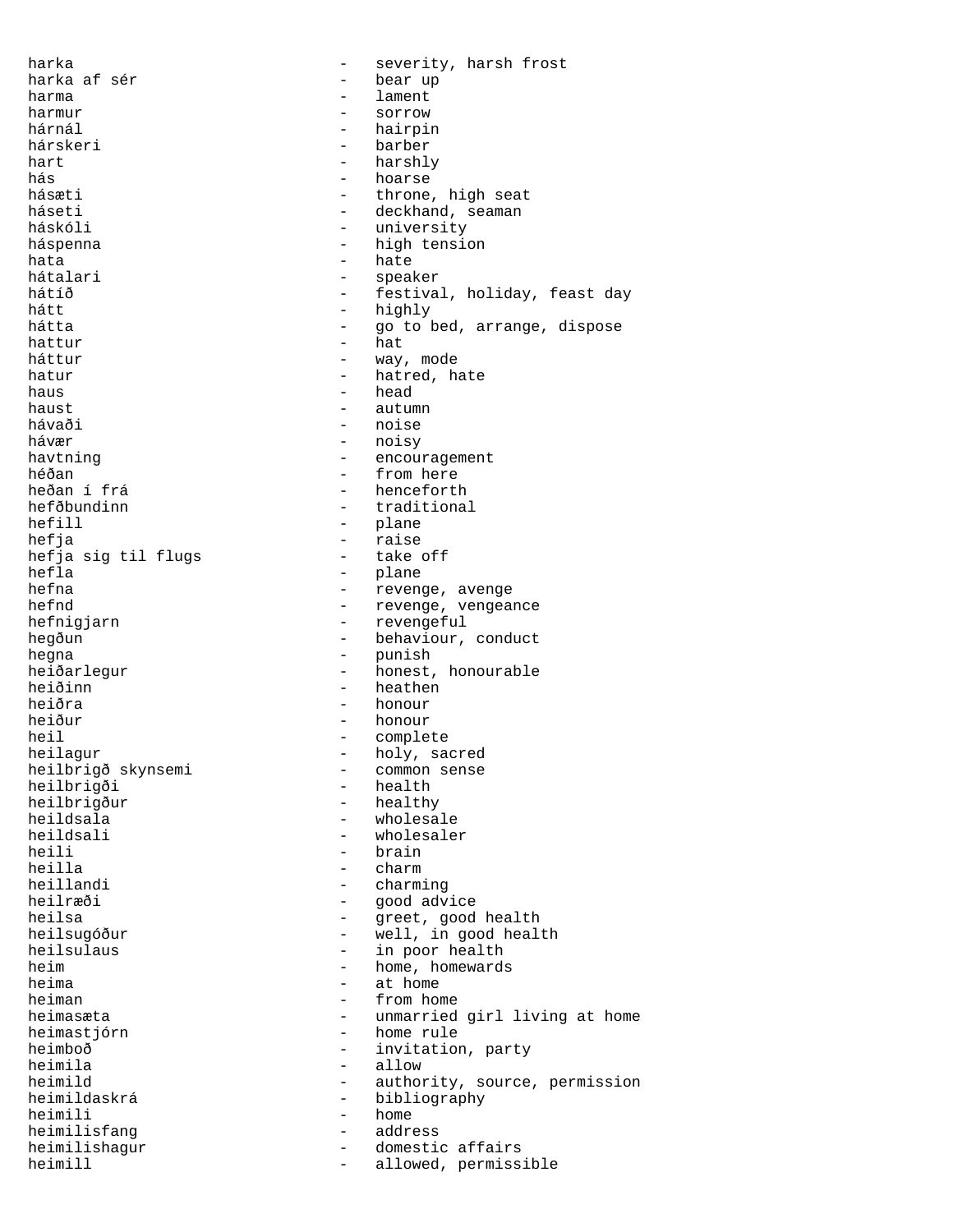harka - severity, harsh frost
harka af sér - bear up
harma - lament
harmur - sorrow
hárnál - hairpin
hárskeri - barber
hart - harshly
hás - hoarse
hásæti - throne, high seat
háseti - deckhand, seaman
háskóli - university
háspenna - high tension
hata - hate
hátalari - speaker
hátíð - festival, holiday, feast day
hátt - highly
hátta - go to bed, arrange, dispose
hattur - hat
háttur - way, mode
hatur - hatred, hate
haus - head
haust - autumn
hávaði - noise
hávær - noisy
havtning - encouragement
héðan - from here
heðan í frá - henceforth
hefðbundinn - traditional
hefill - plane
hefja - raise
hefja sig til flugs - take off
hefla - plane
hefna - revenge, avenge
hefnd - revenge, vengeance
hefnigjarn - revengeful
hegðun - behaviour, conduct
hegna - punish
heiðarlegur - honest, honourable
heiðinn - heathen
heiðra - honour
heiður - honour
heil - complete
heilagur - holy, sacred
heilbrigð skynsemi - common sense
heilbrigði - health
heilbrigður - healthy
heildsala - wholesale
heildsali - wholesaler
heili - brain
heilla - charm
heillandi - charming
heilræði - good advice
heilsa - greet, good health
heilsugóður - well, in good health
heilsulaus - in poor health
heim - home, homewards
heima - at home
heiman - from home
heimasæta - unmarried girl living at home
heimastjórn - home rule
heimboð - invitation, party
heimila - allow
heimild - authority, source, permission
heimildaskrá - bibliography
heimili - home
heimilisfang - address
heimilishagur - domestic affairs
heimill - allowed, permissible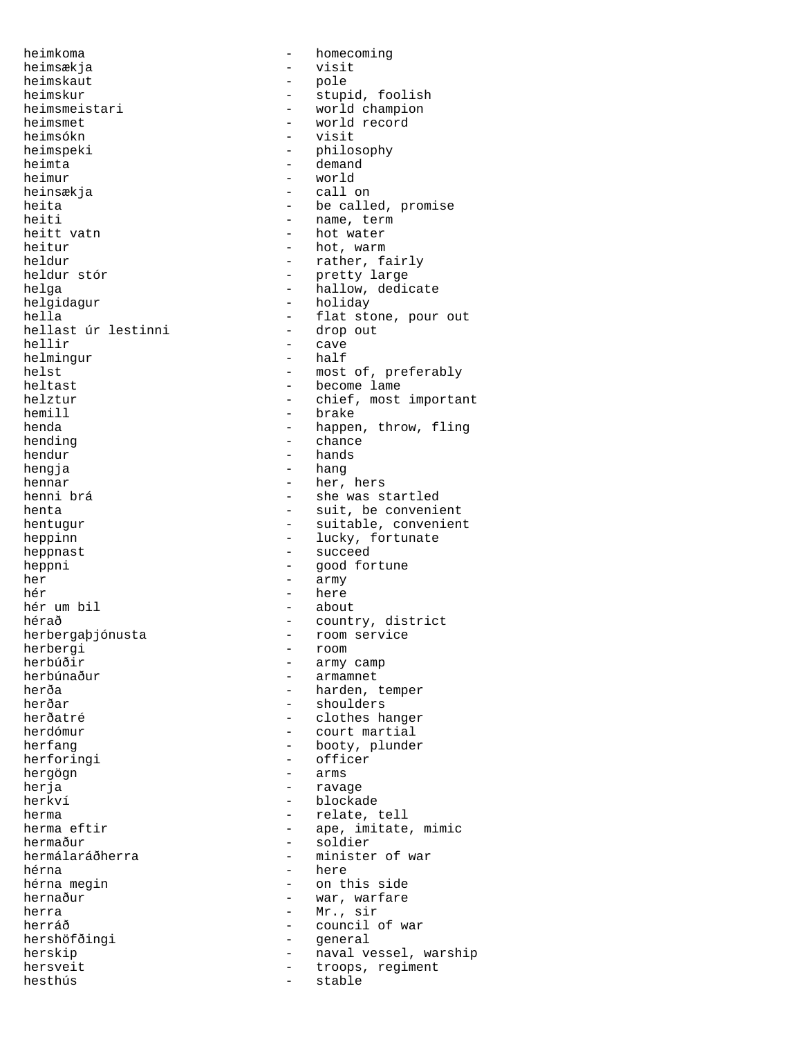heimkoma - homecoming
heimsækja - visit
heimskaut - pole
heimskur - stupid, foolish
heimsmeistari - world champion
heimsmet - world record
heimsókn - visit
heimspeki - philosophy
heimta - demand
heimur - world
heinsækja - call on
heita - be called, promise
heiti - name, term
heitt vatn - hot water
heitur - hot, warm
heldur - rather, fairly
heldur stór - pretty large
helga - hallow, dedicate
helgidagur - holiday
hella - flat stone, pour out
hellast úr lestinni - drop out
hellir - cave
helmingur - half
helst - most of, preferably
heltast - become lame
helztur - chief, most important
hemill - brake
henda - happen, throw, fling
hending - chance
hendur - hands
hengja - hang
hennar - her, hers
henni brá - she was startled
henta - suit, be convenient
hentugur - suitable, convenient
heppinn - lucky, fortunate
heppnast - succeed
heppni - good fortune
her - army
hér - here
hér um bil - about
hérað - country, district
herbergaþjónusta - room service
herbergi - room
herbúðir - army camp
herbúnaður - armamnet
herða - harden, temper
herðar - shoulders
herðatré - clothes hanger
herdómur - court martial
herfang - booty, plunder
herforingi - officer
hergögn - arms
herja - ravage
herkví - blockade
herma - relate, tell
herma eftir - ape, imitate, mimic
hermaður - soldier
hermálaráðherra - minister of war
hérna - here
hérna megin - on this side
hernaður - war, warfare
herra - Mr., sir
herráð - council of war
hershöfðingi - general
herskip - naval vessel, warship
hersveit - troops, regiment
hesthús - stable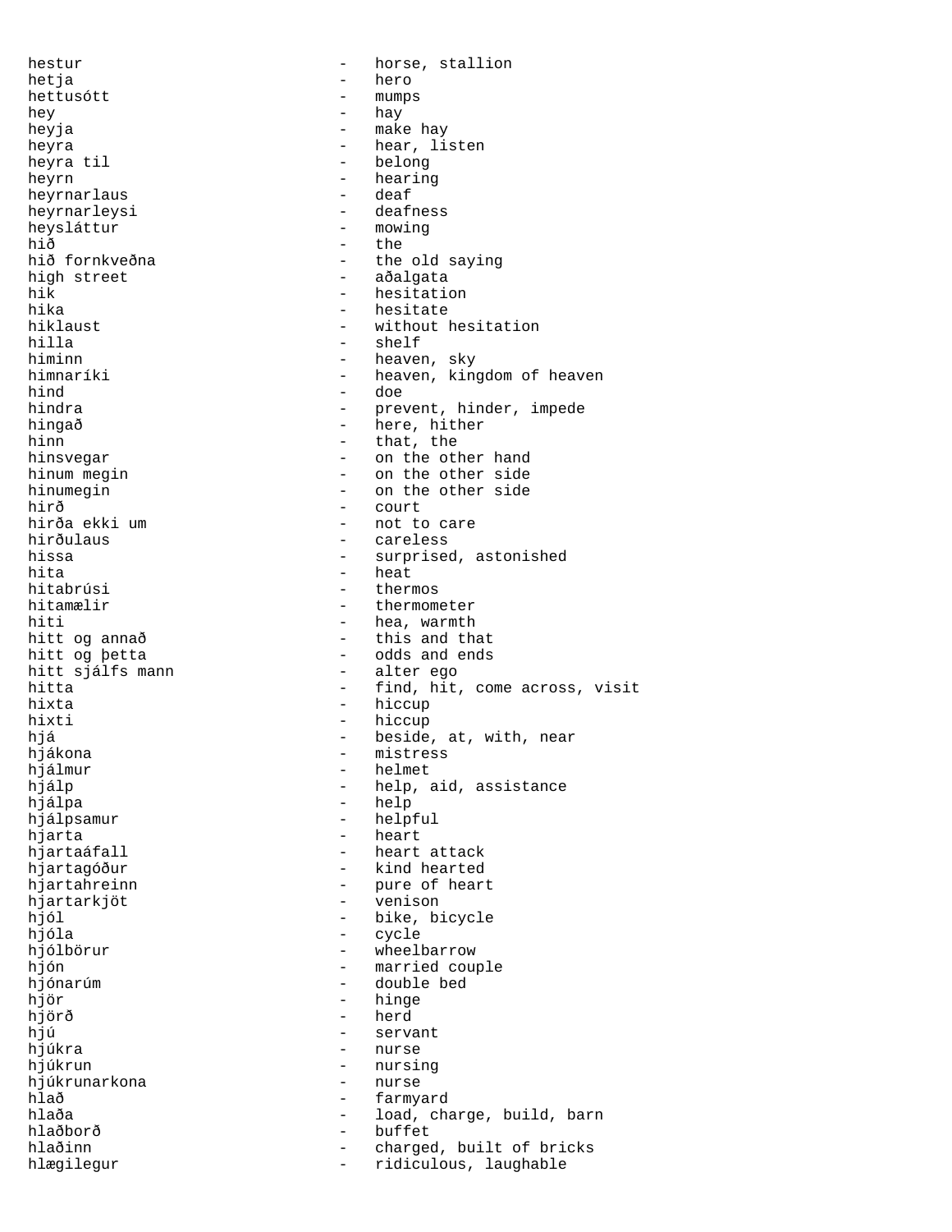hestur - horse, stallion
hetja - hero
hettusótt - mumps
hey - hay
heyja - make hay
heyra - hear, listen
heyra til - belong
heyrn - hearing
heyrnarlaus - deaf
heyrnarleysi - deafness
heysláttur - mowing
hið - the
hið fornkveðna - the old saying
high street - aðalgata
hik - hesitation
hika - hesitate
hiklaust - without hesitation
hilla - shelf
himinn - heaven, sky
himnaríki - heaven, kingdom of heaven
hind - doe
hindra - prevent, hinder, impede
hingað - here, hither
hinn - that, the
hinsvegar - on the other hand
hinum megin - on the other side
hinumegin - on the other side
hirð - court
hirða ekki um - not to care
hirðulaus - careless
hissa - surprised, astonished
hita - heat
hitabrúsi - thermos
hitamælir - thermometer
hiti - hea, warmth
hitt og annað - this and that
hitt og þetta - odds and ends
hitt sjálfs mann - alter ego
hitta - find, hit, come across, visit
hixta - hiccup
hixti - hiccup
hjá - beside, at, with, near
hjákona - mistress
hjálmur - helmet
hjálp - help, aid, assistance
hjálpa - help
hjálpsamur - helpful
hjarta - heart
hjartaáfall - heart attack
hjartagóður - kind hearted
hjartahreinn - pure of heart
hjartarkjöt - venison
hjól - bike, bicycle
hjóla - cycle
hjólbörur - wheelbarrow
hjón - married couple
hjónarúm - double bed
hjör - hinge
hjörð - herd
hjú - servant
hjúkra - nurse
hjúkrun - nursing
hjúkrunarkona - nurse
hlað - farmyard
hlaða - load, charge, build, barn
hlaðborð - buffet
hlaðinn - charged, built of bricks
hlægilegur - ridiculous, laughable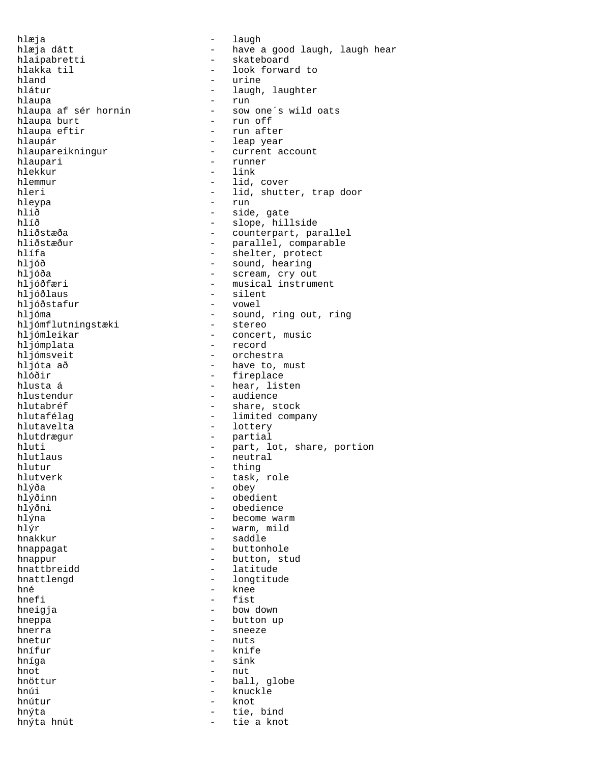hlæja - laugh
hlæja dátt - have a good laugh, laugh hear
hlaipabretti - skateboard
hlakka til - look forward to
hland - urine
hlátur - laugh, laughter
hlaupa - run
hlaupa af sér hornin - sow one´s wild oats
hlaupa burt - run off
hlaupa eftir - run after
hlaupár - leap year
hlaupareikningur - current account
hlaupari - runner
hlekkur - link
hlemmur - lid, cover
hleri - lid, shutter, trap door
hleypa - run
hlið - side, gate
hlíð - slope, hillside
hliðstæða - counterpart, parallel
hliðstæður - parallel, comparable
hlífa - shelter, protect
hljóð - sound, hearing
hljóða - scream, cry out
hljóðfæri - musical instrument
hljóðlaus - silent
hljóðstafur - vowel
hljóma - sound, ring out, ring
hljómflutningstæki - stereo
hljómleikar - concert, music
hljómplata - record
hljómsveit - orchestra
hljóta að - have to, must
hlóðir - fireplace
hlusta á - hear, listen
hlustendur - audience
hlutabréf - share, stock
hlutafélag - limited company
hlutavelta - lottery
hlutdrægur - partial
hluti - part, lot, share, portion
hlutlaus - neutral
hlutur - thing
hlutverk - task, role
hlýða - obey
hlýðinn - obedient
hlýðni - obedience
hlýna - become warm
hlýr - warm, mild
hnakkur - saddle
hnappagat - buttonhole
hnappur - button, stud
hnattbreidd - latitude
hnattlengd - longtitude
hné - knee
hnefi - fist
hneigja - bow down
hneppa - button up
hnerra - sneeze
hnetur - nuts
hnífur - knife
hníga - sink
hnot - nut
hnöttur - ball, globe
hnúi - knuckle
hnútur - knot
hnýta - tie, bind
hnýta hnút - tie a knot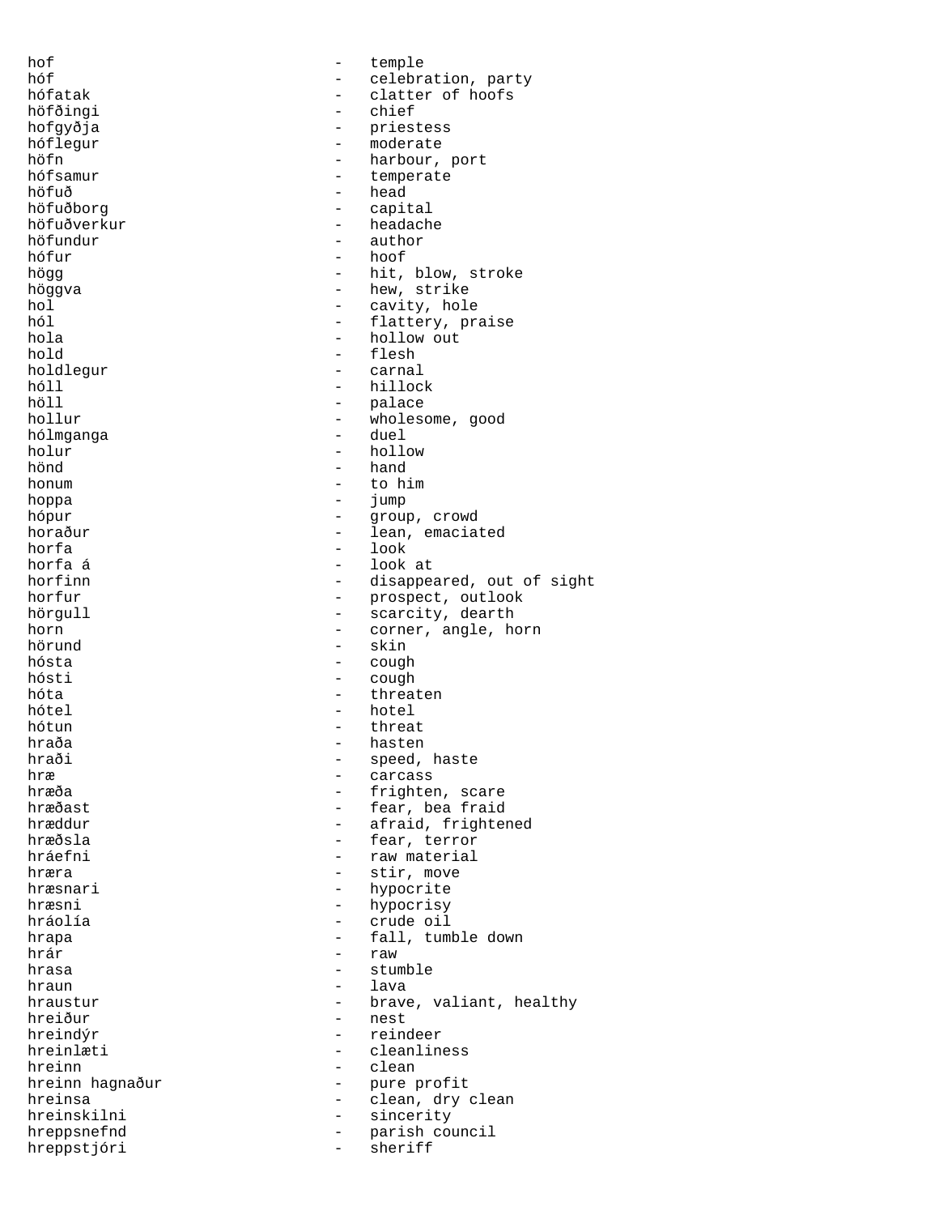hof - temple
hóf - celebration, party
hófatak - clatter of hoofs
höfðingi - chief
hofgyðja - priestess
hóflegur - moderate
höfn - harbour, port
hófsamur - temperate
höfuð - head
höfuðborg - capital
höfuðverkur - headache
höfundur - author
hófur - hoof
högg - hit, blow, stroke
höggva - hew, strike
hol - cavity, hole
hól - flattery, praise
hola - hollow out
hold - flesh
holdlegur - carnal
hóll - hillock
höll - palace
hollur - wholesome, good
hólmganga - duel
holur - hollow
hönd - hand
honum - to him
hoppa - jump
hópur - group, crowd
horaður - lean, emaciated
horfa - look
horfa á - look at
horfinn - disappeared, out of sight
horfur - prospect, outlook
hörgull - scarcity, dearth
horn - corner, angle, horn
hörund - skin
hósta - cough
hósti - cough
hóta - threaten
hótel - hotel
hótun - threat
hraða - hasten
hraði - speed, haste
hræ - carcass
hræða - frighten, scare
hræðast - fear, bea fraid
hræddur - afraid, frightened
hræðsla - fear, terror
hráefni - raw material
hræra - stir, move
hræsnari - hypocrite
hræsni - hypocrisy
hráolía - crude oil
hrapa - fall, tumble down
hrár - raw
hrasa - stumble
hraun - lava
hraustur - brave, valiant, healthy
hreiður - nest
hreindýr - reindeer
hreinlæti - cleanliness
hreinn - clean
hreinn hagnaður - pure profit
hreinsa - clean, dry clean
hreinskilni - sincerity
hreppsnefnd - parish council
hreppstjóri - sheriff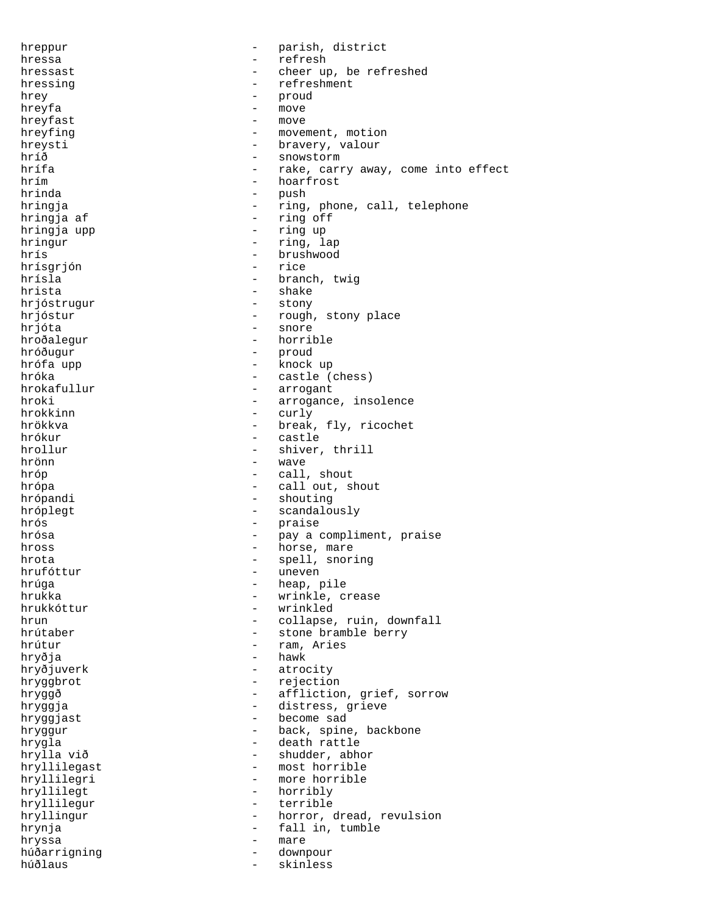hreppur - parish, district
hressa - refresh
hressast - cheer up, be refreshed
hressing - refreshment
hrey - proud
hreyfa - move
hreyfast - move
hreyfing - movement, motion
hreysti - bravery, valour
hríð - snowstorm
hrífa - rake, carry away, come into effect
hrím - hoarfrost
hrinda - push
hringja - ring, phone, call, telephone
hringja af - ring off
hringja upp - ring up
hringur - ring, lap
hrís - brushwood
hrísgrjón - rice
hrísla - branch, twig
hrista - shake
hrjóstrugur - stony
hrjóstur - rough, stony place
hrjóta - snore
hroðalegur - horrible
hróðugur - proud
hrófa upp - knock up
hróka - castle (chess)
hrokafullur - arrogant
hroki - arrogance, insolence
hrokkinn - curly
hrökkva - break, fly, ricochet
hrókur - castle
hrollur - shiver, thrill
hrönn - wave
hróp - call, shout
hrópa - call out, shout
hrópandi - shouting
hróplegt - scandalously
hrós - praise
hrósa - pay a compliment, praise
hross - horse, mare
hrota - spell, snoring
hrufóttur - uneven
hrúga - heap, pile
hrukka - wrinkle, crease
hrukkóttur - wrinkled
hrun - collapse, ruin, downfall
hrútaber - stone bramble berry
hrútur - ram, Aries
hryðja - hawk
hryðjuverk - atrocity
hryggbrot - rejection
hryggð - affliction, grief, sorrow
hryggja - distress, grieve
hryggjast - become sad
hryggur - back, spine, backbone
hrygla - death rattle
hrylla við - shudder, abhor
hryllilegast - most horrible
hryllilegri - more horrible
hryllilegt - horribly
hryllilegur - terrible
hryllingur - horror, dread, revulsion
hrynja - fall in, tumble
hryssa - mare
húðarrigning - downpour
húðlaus - skinless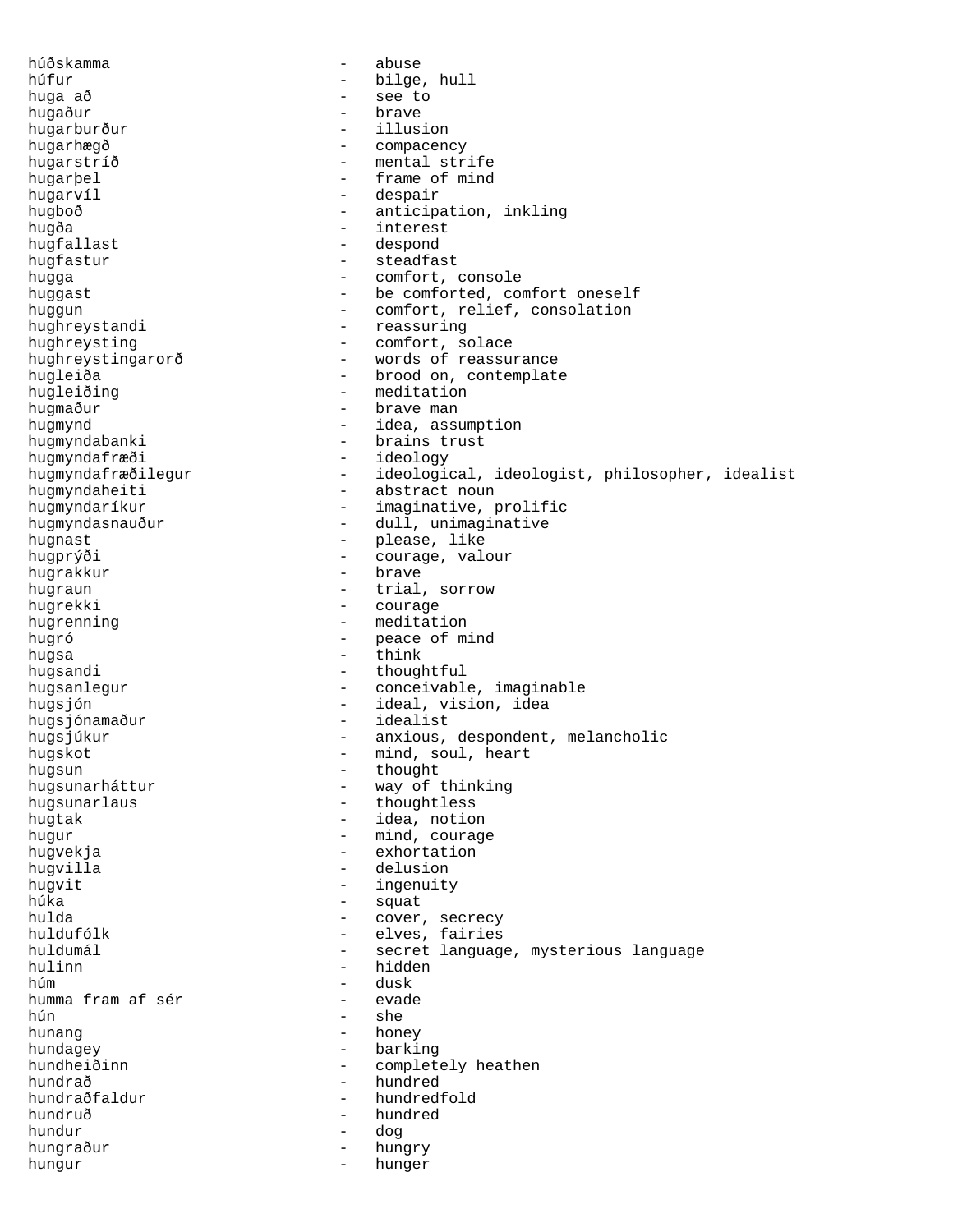húðskamma - abuse
húfur - bilge, hull
huga að - see to
hugaður - brave
hugarburður - illusion
hugarhægð - compacency
hugarstríð - mental strife
hugarþel - frame of mind
hugarvíl - despair
hugboð - anticipation, inkling
hugða - interest
hugfallast - despond
hugfastur - steadfast
hugga - comfort, console
huggast - be comforted, comfort oneself
huggun - comfort, relief, consolation
hughreystandi - reassuring
hughreysting - comfort, solace
hughreystingarorð - words of reassurance
hugleiða - brood on, contemplate
hugleiðing - meditation
hugmaður - brave man
hugmynd - idea, assumption
hugmyndabanki - brains trust
hugmyndafræði - ideology
hugmyndafræðilegur - ideological, ideologist, philosopher, idealist
hugmyndaheiti - abstract noun
hugmyndaríkur - imaginative, prolific
hugmyndasnauður - dull, unimaginative
hugnast - please, like
hugprýði - courage, valour
hugrakkur - brave
hugraun - trial, sorrow
hugrekki - courage
hugrenning - meditation
hugró - peace of mind
hugsa - think
hugsandi - thoughtful
hugsanlegur - conceivable, imaginable
hugsjón - ideal, vision, idea
hugsjónamaður - idealist
hugsjúkur - anxious, despondent, melancholic
hugskot - mind, soul, heart
hugsun - thought
hugsunarháttur - way of thinking
hugsunarlaus - thoughtless
hugtak - idea, notion
hugur - mind, courage
hugvekja - exhortation
hugvilla - delusion
hugvit - ingenuity
húka - squat
hulda - cover, secrecy
huldufólk - elves, fairies
huldumál - secret language, mysterious language
hulinn - hidden
húm - dusk
humma fram af sér - evade
hún - she
hunang - honey
hundagey - barking
hundheiðinn - completely heathen
hundrað - hundred
hundraðfaldur - hundredfold
hundruð - hundred
hundur - dog
hungraður - hungry
hungur - hunger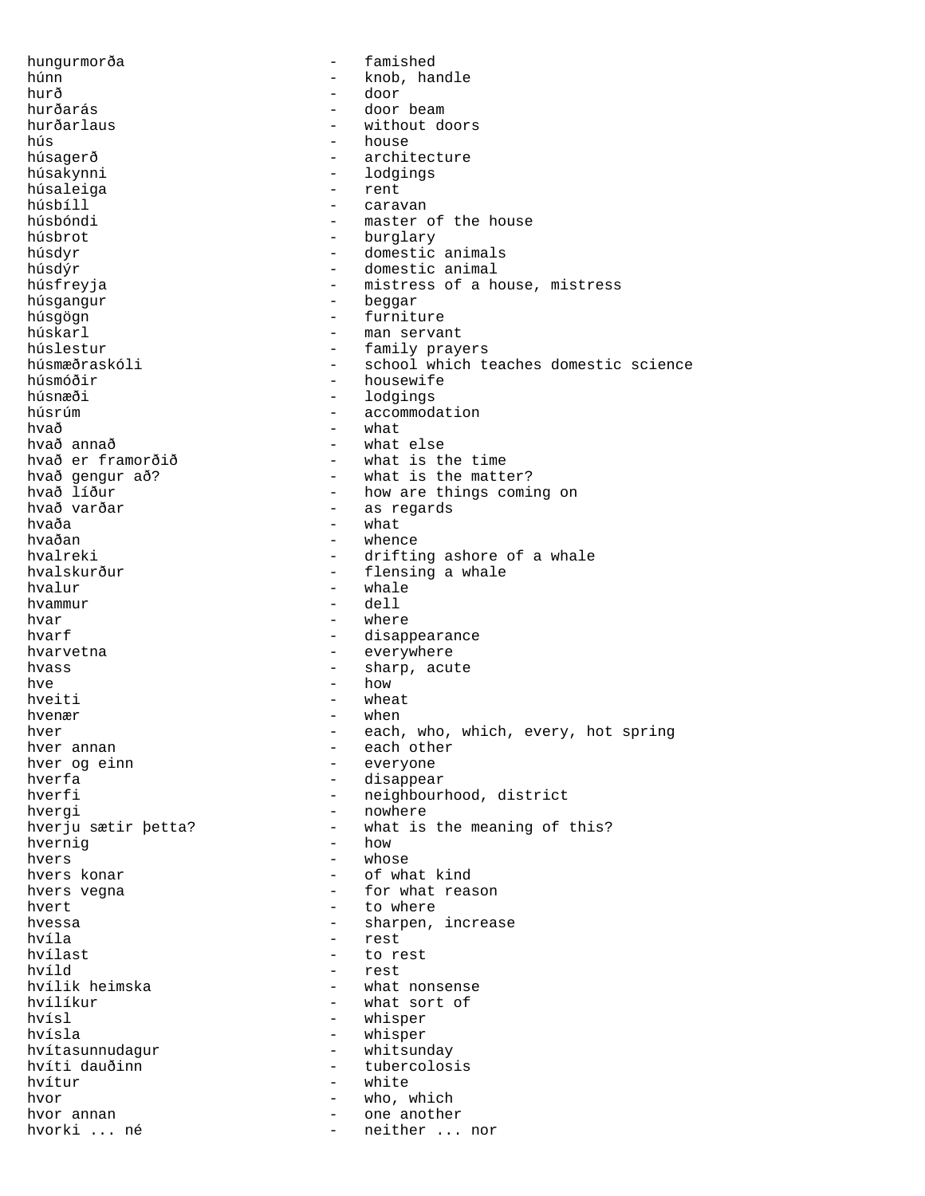hungurmorða - famished
húnn - knob, handle
hurð - door
hurðarás - door beam
hurðarlaus - without doors
hús - house
húsagerð - architecture
húsakynni - lodgings
húsaleiga - rent
húsbíll - caravan
húsbóndi - master of the house
húsbrot - burglary
húsdyr - domestic animals
húsdýr - domestic animal
húsfreyja - mistress of a house, mistress
húsgangur - beggar
húsgögn - furniture
húskarl - man servant
húslestur - family prayers
húsmæðraskóli - school which teaches domestic science
húsmóðir - housewife
húsnæði - lodgings
húsrúm - accommodation
hvað - what
hvað annað - what else
hvað er framorðið - what is the time
hvað gengur að? - what is the matter?
hvað líður - how are things coming on
hvað varðar - as regards
hvaða - what
hvaðan - whence
hvalreki - drifting ashore of a whale
hvalskurður - flensing a whale
hvalur - whale
hvammur - dell
hvar - where
hvarf - disappearance
hvarvetna - everywhere
hvass - sharp, acute
hve - how
hveiti - wheat
hvenær - when
hver - each, who, which, every, hot spring
hver annan - each other
hver og einn - everyone
hverfa - disappear
hverfi - neighbourhood, district
hvergi - nowhere
hverju sætir þetta? - what is the meaning of this?
hvernig - how
hvers - whose
hvers konar - of what kind
hvers vegna - for what reason
hvert - to where
hvessa - sharpen, increase
hvíla - rest
hvílast - to rest
hvíld - rest
hvílik heimska - what nonsense
hvílíkur - what sort of
hvísl - whisper
hvísla - whisper
hvítasunnudagur - whitsunday
hvíti dauðinn - tubercolosis
hvítur - white
hvor - who, which
hvor annan - one another
hvorki ... né - neither ... nor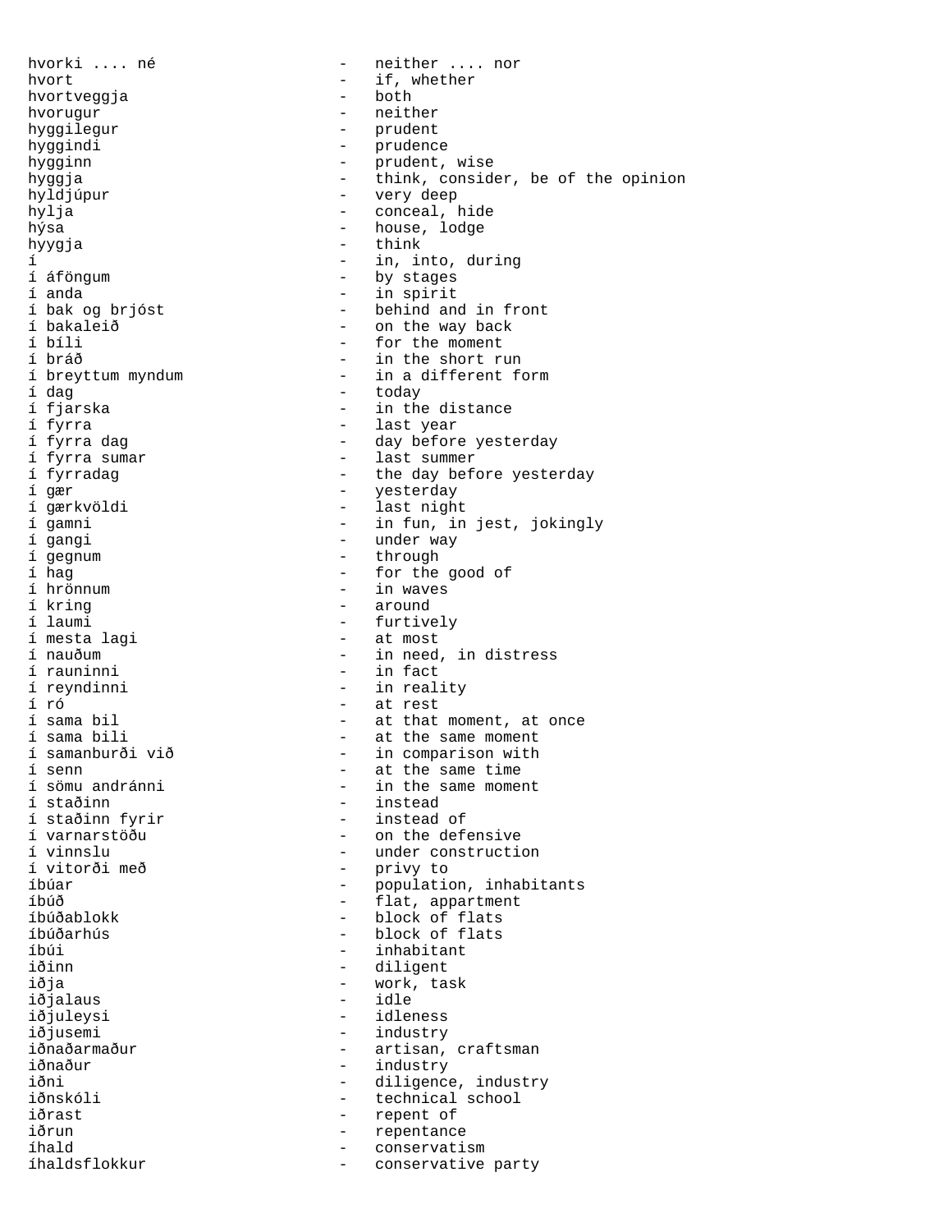```
hvorki .... né              -   neither .... nor
hvort                       -   if, whether
hvortveggja                 -   both
hvorugur                    -   neither
hyggilegur                  -   prudent
hyggindi                    -   prudence
hygginn                     -   prudent, wise
hyggja                      -   think, consider, be of the opinion
hyldjúpur                   -   very deep
hylja                       -   conceal, hide
hýsa                        -   house, lodge
hyygja                      -   think
í                           -   in, into, during
í áföngum                   -   by stages
í anda                      -   in spirit
í bak og brjóst             -   behind and in front
í bakaleið                  -   on the way back
í bíli                      -   for the moment
í bráð                      -   in the short run
í breyttum myndum           -   in a different form
í dag                       -   today
í fjarska                   -   in the distance
í fyrra                     -   last year
í fyrra dag                 -   day before yesterday
í fyrra sumar               -   last summer
í fyrradag                  -   the day before yesterday
í gær                       -   yesterday
í gærkvöldi                 -   last night
í gamni                     -   in fun, in jest, jokingly
í gangi                     -   under way
í gegnum                    -   through
í hag                       -   for the good of
í hrönnum                   -   in waves
í kring                     -   around
í laumi                     -   furtively
í mesta lagi                -   at most
í nauðum                    -   in need, in distress
í rauninni                  -   in fact
í reyndinni                 -   in reality
í ró                        -   at rest
í sama bil                  -   at that moment, at once
í sama bili                 -   at the same moment
í samanburði við            -   in comparison with
í senn                      -   at the same time
í sömu andránni             -   in the same moment
í staðinn                   -   instead
í staðinn fyrir             -   instead of
í varnarstöðu               -   on the defensive
í vinnslu                   -   under construction
í vitorði með               -   privy to
íbúar                       -   population, inhabitants
íbúð                        -   flat, appartment
íbúðablokk                  -   block of flats
íbúðarhús                   -   block of flats
íbúi                        -   inhabitant
iðinn                       -   diligent
iðja                        -   work, task
iðjalaus                    -   idle
iðjuleysi                   -   idleness
iðjusemi                    -   industry
iðnaðarmaður                -   artisan, craftsman
iðnaður                     -   industry
iðni                        -   diligence, industry
iðnskóli                    -   technical school
iðrast                      -   repent of
iðrun                       -   repentance
íhald                       -   conservatism
íhaldsflokkur               -   conservative party
```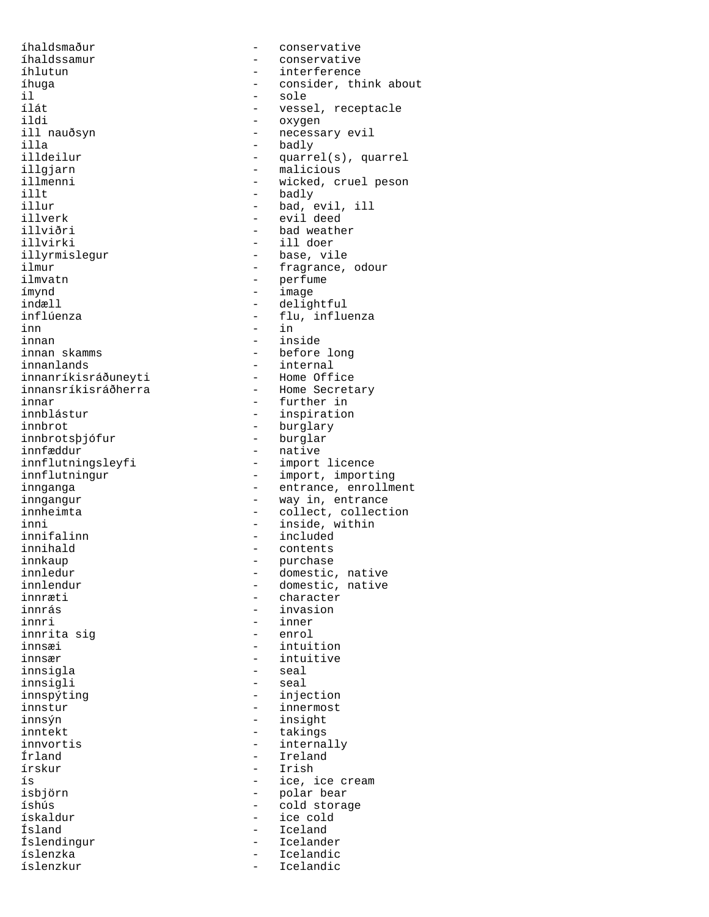íhaldsmaður - conservative
íhaldssamur - conservative
íhlutun - interference
íhuga - consider, think about
il - sole
ílát - vessel, receptacle
ildi - oxygen
ill nauðsyn - necessary evil
illa - badly
illdeilur - quarrel(s), quarrel
illgjarn - malicious
illmenni - wicked, cruel peson
illt - badly
illur - bad, evil, ill
illverk - evil deed
illviðri - bad weather
illvirki - ill doer
illyrmislegur - base, vile
ilmur - fragrance, odour
ilmvatn - perfume
ímynd - image
indæll - delightful
inflúenza - flu, influenza
inn - in
innan - inside
innan skamms - before long
innanlands - internal
innanríkisráðuneyti - Home Office
innansríkisráðherra - Home Secretary
innar - further in
innblástur - inspiration
innbrot - burglary
innbrotsþjófur - burglar
innfæddur - native
innflutningsleyfi - import licence
innflutningur - import, importing
innganga - entrance, enrollment
inngangur - way in, entrance
innheimta - collect, collection
inni - inside, within
innifalinn - included
innihald - contents
innkaup - purchase
innledur - domestic, native
innlendur - domestic, native
innræti - character
innrás - invasion
innri - inner
innrita sig - enrol
innsæi - intuition
innsær - intuitive
innsigla - seal
innsigli - seal
innspýting - injection
innstur - innermost
innsýn - insight
inntekt - takings
innvortis - internally
Írland - Ireland
írskur - Irish
ís - ice, ice cream
isbjörn - polar bear
íshús - cold storage
ískaldur - ice cold
Ísland - Iceland
Íslendingur - Icelander
íslenzka - Icelandic
íslenzkur - Icelandic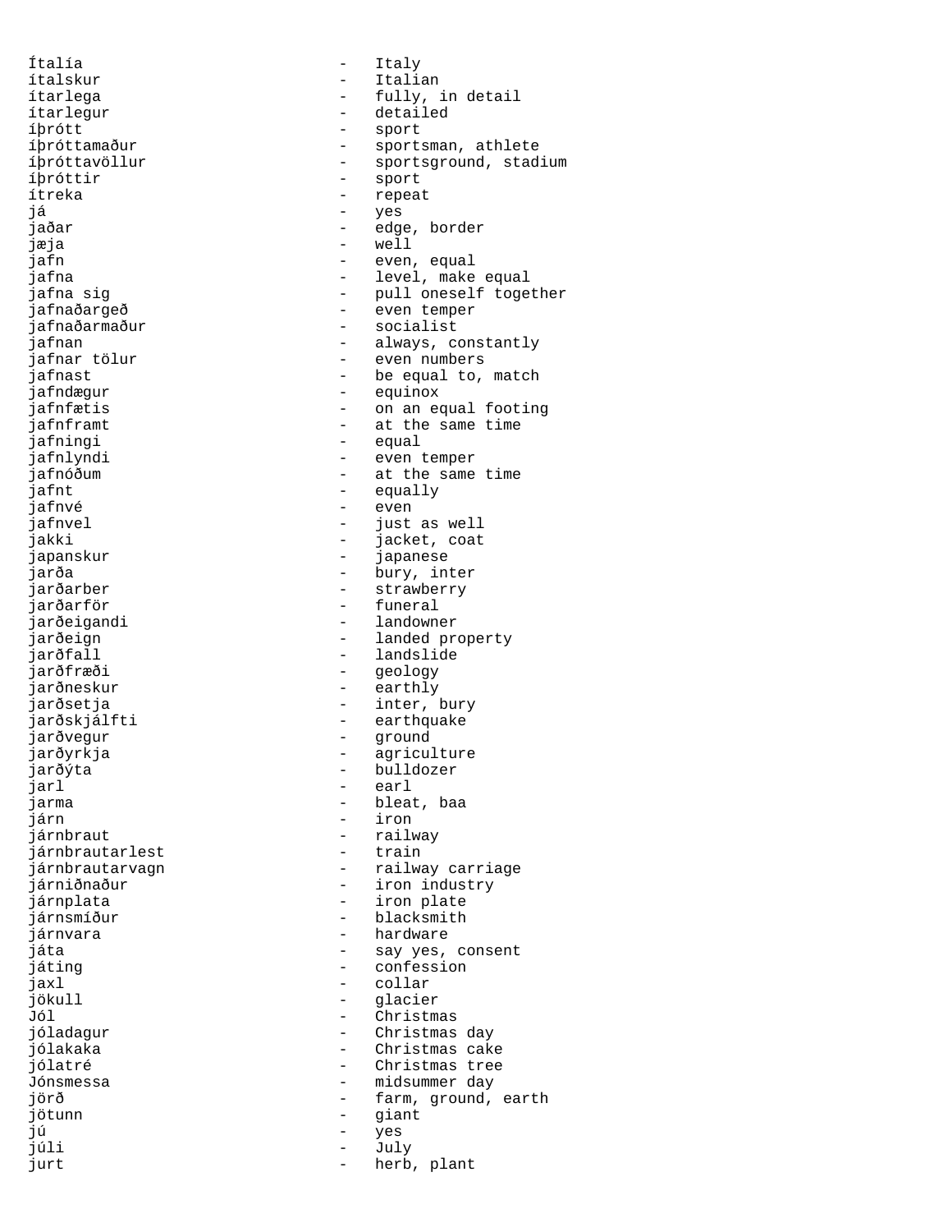Ítalía - Italy
ítalskur - Italian
ítarlega - fully, in detail
ítarlegur - detailed
íþrótt - sport
íþróttamaður - sportsman, athlete
íþróttavöllur - sportsground, stadium
íþróttir - sport
ítreka - repeat
já - yes
jaðar - edge, border
jæja - well
jafn - even, equal
jafna - level, make equal
jafna sig - pull oneself together
jafnaðargeð - even temper
jafnaðarmaður - socialist
jafnan - always, constantly
jafnar tölur - even numbers
jafnast - be equal to, match
jafndægur - equinox
jafnfætis - on an equal footing
jafnframt - at the same time
jafningi - equal
jafnlyndi - even temper
jafnóðum - at the same time
jafnt - equally
jafnvé - even
jafnvel - just as well
jakki - jacket, coat
japanskur - japanese
jarða - bury, inter
jarðarber - strawberry
jarðarför - funeral
jarðeigandi - landowner
jarðeign - landed property
jarðfall - landslide
jarðfræði - geology
jarðneskur - earthly
jarðsetja - inter, bury
jarðskjálfti - earthquake
jarðvegur - ground
jarðyrkja - agriculture
jarðýta - bulldozer
jarl - earl
jarma - bleat, baa
járn - iron
járnbraut - railway
járnbrautarlest - train
járnbrautarvagn - railway carriage
járniðnaður - iron industry
járnplata - iron plate
járnsmíður - blacksmith
járnvara - hardware
játa - say yes, consent
játing - confession
jaxl - collar
jökull - glacier
Jól - Christmas
jóladagur - Christmas day
jólakaka - Christmas cake
jólatré - Christmas tree
Jónsmessa - midsummer day
jörð - farm, ground, earth
jötunn - giant
jú - yes
júli - July
jurt - herb, plant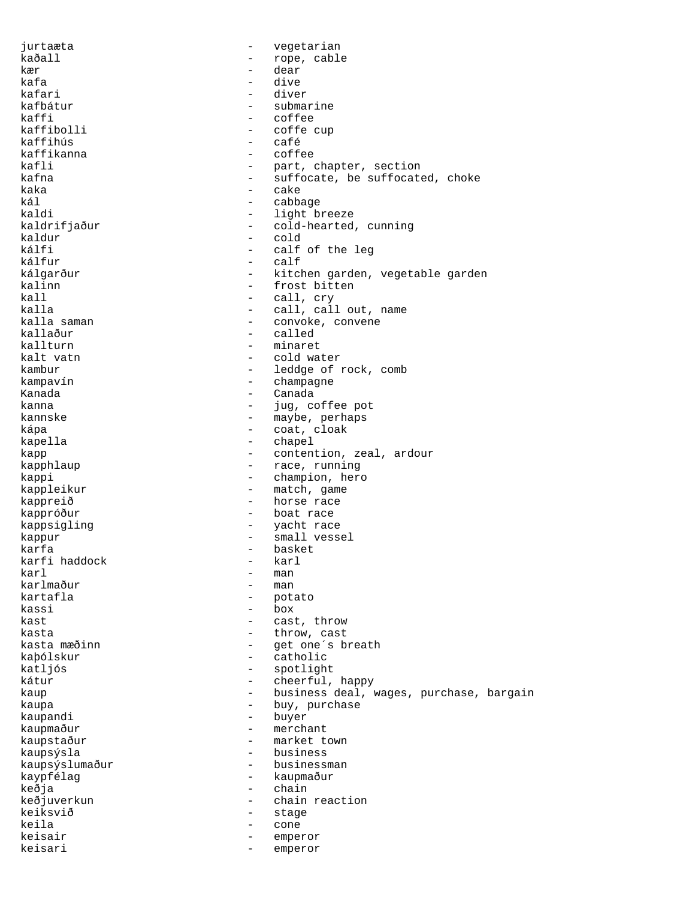jurtaæta - vegetarian
kaðall - rope, cable
kær - dear
kafa - dive
kafari - diver
kafbátur - submarine
kaffi - coffee
kaffibolli - coffe cup
kaffihús - café
kaffikanna - coffee
kafli - part, chapter, section
kafna - suffocate, be suffocated, choke
kaka - cake
kál - cabbage
kaldi - light breeze
kaldrifjaður - cold-hearted, cunning
kaldur - cold
kálfi - calf of the leg
kálfur - calf
kálgarður - kitchen garden, vegetable garden
kalinn - frost bitten
kall - call, cry
kalla - call, call out, name
kalla saman - convoke, convene
kallaður - called
kallturn - minaret
kalt vatn - cold water
kambur - leddge of rock, comb
kampavín - champagne
Kanada - Canada
kanna - jug, coffee pot
kannske - maybe, perhaps
kápa - coat, cloak
kapella - chapel
kapp - contention, zeal, ardour
kapphlaup - race, running
kappi - champion, hero
kappleikur - match, game
kappreið - horse race
kappróður - boat race
kappsigling - yacht race
kappur - small vessel
karfa - basket
karfi haddock - karl
karl - man
karlmaður - man
kartafla - potato
kassi - box
kast - cast, throw
kasta - throw, cast
kasta mæðinn - get one´s breath
kaþólskur - catholic
katljós - spotlight
kátur - cheerful, happy
kaup - business deal, wages, purchase, bargain
kaupa - buy, purchase
kaupandi - buyer
kaupmaður - merchant
kaupstaður - market town
kaupsýsla - business
kaupsýslumaður - businessman
kaypfélag - kaupmaður
keðja - chain
keðjuverkun - chain reaction
keiksvið - stage
keila - cone
keisair - emperor
keisari - emperor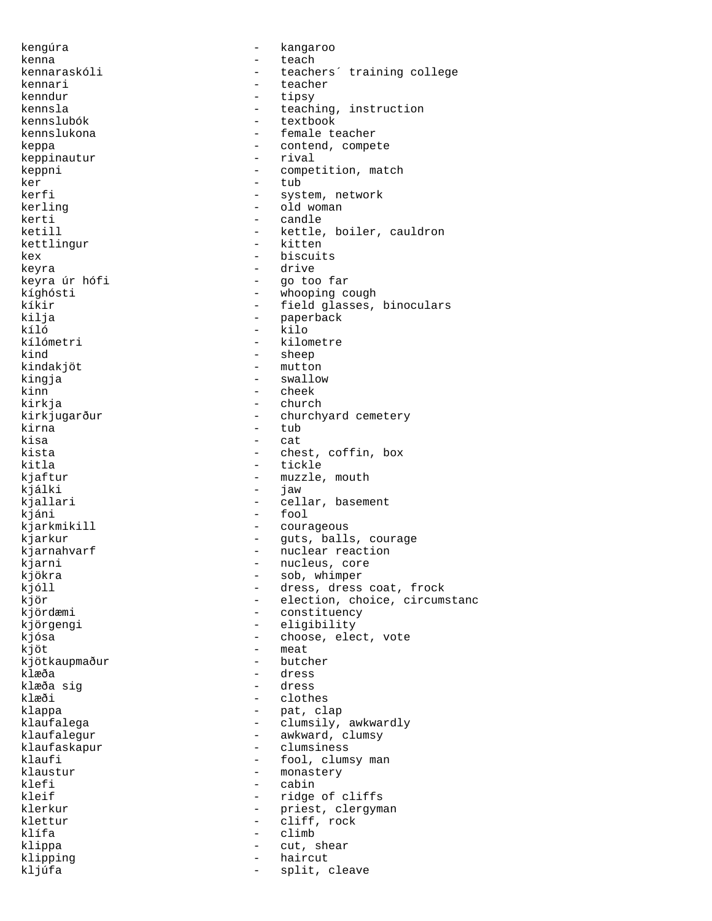kengúra - kangaroo
kenna - teach
kennaraskóli - teachers´ training college
kennari - teacher
kenndur - tipsy
kennsla - teaching, instruction
kennslubók - textbook
kennslukona - female teacher
keppa - contend, compete
keppinautur - rival
keppni - competition, match
ker - tub
kerfi - system, network
kerling - old woman
kerti - candle
ketill - kettle, boiler, cauldron
kettlingur - kitten
kex - biscuits
keyra - drive
keyra úr hófi - go too far
kíghósti - whooping cough
kíkir - field glasses, binoculars
kilja - paperback
kíló - kilo
kílómetri - kilometre
kind - sheep
kindakjöt - mutton
kingja - swallow
kinn - cheek
kirkja - church
kirkjugarður - churchyard cemetery
kirna - tub
kisa - cat
kista - chest, coffin, box
kitla - tickle
kjaftur - muzzle, mouth
kjálki - jaw
kjallari - cellar, basement
kjáni - fool
kjarkmikill - courageous
kjarkur - guts, balls, courage
kjarnahvarf - nuclear reaction
kjarni - nucleus, core
kjökra - sob, whimper
kjóll - dress, dress coat, frock
kjör - election, choice, circumstanc
kjördæmi - constituency
kjörgengi - eligibility
kjósa - choose, elect, vote
kjöt - meat
kjötkaupmaður - butcher
klæða - dress
klæða sig - dress
klæði - clothes
klappa - pat, clap
klaufalega - clumsily, awkwardly
klaufalegur - awkward, clumsy
klaufaskapur - clumsiness
klaufi - fool, clumsy man
klaustur - monastery
klefi - cabin
kleif - ridge of cliffs
klerkur - priest, clergyman
klettur - cliff, rock
klífa - climb
klippa - cut, shear
klipping - haircut
kljúfa - split, cleave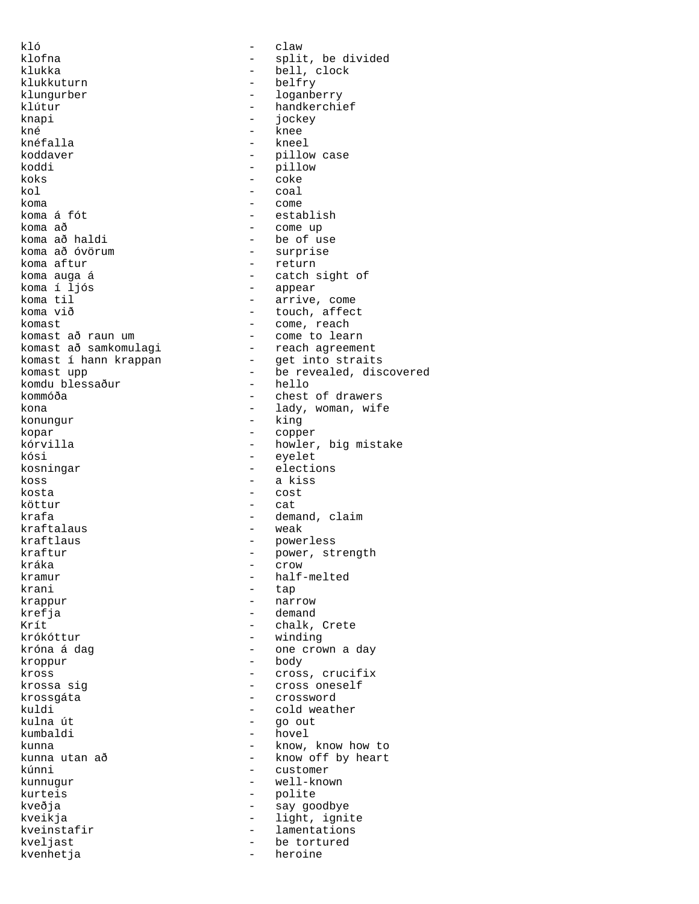kló - claw
klofna - split, be divided
klukka - bell, clock
klukkuturn - belfry
klungurber - loganberry
klútur - handkerchief
knapi - jockey
kné - knee
knéfalla - kneel
koddaver - pillow case
koddi - pillow
koks - coke
kol - coal
koma - come
koma á fót - establish
koma að - come up
koma að haldi - be of use
koma að óvörum - surprise
koma aftur - return
koma auga á - catch sight of
koma í ljós - appear
koma til - arrive, come
koma við - touch, affect
komast - come, reach
komast að raun um - come to learn
komast að samkomulagi - reach agreement
komast í hann krappan - get into straits
komast upp - be revealed, discovered
komdu blessaður - hello
kommóða - chest of drawers
kona - lady, woman, wife
konungur - king
kopar - copper
kórvilla - howler, big mistake
kósi - eyelet
kosningar - elections
koss - a kiss
kosta - cost
köttur - cat
krafa - demand, claim
kraftalaus - weak
kraftlaus - powerless
kraftur - power, strength
kráka - crow
kramur - half-melted
krani - tap
krappur - narrow
krefja - demand
Krít - chalk, Crete
krókóttur - winding
króna á dag - one crown a day
kroppur - body
kross - cross, crucifix
krossa sig - cross oneself
krossgáta - crossword
kuldi - cold weather
kulna út - go out
kumbaldi - hovel
kunna - know, know how to
kunna utan að - know off by heart
kúnni - customer
kunnugur - well-known
kurteis - polite
kveðja - say goodbye
kveikja - light, ignite
kveinstafir - lamentations
kveljast - be tortured
kvenhetja - heroine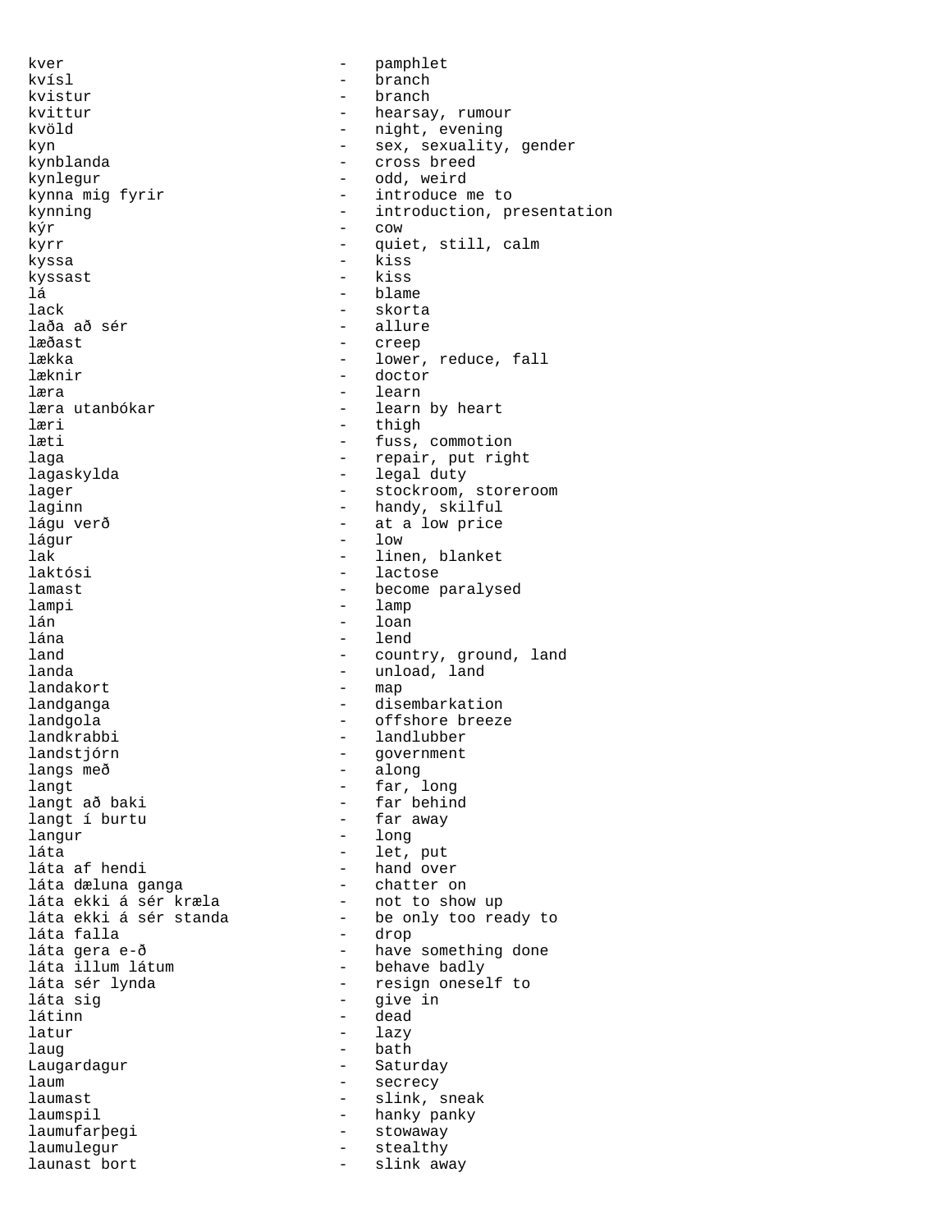kver - pamphlet
kvísl - branch
kvistur - branch
kvittur - hearsay, rumour
kvöld - night, evening
kyn - sex, sexuality, gender
kynblanda - cross breed
kynlegur - odd, weird
kynna mig fyrir - introduce me to
kynning - introduction, presentation
kýr - cow
kyrr - quiet, still, calm
kyssa - kiss
kyssast - kiss
lá - blame
lack - skorta
laða að sér - allure
læðast - creep
lækka - lower, reduce, fall
læknir - doctor
læra - learn
læra utanbókar - learn by heart
læri - thigh
læti - fuss, commotion
laga - repair, put right
lagaskylda - legal duty
lager - stockroom, storeroom
laginn - handy, skilful
lágu verð - at a low price
lágur - low
lak - linen, blanket
laktósi - lactose
lamast - become paralysed
lampi - lamp
lán - loan
lána - lend
land - country, ground, land
landa - unload, land
landakort - map
landganga - disembarkation
landgola - offshore breeze
landkrabbi - landlubber
landstjórn - government
langs með - along
langt - far, long
langt að baki - far behind
langt í burtu - far away
langur - long
láta - let, put
láta af hendi - hand over
láta dæluna ganga - chatter on
láta ekki á sér kræla - not to show up
láta ekki á sér standa - be only too ready to
láta falla - drop
láta gera e-ð - have something done
láta illum látum - behave badly
láta sér lynda - resign oneself to
láta sig - give in
látinn - dead
latur - lazy
laug - bath
Laugardagur - Saturday
laum - secrecy
laumast - slink, sneak
laumspil - hanky panky
laumufarþegi - stowaway
laumulegur - stealthy
launast bort - slink away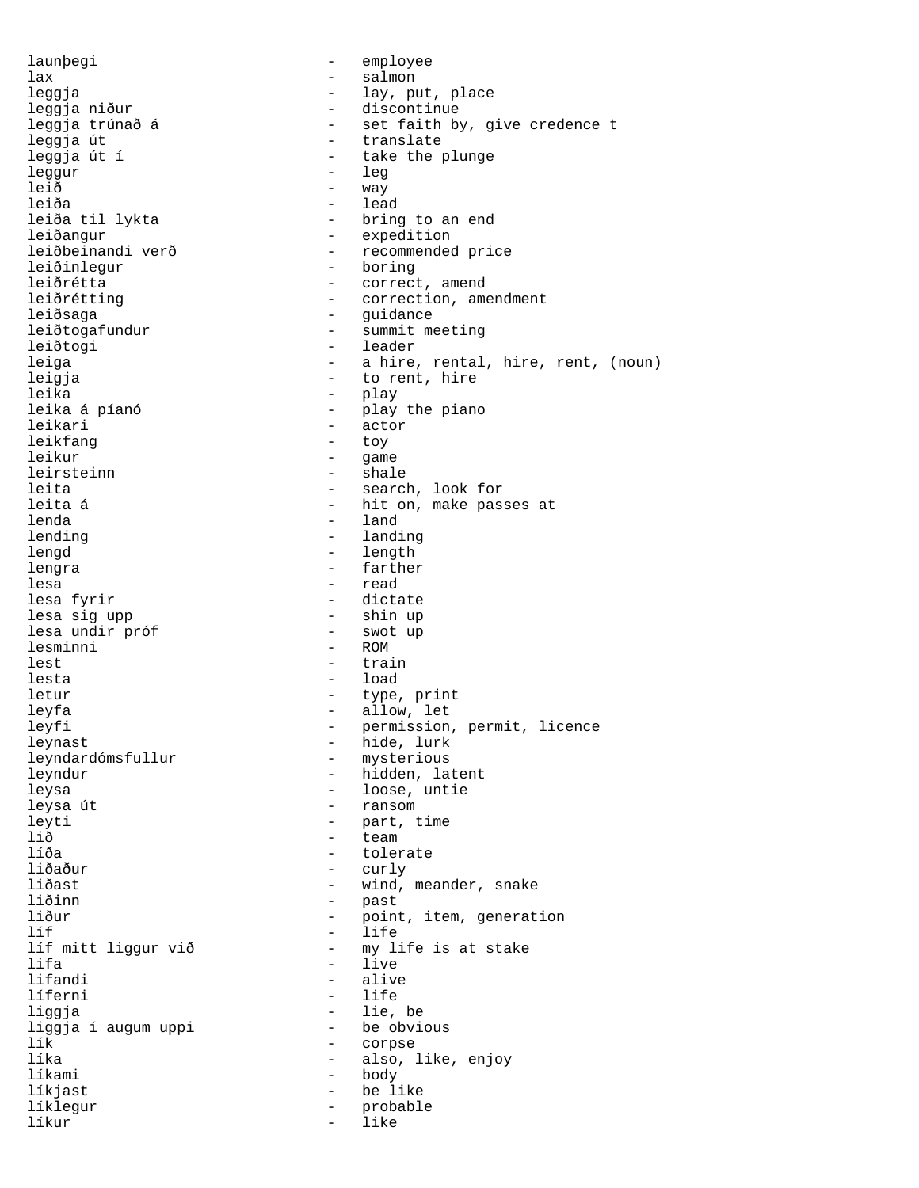launþegi - employee
lax - salmon
leggja - lay, put, place
leggja niður - discontinue
leggja trúnað á - set faith by, give credence t
leggja út - translate
leggja út í - take the plunge
leggur - leg
leið - way
leiða - lead
leiða til lykta - bring to an end
leiðangur - expedition
leiðbeinandi verð - recommended price
leiðinlegur - boring
leiðrétta - correct, amend
leiðrétting - correction, amendment
leiðsaga - guidance
leiðtogafundur - summit meeting
leiðtogi - leader
leiga - a hire, rental, hire, rent, (noun)
leigja - to rent, hire
leika - play
leika á píanó - play the piano
leikari - actor
leikfang - toy
leikur - game
leirsteinn - shale
leita - search, look for
leita á - hit on, make passes at
lenda - land
lending - landing
lengd - length
lengra - farther
lesa - read
lesa fyrir - dictate
lesa sig upp - shin up
lesa undir próf - swot up
lesminni - ROM
lest - train
lesta - load
letur - type, print
leyfa - allow, let
leyfi - permission, permit, licence
leynast - hide, lurk
leyndardómsfullur - mysterious
leyndur - hidden, latent
leysa - loose, untie
leysa út - ransom
leyti - part, time
lið - team
líða - tolerate
liðaður - curly
liðast - wind, meander, snake
liðinn - past
liður - point, item, generation
líf - life
líf mitt liggur við - my life is at stake
lifa - live
lifandi - alive
líferni - life
liggja - lie, be
liggja í augum uppi - be obvious
lík - corpse
líka - also, like, enjoy
líkami - body
líkjast - be like
líklegur - probable
líkur - like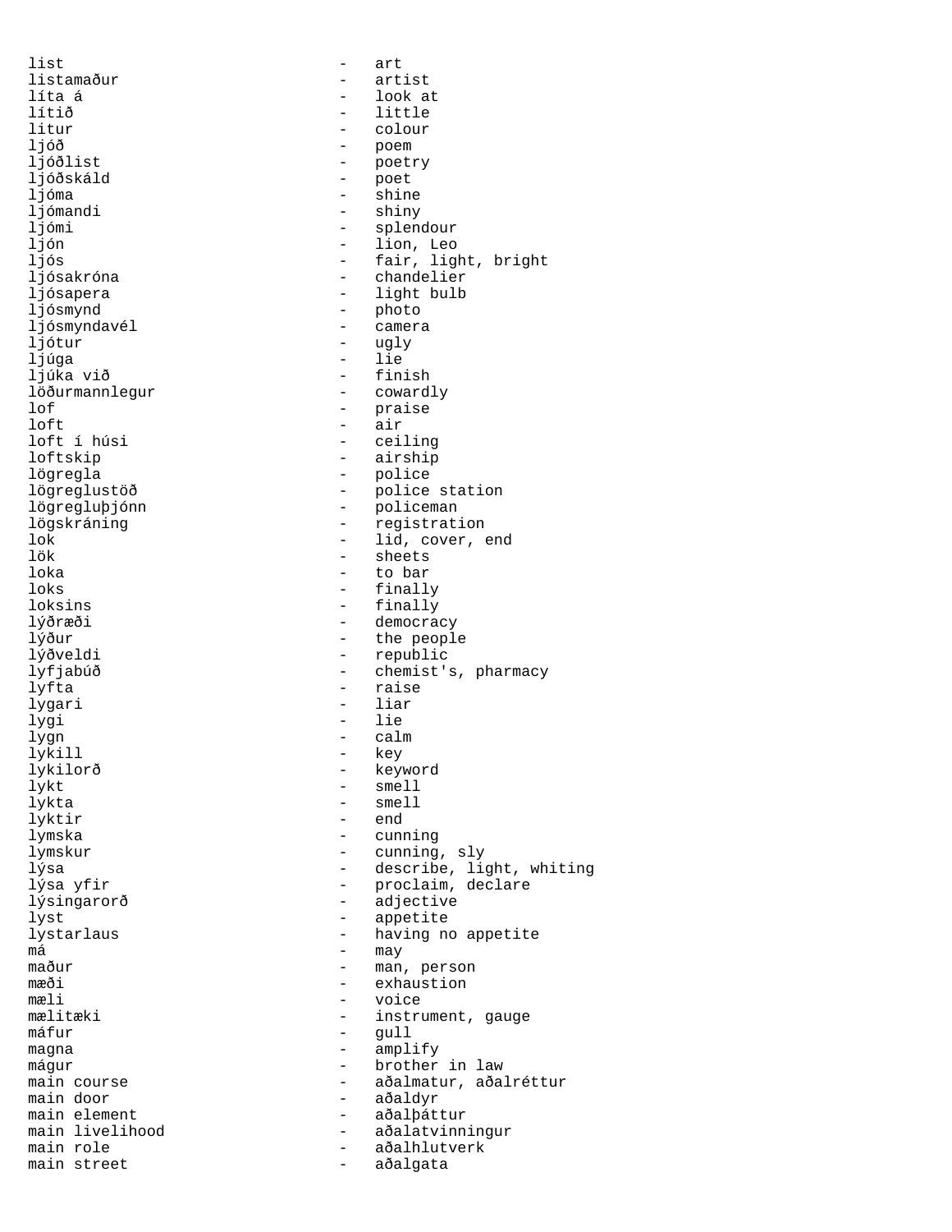list - art
listamaður - artist
líta á - look at
lítið - little
litur - colour
ljóð - poem
ljóðlist - poetry
ljóðskáld - poet
ljóma - shine
ljómandi - shiny
ljómi - splendour
ljón - lion, Leo
ljós - fair, light, bright
ljósakróna - chandelier
ljósapera - light bulb
ljósmynd - photo
ljósmyndavél - camera
ljótur - ugly
ljúga - lie
ljúka við - finish
löðurmannlegur - cowardly
lof - praise
loft - air
loft í húsi - ceiling
loftskip - airship
lögregla - police
lögreglustöð - police station
lögregluþjónn - policeman
lögskráning - registration
lok - lid, cover, end
lök - sheets
loka - to bar
loks - finally
loksins - finally
lýðræði - democracy
lýður - the people
lýðveldi - republic
lyfjabúð - chemist's, pharmacy
lyfta - raise
lygari - liar
lygi - lie
lygn - calm
lykill - key
lykilorð - keyword
lykt - smell
lykta - smell
lyktir - end
lymska - cunning
lymskur - cunning, sly
lýsa - describe, light, whiting
lýsa yfir - proclaim, declare
lýsingarorð - adjective
lyst - appetite
lystarlaus - having no appetite
má - may
maður - man, person
mæði - exhaustion
mæli - voice
mælitæki - instrument, gauge
máfur - gull
magna - amplify
mágur - brother in law
main course - aðalmatur, aðalréttur
main door - aðaldyr
main element - aðalþáttur
main livelihood - aðalatvinningur
main role - aðalhlutverk
main street - aðalgata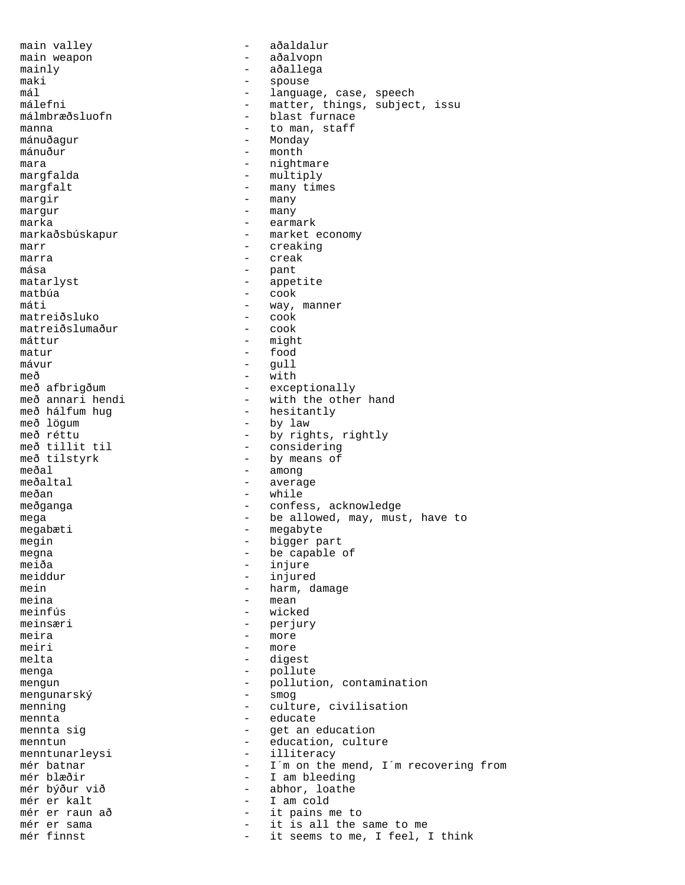main valley - aðaldalur
main weapon - aðalvopn
mainly - aðallega
maki - spouse
mál - language, case, speech
málefni - matter, things, subject, issu
málmbræðsluofn - blast furnace
manna - to man, staff
mánuðagur - Monday
mánuður - month
mara - nightmare
margfalda - multiply
margfalt - many times
margir - many
margur - many
marka - earmark
markaðsbúskapur - market economy
marr - creaking
marra - creak
mása - pant
matarlyst - appetite
matbúa - cook
máti - way, manner
matreiðsluko - cook
matreiðslumaður - cook
máttur - might
matur - food
mávur - gull
með - with
með afbrigðum - exceptionally
með annari hendi - with the other hand
með hálfum hug - hesitantly
með lögum - by law
með réttu - by rights, rightly
með tillit til - considering
með tilstyrk - by means of
meðal - among
meðaltal - average
meðan - while
meðganga - confess, acknowledge
mega - be allowed, may, must, have to
megabæti - megabyte
megin - bigger part
megna - be capable of
meiða - injure
meiddur - injured
mein - harm, damage
meina - mean
meinfús - wicked
meinsæri - perjury
meira - more
meiri - more
melta - digest
menga - pollute
mengun - pollution, contamination
mengunarský - smog
menning - culture, civilisation
mennta - educate
mennta sig - get an education
menntun - education, culture
menntunarleysi - illiteracy
mér batnar - I´m on the mend, I´m recovering from
mér blæðir - I am bleeding
mér býður við - abhor, loathe
mér er kalt - I am cold
mér er raun að - it pains me to
mér er sama - it is all the same to me
mér finnst - it seems to me, I feel, I think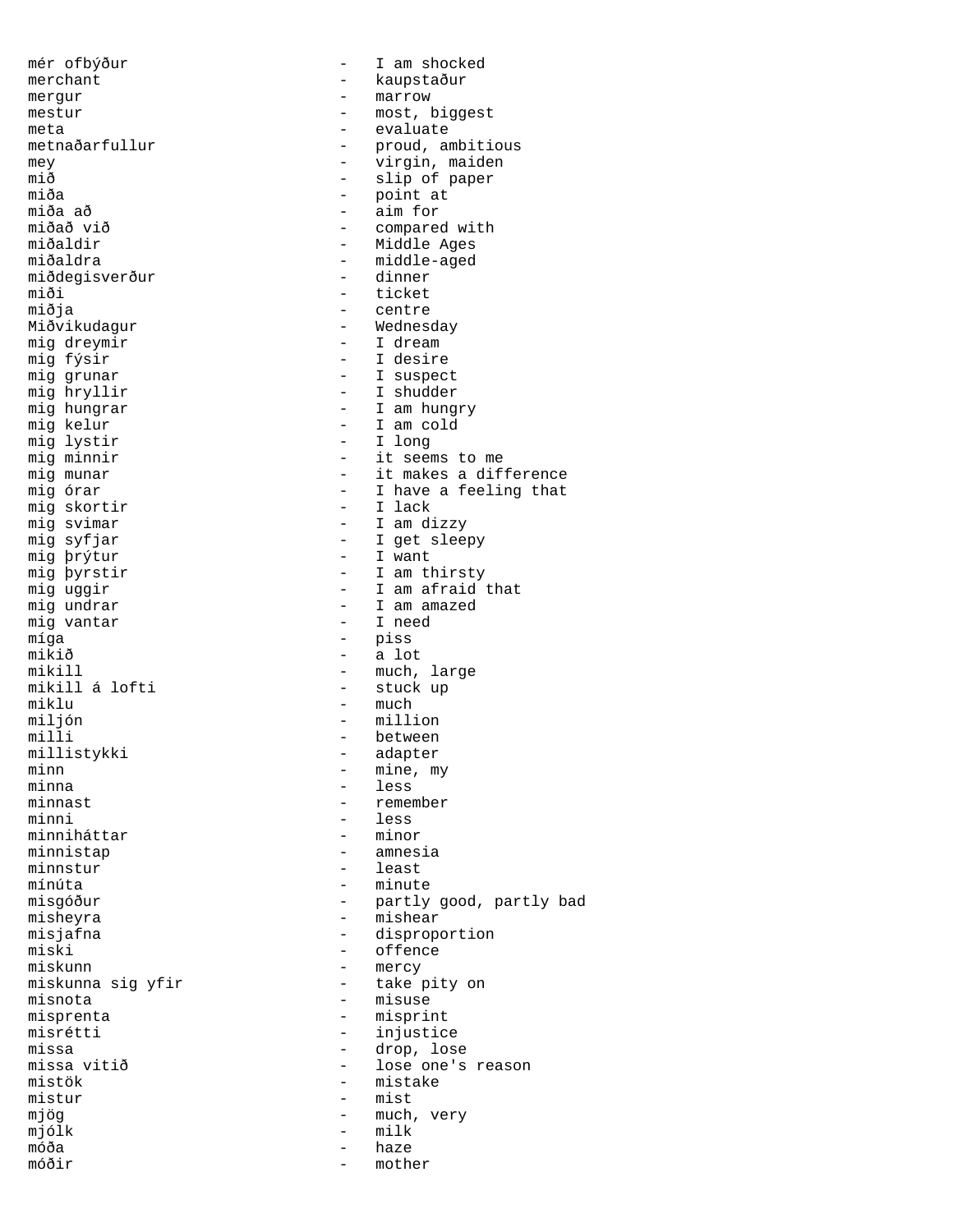mér ofbýður - I am shocked
merchant - kaupstaður
mergur - marrow
mestur - most, biggest
meta - evaluate
metnaðarfullur - proud, ambitious
mey - virgin, maiden
mið - slip of paper
miða - point at
miða að - aim for
miðað við - compared with
miðaldir - Middle Ages
miðaldra - middle-aged
miðdegisverður - dinner
miði - ticket
miðja - centre
Miðvikudagur - Wednesday
mig dreymir - I dream
mig fýsir - I desire
mig grunar - I suspect
mig hryllir - I shudder
mig hungrar - I am hungry
mig kelur - I am cold
mig lystir - I long
mig minnir - it seems to me
mig munar - it makes a difference
mig órar - I have a feeling that
mig skortir - I lack
mig svimar - I am dizzy
mig syfjar - I get sleepy
mig þrýtur - I want
mig þyrstir - I am thirsty
mig uggir - I am afraid that
mig undrar - I am amazed
mig vantar - I need
míga - piss
mikið - a lot
mikill - much, large
mikill á lofti - stuck up
miklu - much
miljón - million
milli - between
millistykki - adapter
minn - mine, my
minna - less
minnast - remember
minni - less
minniháttar - minor
minnistap - amnesia
minnstur - least
mínúta - minute
misgóður - partly good, partly bad
misheyra - mishear
misjafna - disproportion
miski - offence
miskunn - mercy
miskunna sig yfir - take pity on
misnota - misuse
misprenta - misprint
misrétti - injustice
missa - drop, lose
missa vitið - lose one's reason
mistök - mistake
mistur - mist
mjög - much, very
mjólk - milk
móða - haze
móðir - mother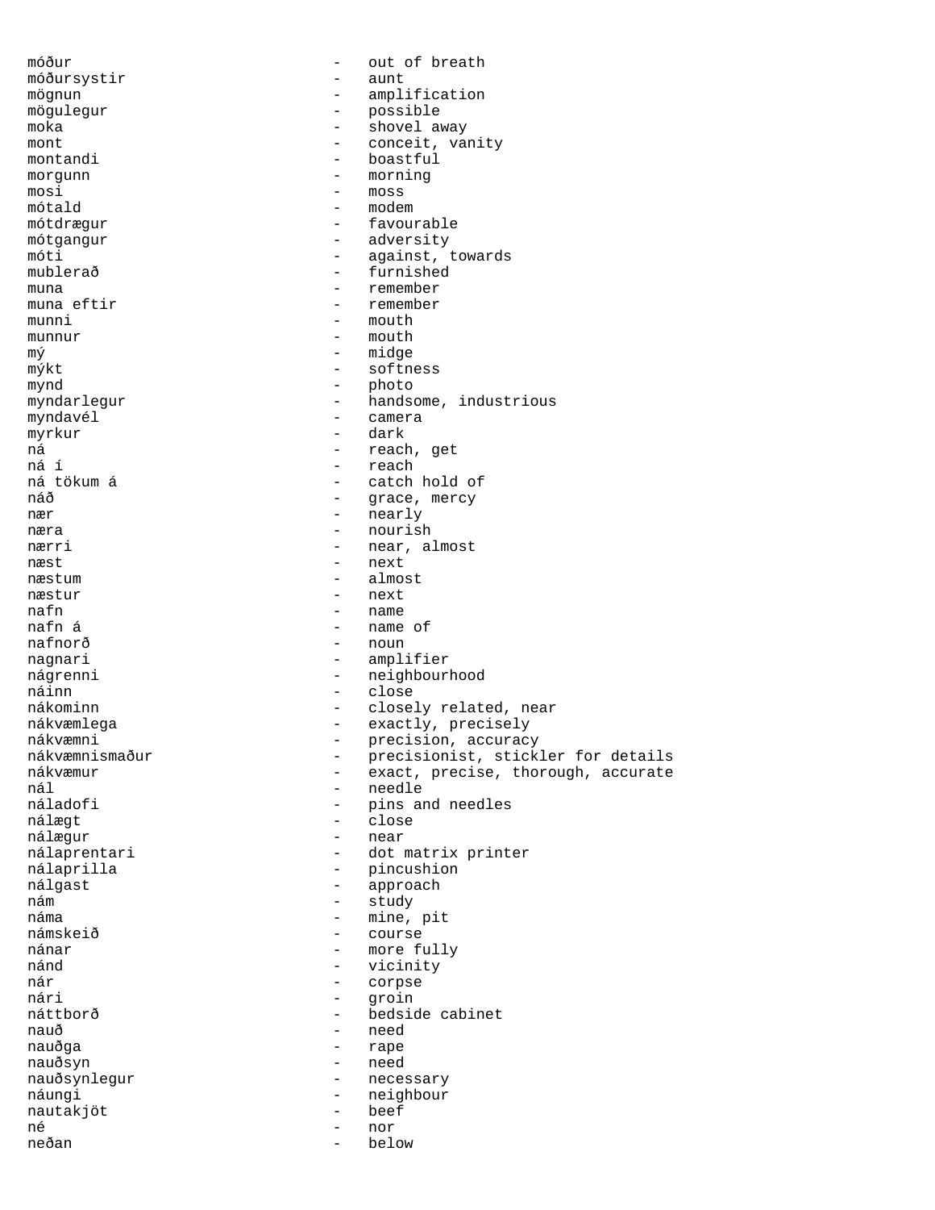móður - out of breath
móðursystir - aunt
mögnun - amplification
mögulegur - possible
moka - shovel away
mont - conceit, vanity
montandi - boastful
morgunn - morning
mosi - moss
mótald - modem
mótdrægur - favourable
mótgangur - adversity
móti - against, towards
mublerað - furnished
muna - remember
muna eftir - remember
munni - mouth
munnur - mouth
mý - midge
mýkt - softness
mynd - photo
myndarlegur - handsome, industrious
myndavél - camera
myrkur - dark
ná - reach, get
ná í - reach
ná tökum á - catch hold of
náð - grace, mercy
nær - nearly
næra - nourish
nærri - near, almost
næst - next
næstum - almost
næstur - next
nafn - name
nafn á - name of
nafnorð - noun
nagnari - amplifier
nágrenni - neighbourhood
náinn - close
nákominn - closely related, near
nákvæmlega - exactly, precisely
nákvæmni - precision, accuracy
nákvæmnismaður - precisionist, stickler for details
nákvæmur - exact, precise, thorough, accurate
nál - needle
náladofi - pins and needles
nálægt - close
nálægur - near
nálaprentari - dot matrix printer
nálaprilla - pincushion
nálgast - approach
nám - study
náma - mine, pit
námskeið - course
nánar - more fully
nánd - vicinity
nár - corpse
nári - groin
náttborð - bedside cabinet
nauð - need
nauðga - rape
nauðsyn - need
nauðsynlegur - necessary
náungi - neighbour
nautakjöt - beef
né - nor
neðan - below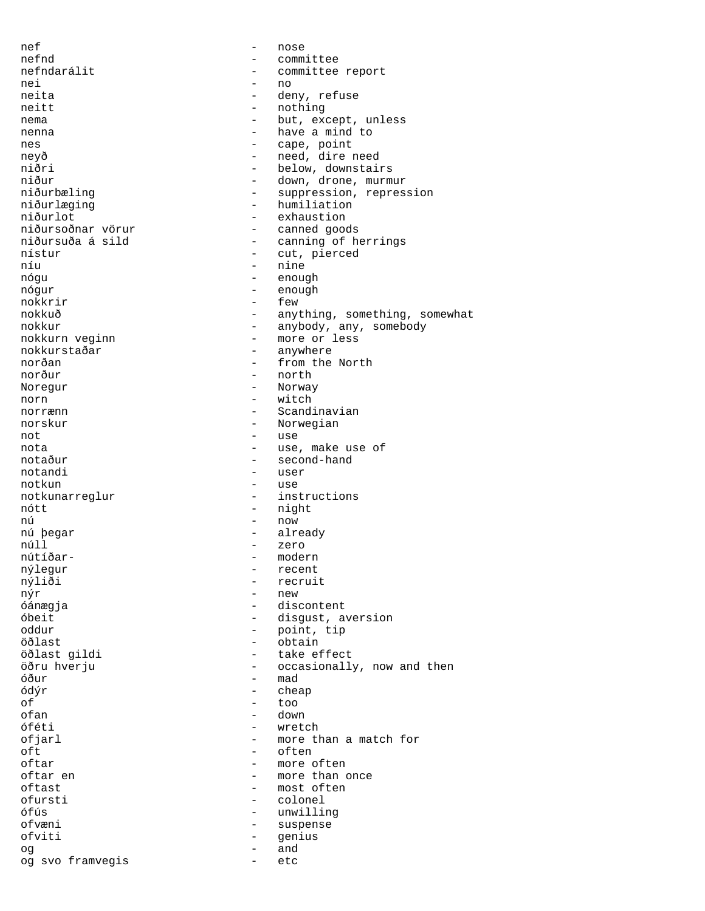nef - nose
nefnd - committee
nefndarálit - committee report
nei - no
neita - deny, refuse
neitt - nothing
nema - but, except, unless
nenna - have a mind to
nes - cape, point
neyð - need, dire need
niðri - below, downstairs
niður - down, drone, murmur
niðurbæling - suppression, repression
niðurlæging - humiliation
niðurlot - exhaustion
niðursoðnar vörur - canned goods
niðursuða á sild - canning of herrings
nístur - cut, pierced
níu - nine
nógu - enough
nógur - enough
nokkrir - few
nokkuð - anything, something, somewhat
nokkur - anybody, any, somebody
nokkurn veginn - more or less
nokkurstaðar - anywhere
norðan - from the North
norður - north
Noregur - Norway
norn - witch
norrænn - Scandinavian
norskur - Norwegian
not - use
nota - use, make use of
notaður - second-hand
notandi - user
notkun - use
notkunarreglur - instructions
nótt - night
nú - now
nú þegar - already
núll - zero
nútíðar- - modern
nýlegur - recent
nýliði - recruit
nýr - new
óánægja - discontent
óbeit - disgust, aversion
oddur - point, tip
öðlast - obtain
öðlast gildi - take effect
öðru hverju - occasionally, now and then
óður - mad
ódýr - cheap
of - too
ofan - down
óféti - wretch
ofjarl - more than a match for
oft - often
oftar - more often
oftar en - more than once
oftast - most often
ofursti - colonel
ófús - unwilling
ofvæni - suspense
ofviti - genius
og - and
og svo framvegis - etc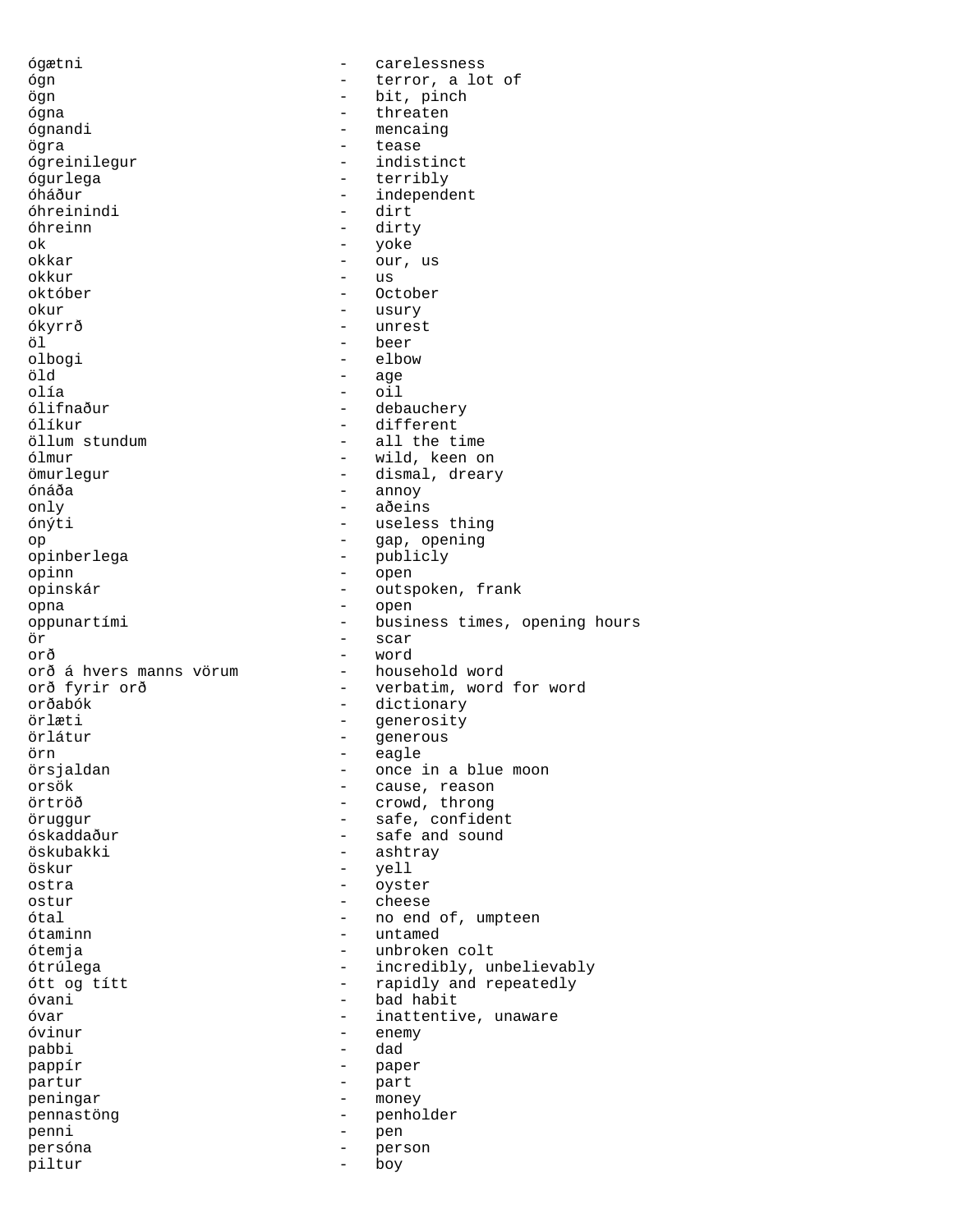ógætni - carelessness
ógn - terror, a lot of
ögn - bit, pinch
ógna - threaten
ógnandi - mencaing
ögra - tease
ógreinilegur - indistinct
ógurlega - terribly
óháður - independent
óhreinindi - dirt
óhreinn - dirty
ok - yoke
okkar - our, us
okkur - us
október - October
okur - usury
ókyrrð - unrest
öl - beer
olbogi - elbow
öld - age
olía - oil
ólifnaður - debauchery
ólíkur - different
öllum stundum - all the time
ólmur - wild, keen on
ömurlegur - dismal, dreary
ónáða - annoy
only - aðeins
ónýti - useless thing
op - gap, opening
opinberlega - publicly
opinn - open
opinskár - outspoken, frank
opna - open
oppunartími - business times, opening hours
ör - scar
orð - word
orð á hvers manns vörum - household word
orð fyrir orð - verbatim, word for word
orðabók - dictionary
örlæti - generosity
örlátur - generous
örn - eagle
örsjaldan - once in a blue moon
orsök - cause, reason
örtröð - crowd, throng
öruggur - safe, confident
óskaddaður - safe and sound
öskubakki - ashtray
öskur - yell
ostra - oyster
ostur - cheese
ótal - no end of, umpteen
ótaminn - untamed
ótemja - unbroken colt
ótrúlega - incredibly, unbelievably
ótt og títt - rapidly and repeatedly
óvani - bad habit
óvar - inattentive, unaware
óvinur - enemy
pabbi - dad
pappír - paper
partur - part
peningar - money
pennastöng - penholder
penni - pen
persóna - person
piltur - boy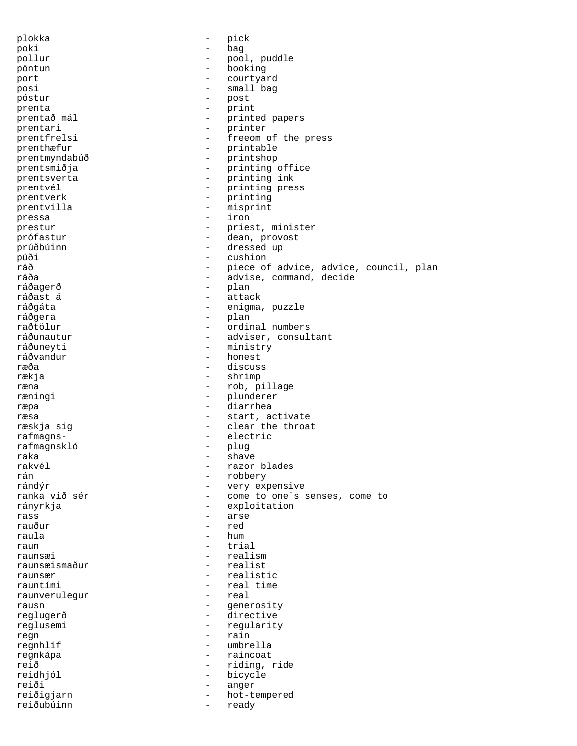plokka - pick
poki - bag
pollur - pool, puddle
pöntun - booking
port - courtyard
posi - small bag
póstur - post
prenta - print
prentað mál - printed papers
prentari - printer
prentfrelsi - freeom of the press
prenthæfur - printable
prentmyndabúð - printshop
prentsmiðja - printing office
prentsverta - printing ink
prentvél - printing press
prentverk - printing
prentvilla - misprint
pressa - iron
prestur - priest, minister
prófastur - dean, provost
prúðbúinn - dressed up
púði - cushion
ráð - piece of advice, advice, council, plan
ráða - advise, command, decide
ráðagerð - plan
ráðast á - attack
ráðgáta - enigma, puzzle
ráðgera - plan
raðtölur - ordinal numbers
ráðunautur - adviser, consultant
ráðuneyti - ministry
ráðvandur - honest
ræða - discuss
rækja - shrimp
ræna - rob, pillage
ræningi - plunderer
ræpa - diarrhea
ræsa - start, activate
ræskja sig - clear the throat
rafmagns- - electric
rafmagnskló - plug
raka - shave
rakvél - razor blades
rán - robbery
rándýr - very expensive
ranka við sér - come to one´s senses, come to
rányrkja - exploitation
rass - arse
rauður - red
raula - hum
raun - trial
raunsæi - realism
raunsæismaður - realist
raunsær - realistic
rauntími - real time
raunverulegur - real
rausn - generosity
reglugerð - directive
reglusemi - regularity
regn - rain
regnhlíf - umbrella
regnkápa - raincoat
reið - riding, ride
reidhjól - bicycle
reiði - anger
reiðigjarn - hot-tempered
reiðubúinn - ready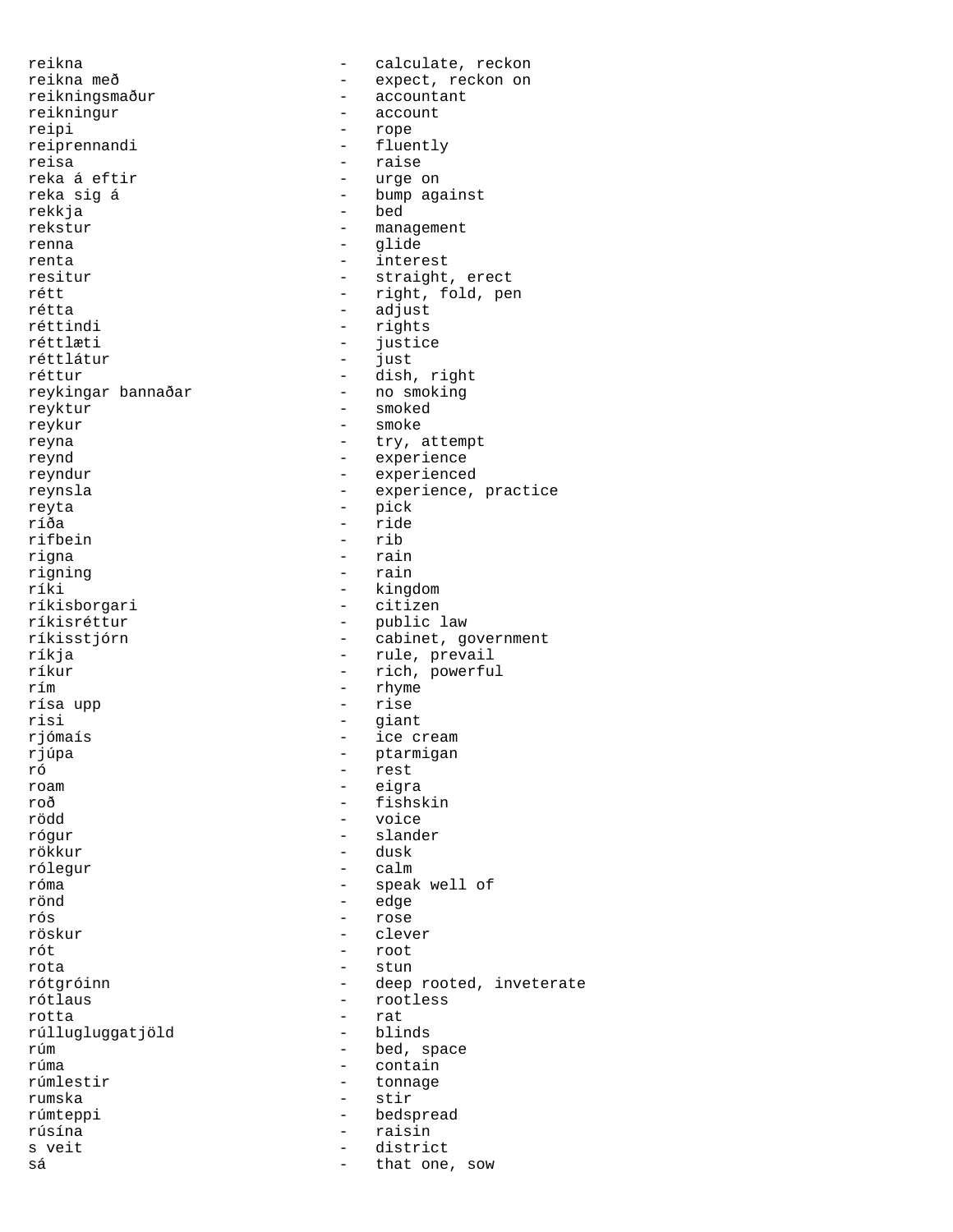reikna - calculate, reckon
reikna með - expect, reckon on
reikningsmaður - accountant
reikningur - account
reipi - rope
reiprennandi - fluently
reisa - raise
reka á eftir - urge on
reka sig á - bump against
rekkja - bed
rekstur - management
renna - glide
renta - interest
resitur - straight, erect
rétt - right, fold, pen
rétta - adjust
réttindi - rights
réttlæti - justice
réttlátur - just
réttur - dish, right
reykingar bannaðar - no smoking
reyktur - smoked
reykur - smoke
reyna - try, attempt
reynd - experience
reyndur - experienced
reynsla - experience, practice
reyta - pick
ríða - ride
rifbein - rib
rigna - rain
rigning - rain
ríki - kingdom
ríkisborgari - citizen
ríkisréttur - public law
ríkisstjórn - cabinet, government
ríkja - rule, prevail
ríkur - rich, powerful
rím - rhyme
rísa upp - rise
risi - giant
rjómaís - ice cream
rjúpa - ptarmigan
ró - rest
roam - eigra
roð - fishskin
rödd - voice
rógur - slander
rökkur - dusk
rólegur - calm
róma - speak well of
rönd - edge
rós - rose
röskur - clever
rót - root
rota - stun
rótgróinn - deep rooted, inveterate
rótlaus - rootless
rotta - rat
rúllugluggatjöld - blinds
rúm - bed, space
rúma - contain
rúmlestir - tonnage
rumska - stir
rúmteppi - bedspread
rúsína - raisin
s veit - district
sá - that one, sow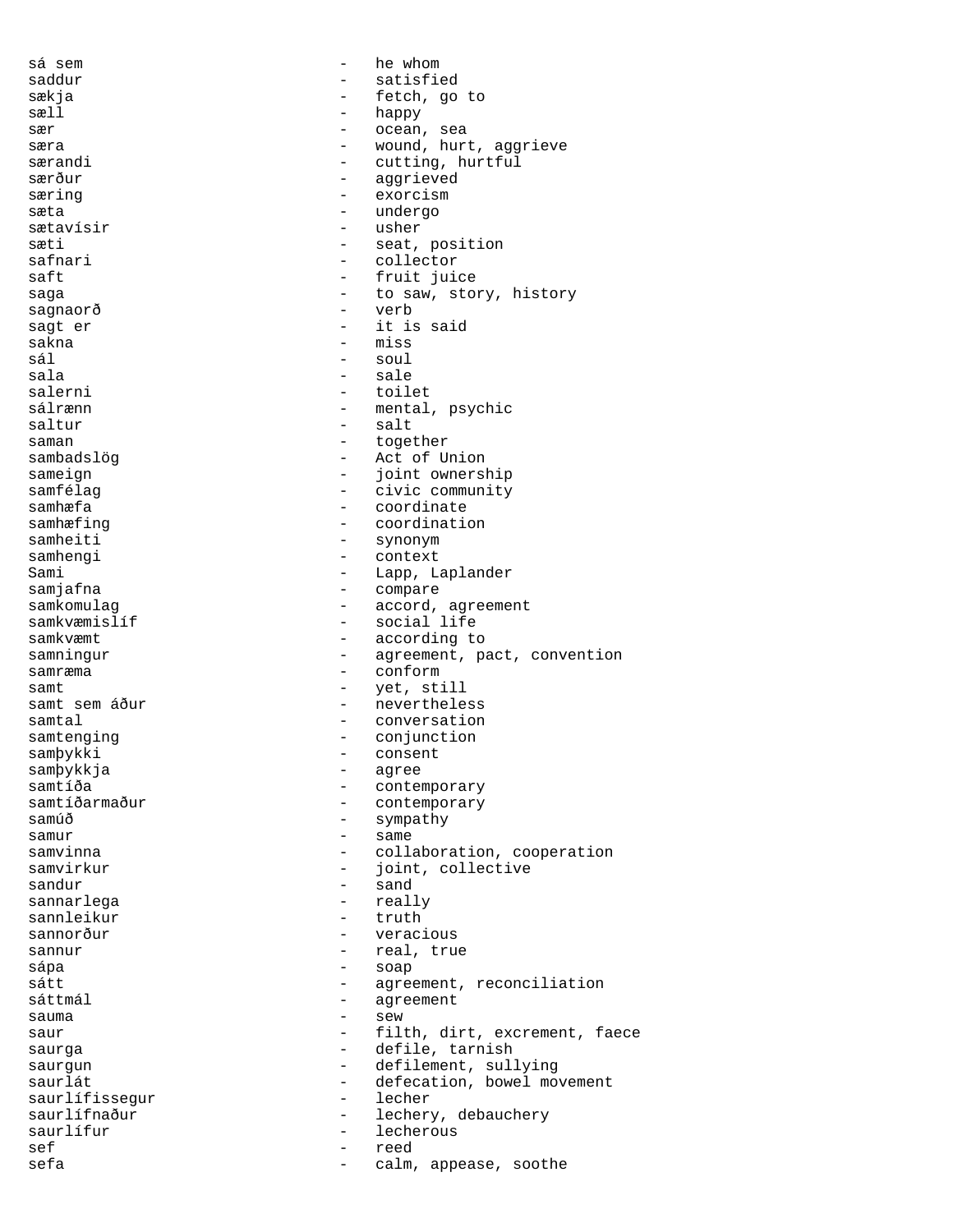sá sem - he whom
saddur - satisfied
sækja - fetch, go to
sæll - happy
sær - ocean, sea
særa - wound, hurt, aggrieve
særandi - cutting, hurtful
særður - aggrieved
særing - exorcism
sæta - undergo
sætavísir - usher
sæti - seat, position
safnari - collector
saft - fruit juice
saga - to saw, story, history
sagnaorð - verb
sagt er - it is said
sakna - miss
sál - soul
sala - sale
salerni - toilet
sálrænn - mental, psychic
saltur - salt
saman - together
sambadslög - Act of Union
sameign - joint ownership
samfélag - civic community
samhæfa - coordinate
samhæfing - coordination
samheiti - synonym
samhengi - context
Sami - Lapp, Laplander
samjafna - compare
samkomulag - accord, agreement
samkvæmislíf - social life
samkvæmt - according to
samningur - agreement, pact, convention
samræma - conform
samt - yet, still
samt sem áður - nevertheless
samtal - conversation
samtenging - conjunction
samþykki - consent
samþykkja - agree
samtíða - contemporary
samtíðarmaður - contemporary
samúð - sympathy
samur - same
samvinna - collaboration, cooperation
samvirkur - joint, collective
sandur - sand
sannarlega - really
sannleikur - truth
sannorður - veracious
sannur - real, true
sápa - soap
sátt - agreement, reconciliation
sáttmál - agreement
sauma - sew
saur - filth, dirt, excrement, faece
saurga - defile, tarnish
saurgun - defilement, sullying
saurlát - defecation, bowel movement
saurlífissegur - lecher
saurlífnaður - lechery, debauchery
saurlífur - lecherous
sef - reed
sefa - calm, appease, soothe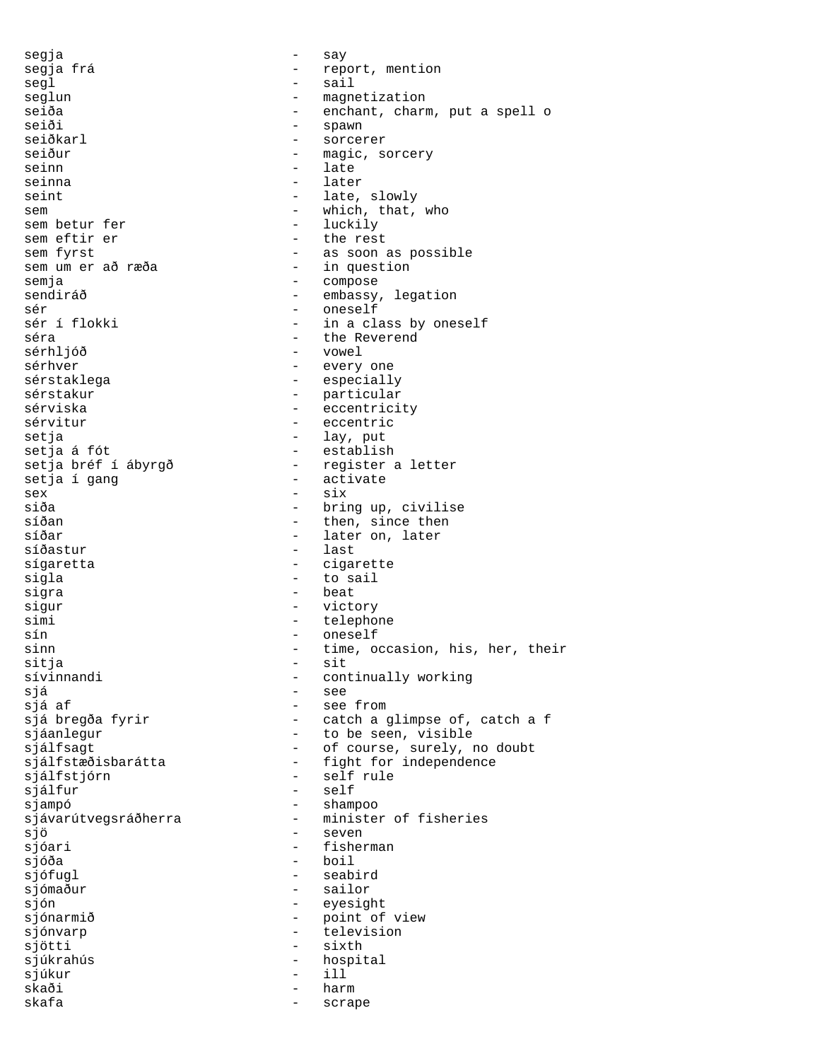segja - say
segja frá - report, mention
segl - sail
seglun - magnetization
seiða - enchant, charm, put a spell o
seiði - spawn
seiðkarl - sorcerer
seiður - magic, sorcery
seinn - late
seinna - later
seint - late, slowly
sem - which, that, who
sem betur fer - luckily
sem eftir er - the rest
sem fyrst - as soon as possible
sem um er að ræða - in question
semja - compose
sendiráð - embassy, legation
sér - oneself
sér í flokki - in a class by oneself
séra - the Reverend
sérhljóð - vowel
sérhver - every one
sérstaklega - especially
sérstakur - particular
sérviska - eccentricity
sérvitur - eccentric
setja - lay, put
setja á fót - establish
setja bréf í ábyrgð - register a letter
setja í gang - activate
sex - six
siða - bring up, civilise
síðan - then, since then
síðar - later on, later
síðastur - last
sígaretta - cigarette
sigla - to sail
sigra - beat
sigur - victory
simi - telephone
sín - oneself
sinn - time, occasion, his, her, their
sitja - sit
sívinnandi - continually working
sjá - see
sjá af - see from
sjá bregða fyrir - catch a glimpse of, catch a f
sjáanlegur - to be seen, visible
sjálfsagt - of course, surely, no doubt
sjálfstæðisbarátta - fight for independence
sjálfstjórn - self rule
sjálfur - self
sjampó - shampoo
sjávarútvegsráðherra - minister of fisheries
sjö - seven
sjóari - fisherman
sjóða - boil
sjófugl - seabird
sjómaður - sailor
sjón - eyesight
sjónarmið - point of view
sjónvarp - television
sjötti - sixth
sjúkrahús - hospital
sjúkur - ill
skaði - harm
skafa - scrape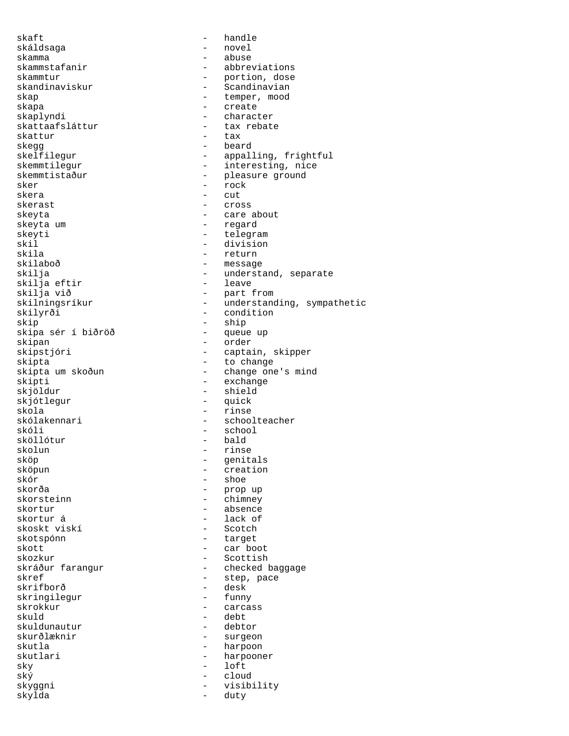skaft - handle
skáldsaga - novel
skamma - abuse
skammstafanir - abbreviations
skammtur - portion, dose
skandinaviskur - Scandinavian
skap - temper, mood
skapa - create
skaplyndi - character
skattaafsláttur - tax rebate
skattur - tax
skegg - beard
skelfilegur - appalling, frightful
skemmtilegur - interesting, nice
skemmtistaður - pleasure ground
sker - rock
skera - cut
skerast - cross
skeyta - care about
skeyta um - regard
skeyti - telegram
skil - division
skila - return
skilaboð - message
skilja - understand, separate
skilja eftir - leave
skilja við - part from
skilningsríkur - understanding, sympathetic
skilyrði - condition
skip - ship
skipa sér í biðröð - queue up
skipan - order
skipstjóri - captain, skipper
skipta - to change
skipta um skoðun - change one's mind
skipti - exchange
skjöldur - shield
skjótlegur - quick
skola - rinse
skólakennari - schoolteacher
skóli - school
sköllótur - bald
skolun - rinse
sköp - genitals
sköpun - creation
skór - shoe
skorða - prop up
skorsteinn - chimney
skortur - absence
skortur á - lack of
skoskt viskí - Scotch
skotspónn - target
skott - car boot
skozkur - Scottish
skráður farangur - checked baggage
skref - step, pace
skrifborð - desk
skringilegur - funny
skrokkur - carcass
skuld - debt
skuldunautur - debtor
skurðlæknir - surgeon
skutla - harpoon
skutlari - harpooner
sky - loft
ský - cloud
skyggni - visibility
skylda - duty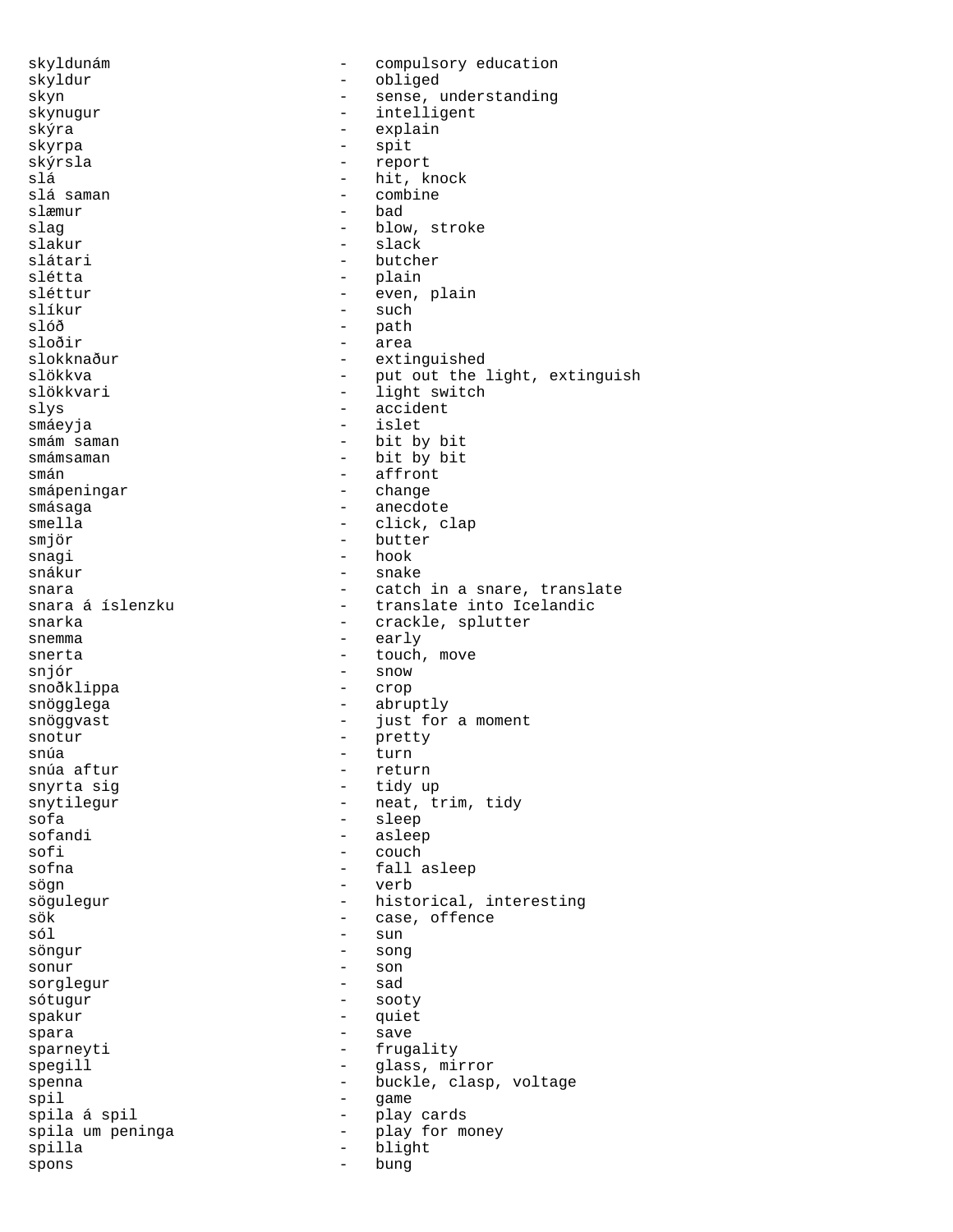skyldunám - compulsory education
skyldur - obliged
skyn - sense, understanding
skynugur - intelligent
skýra - explain
skyrpa - spit
skýrsla - report
slá - hit, knock
slá saman - combine
slæmur - bad
slag - blow, stroke
slakur - slack
slátari - butcher
slétta - plain
sléttur - even, plain
slíkur - such
slóð - path
sloðir - area
slokknaður - extinguished
slökkva - put out the light, extinguish
slökkvari - light switch
slys - accident
smáeyja - islet
smám saman - bit by bit
smámsaman - bit by bit
smán - affront
smápeningar - change
smásaga - anecdote
smella - click, clap
smjör - butter
snagi - hook
snákur - snake
snara - catch in a snare, translate
snara á íslenzku - translate into Icelandic
snarka - crackle, splutter
snemma - early
snerta - touch, move
snjór - snow
snoðklippa - crop
snögglega - abruptly
snöggvast - just for a moment
snotur - pretty
snúa - turn
snúa aftur - return
snyrta sig - tidy up
snytilegur - neat, trim, tidy
sofa - sleep
sofandi - asleep
sofi - couch
sofna - fall asleep
sögn - verb
sögulegur - historical, interesting
sök - case, offence
sól - sun
söngur - song
sonur - son
sorglegur - sad
sótugur - sooty
spakur - quiet
spara - save
sparneyti - frugality
spegill - glass, mirror
spenna - buckle, clasp, voltage
spil - game
spila á spil - play cards
spila um peninga - play for money
spilla - blight
spons - bung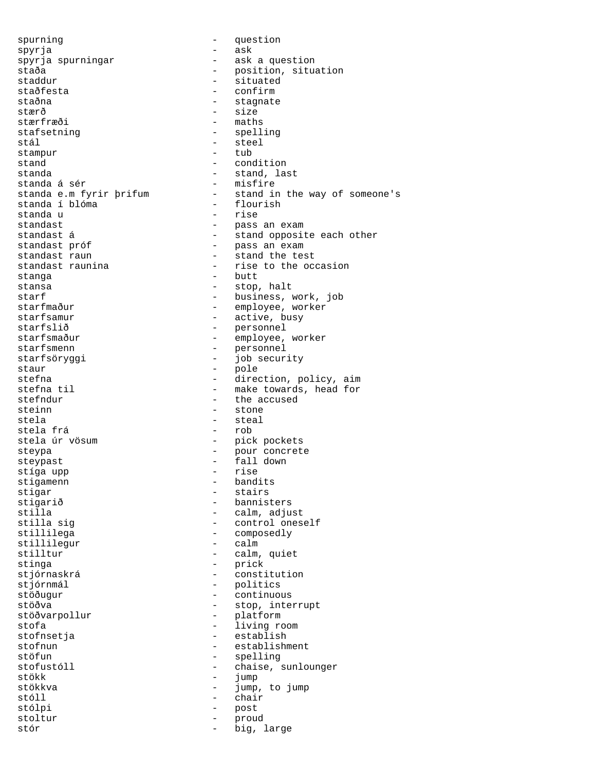spurning - question
spyrja - ask
spyrja spurningar - ask a question
staða - position, situation
staddur - situated
staðfesta - confirm
staðna - stagnate
stærð - size
stærfræði - maths
stafsetning - spelling
stál - steel
stampur - tub
stand - condition
standa - stand, last
standa á sér - misfire
standa e.m fyrir þrifum - stand in the way of someone's
standa í blóma - flourish
standa u - rise
standast - pass an exam
standast á - stand opposite each other
standast próf - pass an exam
standast raun - stand the test
standast raunina - rise to the occasion
stanga - butt
stansa - stop, halt
starf - business, work, job
starfmaður - employee, worker
starfsamur - active, busy
starfslið - personnel
starfsmaður - employee, worker
starfsmenn - personnel
starfsöryggi - job security
staur - pole
stefna - direction, policy, aim
stefna til - make towards, head for
stefndur - the accused
steinn - stone
stela - steal
stela frá - rob
stela úr vösum - pick pockets
steypa - pour concrete
steypast - fall down
stíga upp - rise
stigamenn - bandits
stigar - stairs
stigarið - bannisters
stilla - calm, adjust
stilla sig - control oneself
stillilega - composedly
stillilegur - calm
stilltur - calm, quiet
stinga - prick
stjórnaskrá - constitution
stjórnmál - politics
stöðugur - continuous
stöðva - stop, interrupt
stöðvarpollur - platform
stofa - living room
stofnsetja - establish
stofnun - establishment
stöfun - spelling
stofustóll - chaise, sunlounger
stökk - jump
stökkva - jump, to jump
stóll - chair
stólpi - post
stoltur - proud
stór - big, large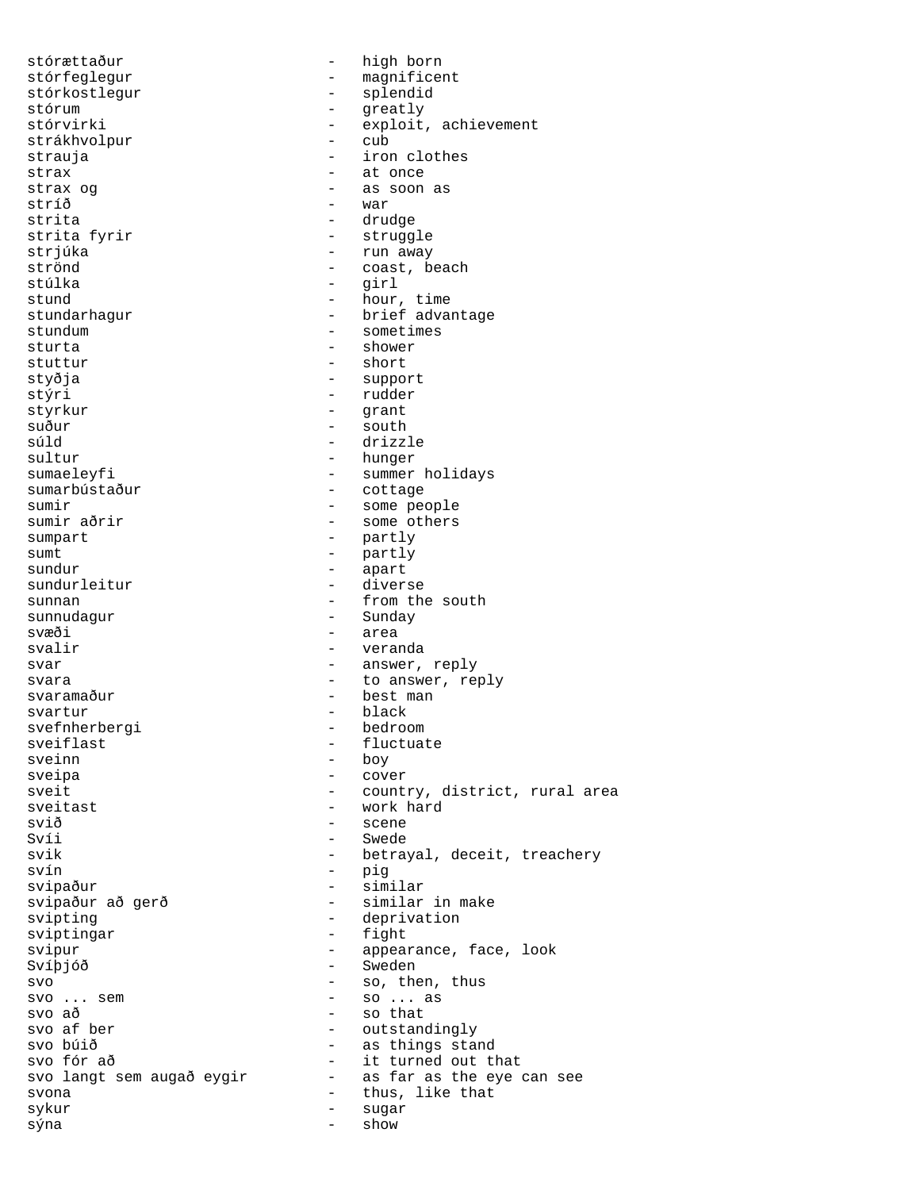stórættaður - high born
stórfeglegur - magnificent
stórkostlegur - splendid
stórum - greatly
stórvirki - exploit, achievement
strákhvolpur - cub
strauja - iron clothes
strax - at once
strax og - as soon as
stríð - war
strita - drudge
strita fyrir - struggle
strjúka - run away
strönd - coast, beach
stúlka - girl
stund - hour, time
stundarhagur - brief advantage
stundum - sometimes
sturta - shower
stuttur - short
styðja - support
stýri - rudder
styrkur - grant
suður - south
súld - drizzle
sultur - hunger
sumaeleyfi - summer holidays
sumarbústaður - cottage
sumir - some people
sumir aðrir - some others
sumpart - partly
sumt - partly
sundur - apart
sundurleitur - diverse
sunnan - from the south
sunnudagur - Sunday
svæði - area
svalir - veranda
svar - answer, reply
svara - to answer, reply
svaramaður - best man
svartur - black
svefnherbergi - bedroom
sveiflast - fluctuate
sveinn - boy
sveipa - cover
sveit - country, district, rural area
sveitast - work hard
svið - scene
Svíi - Swede
svik - betrayal, deceit, treachery
svín - pig
svipaður - similar
svipaður að gerð - similar in make
svipting - deprivation
sviptingar - fight
svipur - appearance, face, look
Svíþjóð - Sweden
svo - so, then, thus
svo ... sem - so ... as
svo að - so that
svo af ber - outstandingly
svo búið - as things stand
svo fór að - it turned out that
svo langt sem augað eygir - as far as the eye can see
svona - thus, like that
sykur - sugar
sýna - show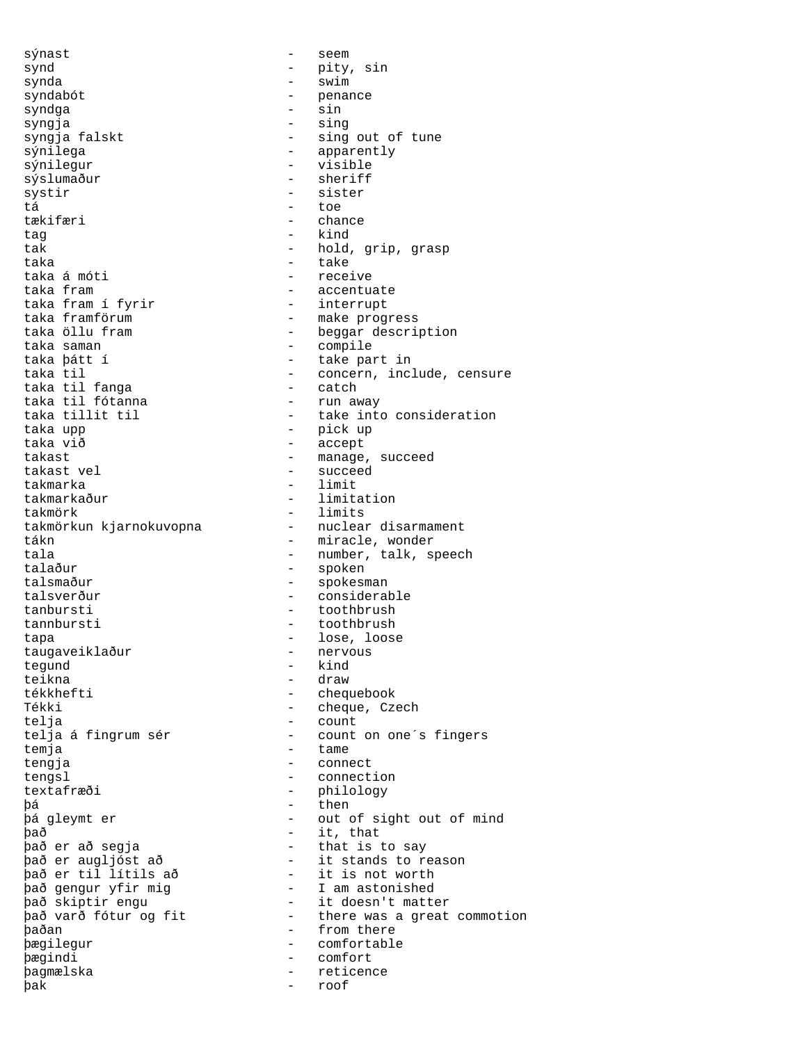sýnast - seem
synd - pity, sin
synda - swim
syndabót - penance
syndga - sin
syngja - sing
syngja falskt - sing out of tune
sýnilega - apparently
sýnilegur - visible
sýslumaður - sheriff
systir - sister
tá - toe
tækifæri - chance
tag - kind
tak - hold, grip, grasp
taka - take
taka á móti - receive
taka fram - accentuate
taka fram í fyrir - interrupt
taka framförum - make progress
taka öllu fram - beggar description
taka saman - compile
taka þátt í - take part in
taka til - concern, include, censure
taka til fanga - catch
taka til fótanna - run away
taka tillit til - take into consideration
taka upp - pick up
taka við - accept
takast - manage, succeed
takast vel - succeed
takmarka - limit
takmarkaður - limitation
takmörk - limits
takmörkun kjarnokuvopna - nuclear disarmament
tákn - miracle, wonder
tala - number, talk, speech
talaður - spoken
talsmaður - spokesman
talsverður - considerable
tanbursti - toothbrush
tannbursti - toothbrush
tapa - lose, loose
taugaveiklaður - nervous
tegund - kind
teikna - draw
tékkhefti - chequebook
Tékki - cheque, Czech
telja - count
telja á fingrum sér - count on one´s fingers
temja - tame
tengja - connect
tengsl - connection
textafræði - philology
þá - then
þá gleymt er - out of sight out of mind
það - it, that
það er að segja - that is to say
það er augljóst að - it stands to reason
það er til lítils að - it is not worth
það gengur yfir mig - I am astonished
það skiptir engu - it doesn't matter
það varð fótur og fit - there was a great commotion
þaðan - from there
þægilegur - comfortable
þægindi - comfort
þagmælska - reticence
þak - roof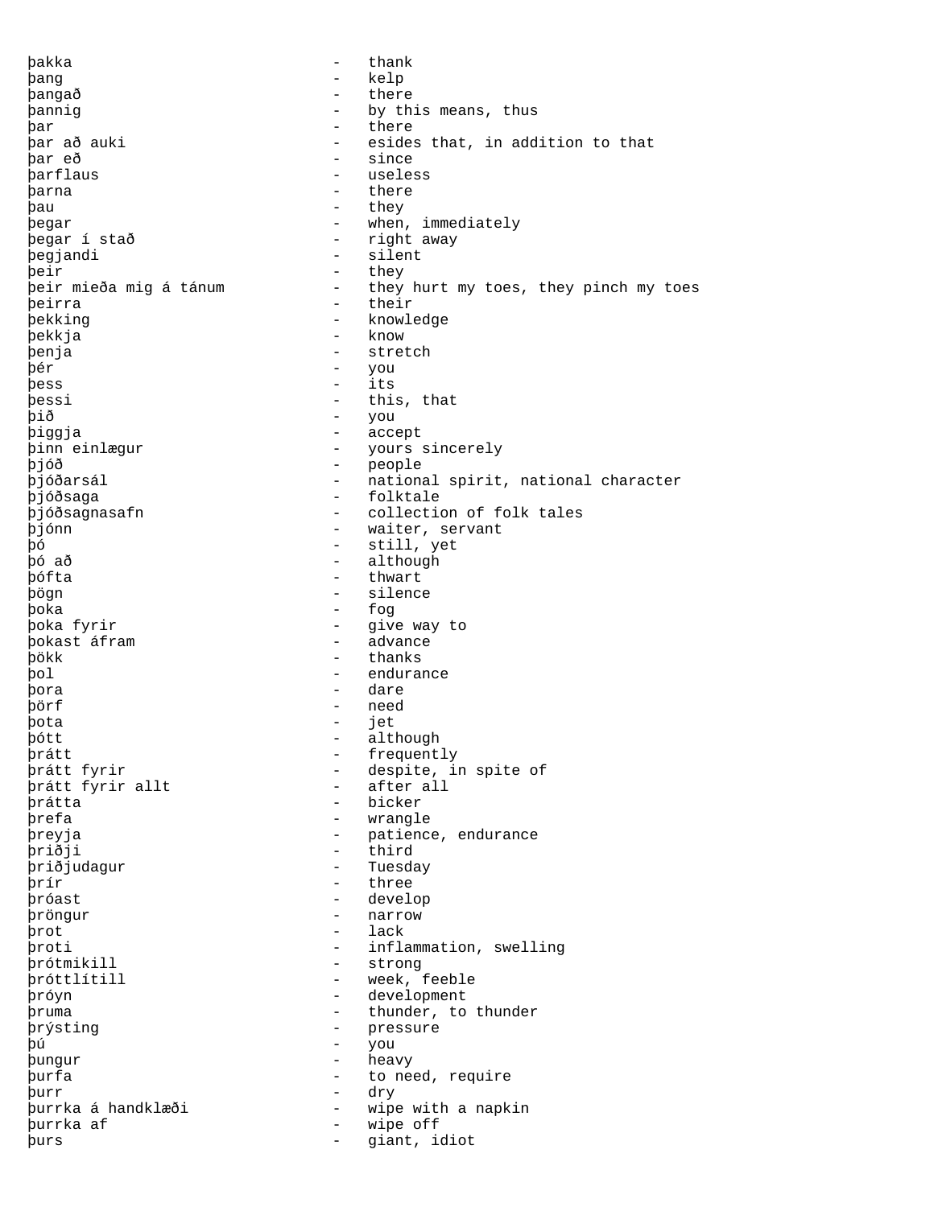þakka - thank
þang - kelp
þangað - there
þannig - by this means, thus
þar - there
þar að auki - esides that, in addition to that
þar eð - since
þarflaus - useless
þarna - there
þau - they
þegar - when, immediately
þegar í stað - right away
þegjandi - silent
þeir - they
þeir mieða mig á tánum - they hurt my toes, they pinch my toes
þeirra - their
þekking - knowledge
þekkja - know
þenja - stretch
þér - you
þess - its
þessi - this, that
þið - you
þiggja - accept
þinn einlægur - yours sincerely
þjóð - people
þjóðarsál - national spirit, national character
þjóðsaga - folktale
þjóðsagnasafn - collection of folk tales
þjónn - waiter, servant
þó - still, yet
þó að - although
þófta - thwart
þögn - silence
þoka - fog
þoka fyrir - give way to
þokast áfram - advance
þökk - thanks
þol - endurance
þora - dare
þörf - need
þota - jet
þótt - although
þrátt - frequently
þrátt fyrir - despite, in spite of
þrátt fyrir allt - after all
þrátta - bicker
þrefa - wrangle
þreyja - patience, endurance
þriðji - third
þriðjudagur - Tuesday
þrír - three
þróast - develop
þröngur - narrow
þrot - lack
þroti - inflammation, swelling
þrótmikill - strong
þróttlítill - week, feeble
þróyn - development
þruma - thunder, to thunder
þrýsting - pressure
þú - you
þungur - heavy
þurfa - to need, require
þurr - dry
þurrka á handklæði - wipe with a napkin
þurrka af - wipe off
þurs - giant, idiot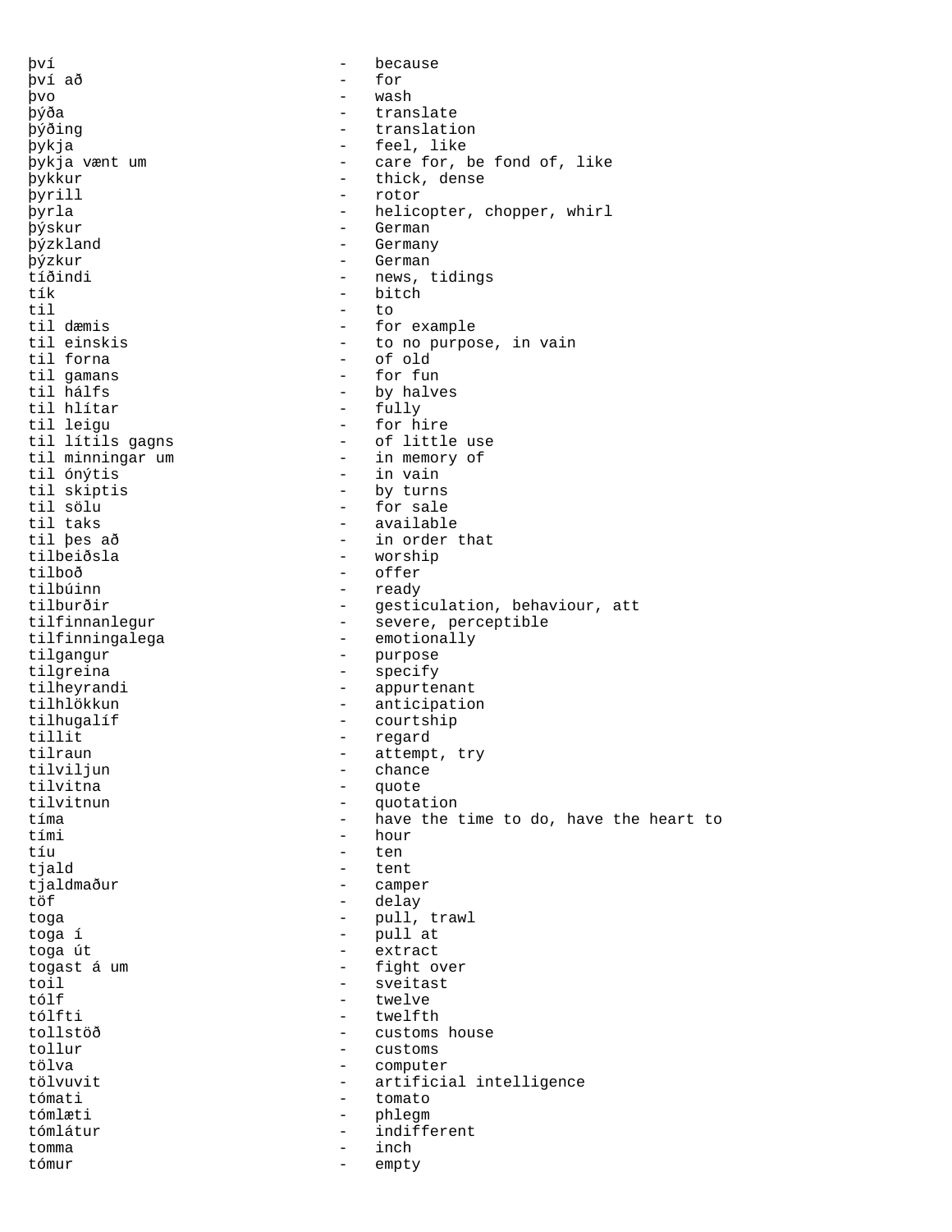því - because
því að - for
þvo - wash
þýða - translate
þýðing - translation
þykja - feel, like
þykja vænt um - care for, be fond of, like
þykkur - thick, dense
þyrill - rotor
þyrla - helicopter, chopper, whirl
þýskur - German
þýzkland - Germany
þýzkur - German
tíðindi - news, tidings
tík - bitch
til - to
til dæmis - for example
til einskis - to no purpose, in vain
til forna - of old
til gamans - for fun
til hálfs - by halves
til hlítar - fully
til leigu - for hire
til lítils gagns - of little use
til minningar um - in memory of
til ónýtis - in vain
til skiptis - by turns
til sölu - for sale
til taks - available
til þes að - in order that
tilbeiðsla - worship
tilboð - offer
tilbúinn - ready
tilburðir - gesticulation, behaviour, att
tilfinnanlegur - severe, perceptible
tilfinningalega - emotionally
tilgangur - purpose
tilgreina - specify
tilheyrandi - appurtenant
tilhlökkun - anticipation
tilhugalíf - courtship
tillit - regard
tilraun - attempt, try
tilviljun - chance
tilvitna - quote
tilvitnun - quotation
tíma - have the time to do, have the heart to
tími - hour
tíu - ten
tjald - tent
tjaldmaður - camper
töf - delay
toga - pull, trawl
toga í - pull at
toga út - extract
togast á um - fight over
toil - sveitast
tólf - twelve
tólfti - twelfth
tollstöð - customs house
tollur - customs
tölva - computer
tölvuvit - artificial intelligence
tómati - tomato
tómlæti - phlegm
tómlátur - indifferent
tomma - inch
tómur - empty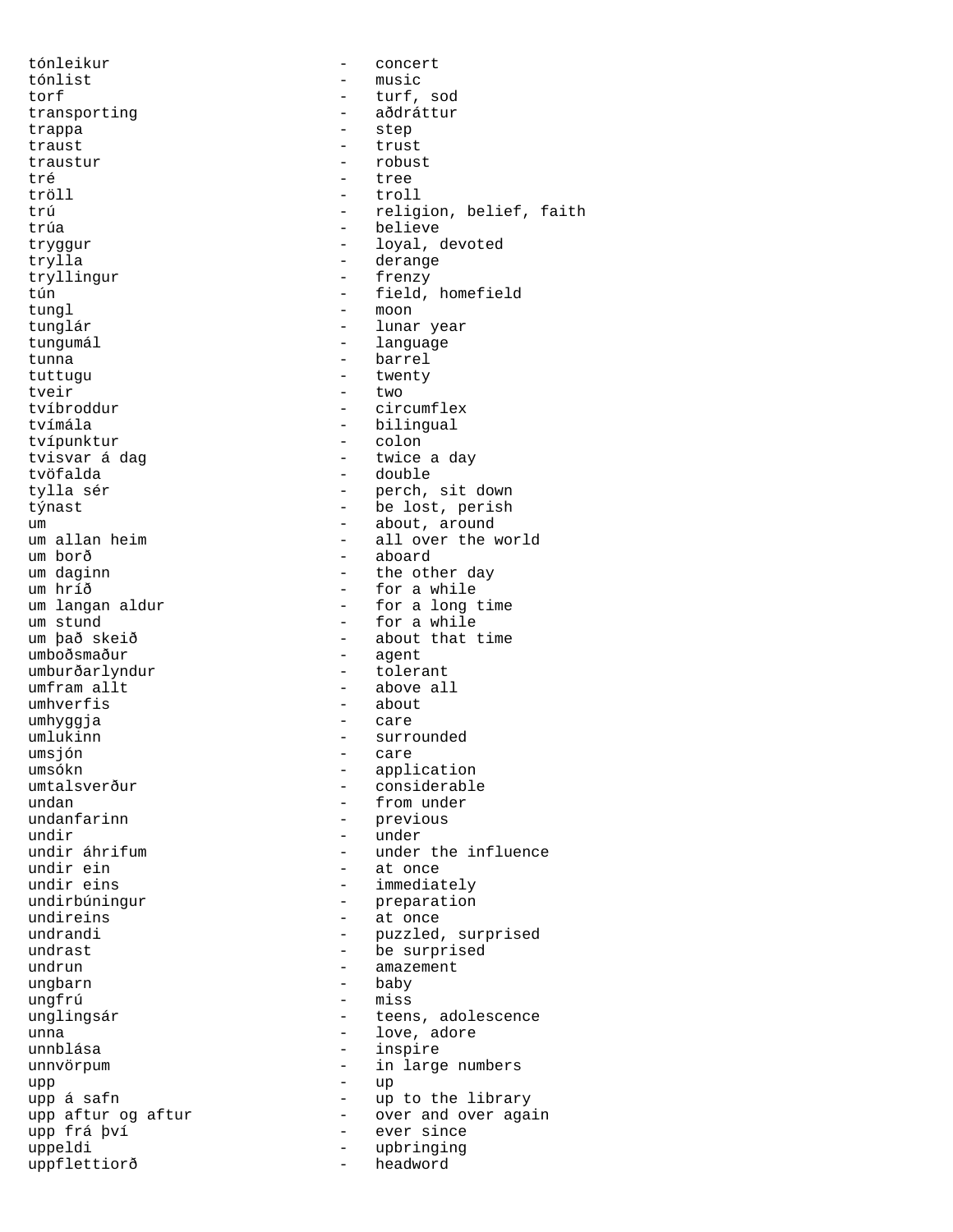tónleikur - concert
tónlist - music
torf - turf, sod
transporting - aðdráttur
trappa - step
traust - trust
traustur - robust
tré - tree
tröll - troll
trú - religion, belief, faith
trúa - believe
tryggur - loyal, devoted
trylla - derange
tryllingur - frenzy
tún - field, homefield
tungl - moon
tunglár - lunar year
tungumál - language
tunna - barrel
tuttugu - twenty
tveir - two
tvíbroddur - circumflex
tvímála - bilingual
tvípunktur - colon
tvisvar á dag - twice a day
tvöfalda - double
tylla sér - perch, sit down
týnast - be lost, perish
um - about, around
um allan heim - all over the world
um borð - aboard
um daginn - the other day
um hríð - for a while
um langan aldur - for a long time
um stund - for a while
um það skeið - about that time
umboðsmaður - agent
umburðarlyndur - tolerant
umfram allt - above all
umhverfis - about
umhyggja - care
umlukinn - surrounded
umsjón - care
umsókn - application
umtalsverður - considerable
undan - from under
undanfarinn - previous
undir - under
undir áhrifum - under the influence
undir ein - at once
undir eins - immediately
undirbúningur - preparation
undireins - at once
undrandi - puzzled, surprised
undrast - be surprised
undrun - amazement
ungbarn - baby
ungfrú - miss
unglingsár - teens, adolescence
unna - love, adore
unnblása - inspire
unnvörpum - in large numbers
upp - up
upp á safn - up to the library
upp aftur og aftur - over and over again
upp frá því - ever since
uppeldi - upbringing
uppflettiorð - headword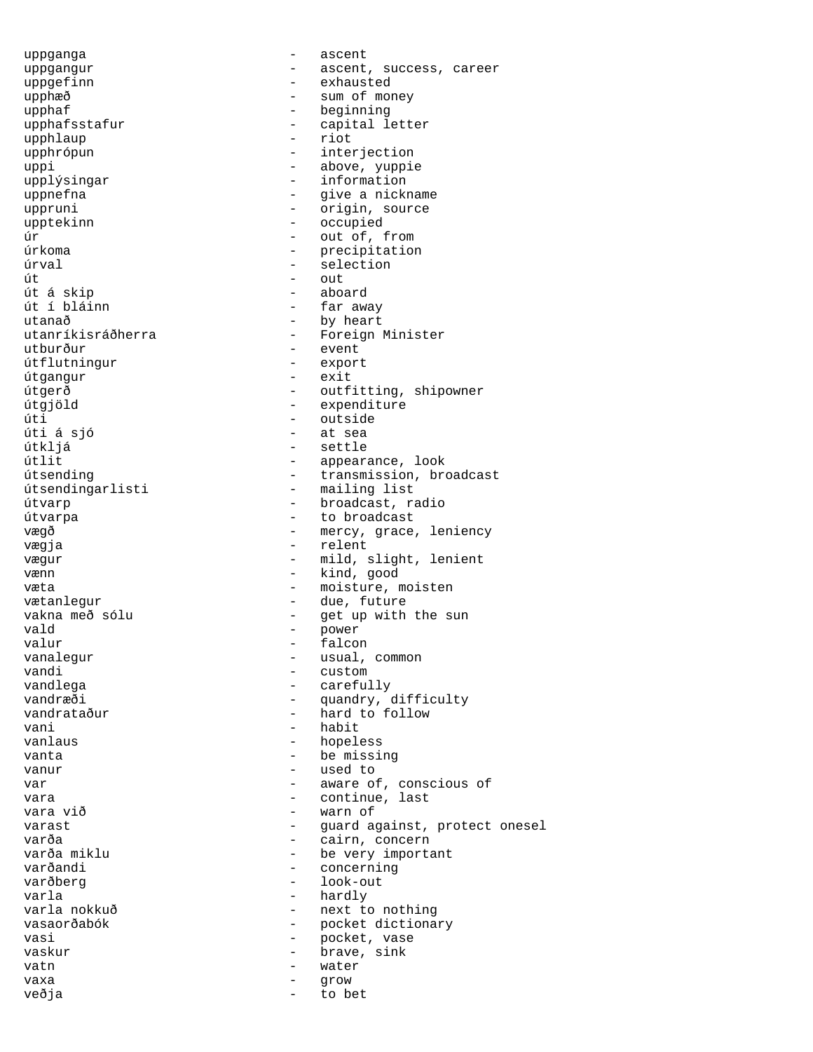uppganga - ascent
uppgangur - ascent, success, career
uppgefinn - exhausted
upphæð - sum of money
upphaf - beginning
upphafsstafur - capital letter
upphlaup - riot
upphrópun - interjection
uppi - above, yuppie
upplýsingar - information
uppnefna - give a nickname
uppruni - origin, source
upptekinn - occupied
úr - out of, from
úrkoma - precipitation
úrval - selection
út - out
út á skip - aboard
út í bláinn - far away
utanað - by heart
utanríkisráðherra - Foreign Minister
utburður - event
útflutningur - export
útgangur - exit
útgerð - outfitting, shipowner
útgjöld - expenditure
úti - outside
úti á sjó - at sea
útkljá - settle
útlit - appearance, look
útsending - transmission, broadcast
útsendingarlisti - mailing list
útvarp - broadcast, radio
útvarpa - to broadcast
vægð - mercy, grace, leniency
vægja - relent
vægur - mild, slight, lenient
vænn - kind, good
væta - moisture, moisten
vætanlegur - due, future
vakna með sólu - get up with the sun
vald - power
valur - falcon
vanalegur - usual, common
vandi - custom
vandlega - carefully
vandræði - quandry, difficulty
vandrataður - hard to follow
vani - habit
vanlaus - hopeless
vanta - be missing
vanur - used to
var - aware of, conscious of
vara - continue, last
vara við - warn of
varast - guard against, protect onesel
varða - cairn, concern
varða miklu - be very important
varðandi - concerning
varðberg - look-out
varla - hardly
varla nokkuð - next to nothing
vasaorðabók - pocket dictionary
vasi - pocket, vase
vaskur - brave, sink
vatn - water
vaxa - grow
veðja - to bet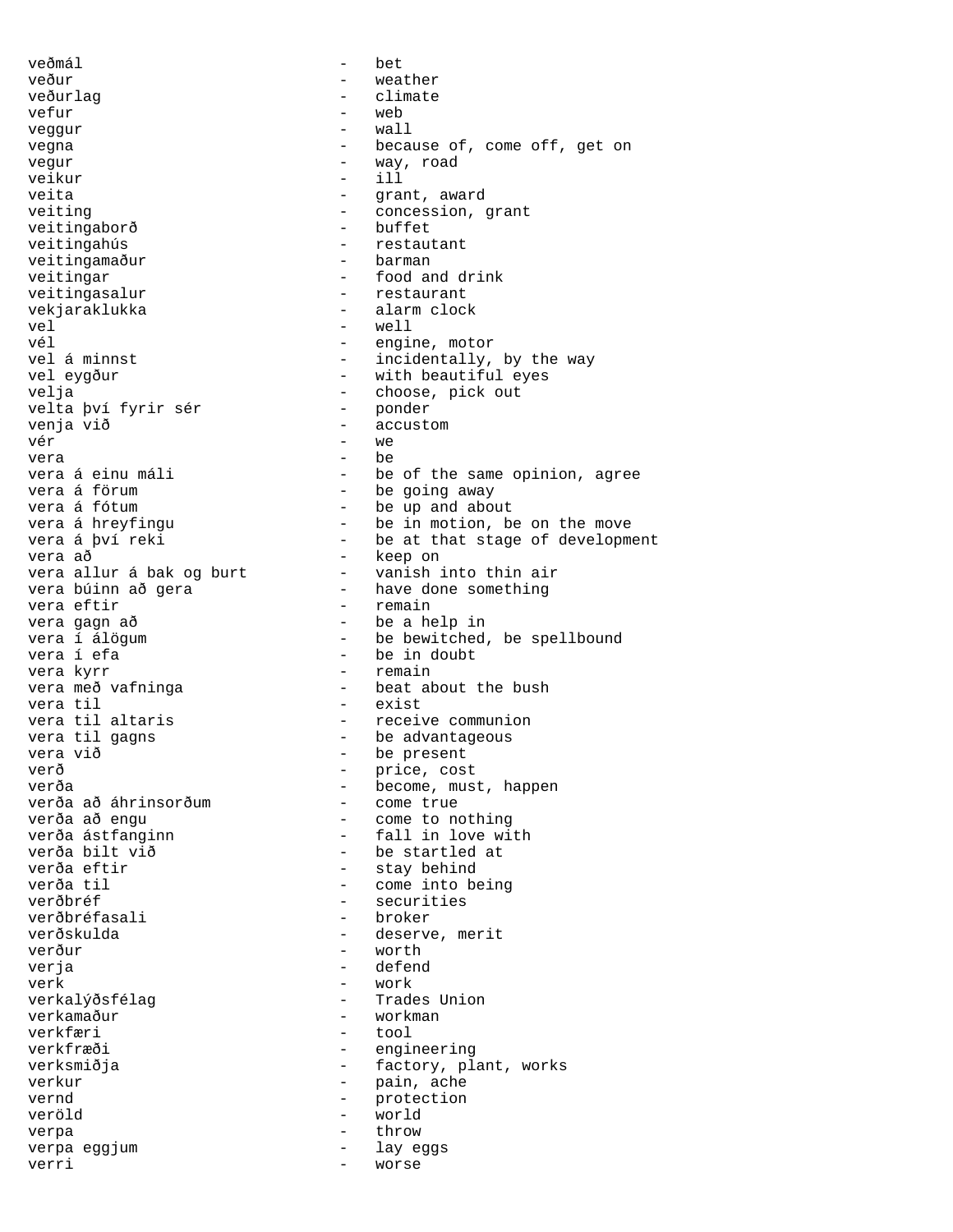veðmál - bet
veður - weather
veðurlag - climate
vefur - web
veggur - wall
vegna - because of, come off, get on
vegur - way, road
veikur - ill
veita - grant, award
veiting - concession, grant
veitingaborð - buffet
veitingahús - restautant
veitingamaður - barman
veitingar - food and drink
veitingasalur - restaurant
vekjaraklukka - alarm clock
vel - well
vél - engine, motor
vel á minnst - incidentally, by the way
vel eygður - with beautiful eyes
velja - choose, pick out
velta því fyrir sér - ponder
venja við - accustom
vér - we
vera - be
vera á einu máli - be of the same opinion, agree
vera á förum - be going away
vera á fótum - be up and about
vera á hreyfingu - be in motion, be on the move
vera á því reki - be at that stage of development
vera að - keep on
vera allur á bak og burt - vanish into thin air
vera búinn að gera - have done something
vera eftir - remain
vera gagn að - be a help in
vera í álögum - be bewitched, be spellbound
vera í efa - be in doubt
vera kyrr - remain
vera með vafninga - beat about the bush
vera til - exist
vera til altaris - receive communion
vera til gagns - be advantageous
vera við - be present
verð - price, cost
verða - become, must, happen
verða að áhrinsorðum - come true
verða að engu - come to nothing
verða ástfanginn - fall in love with
verða bilt við - be startled at
verða eftir - stay behind
verða til - come into being
verðbréf - securities
verðbréfasali - broker
verðskulda - deserve, merit
verður - worth
verja - defend
verk - work
verkalýðsfélag - Trades Union
verkamaður - workman
verkfæri - tool
verkfræði - engineering
verksmiðja - factory, plant, works
verkur - pain, ache
vernd - protection
veröld - world
verpa - throw
verpa eggjum - lay eggs
verri - worse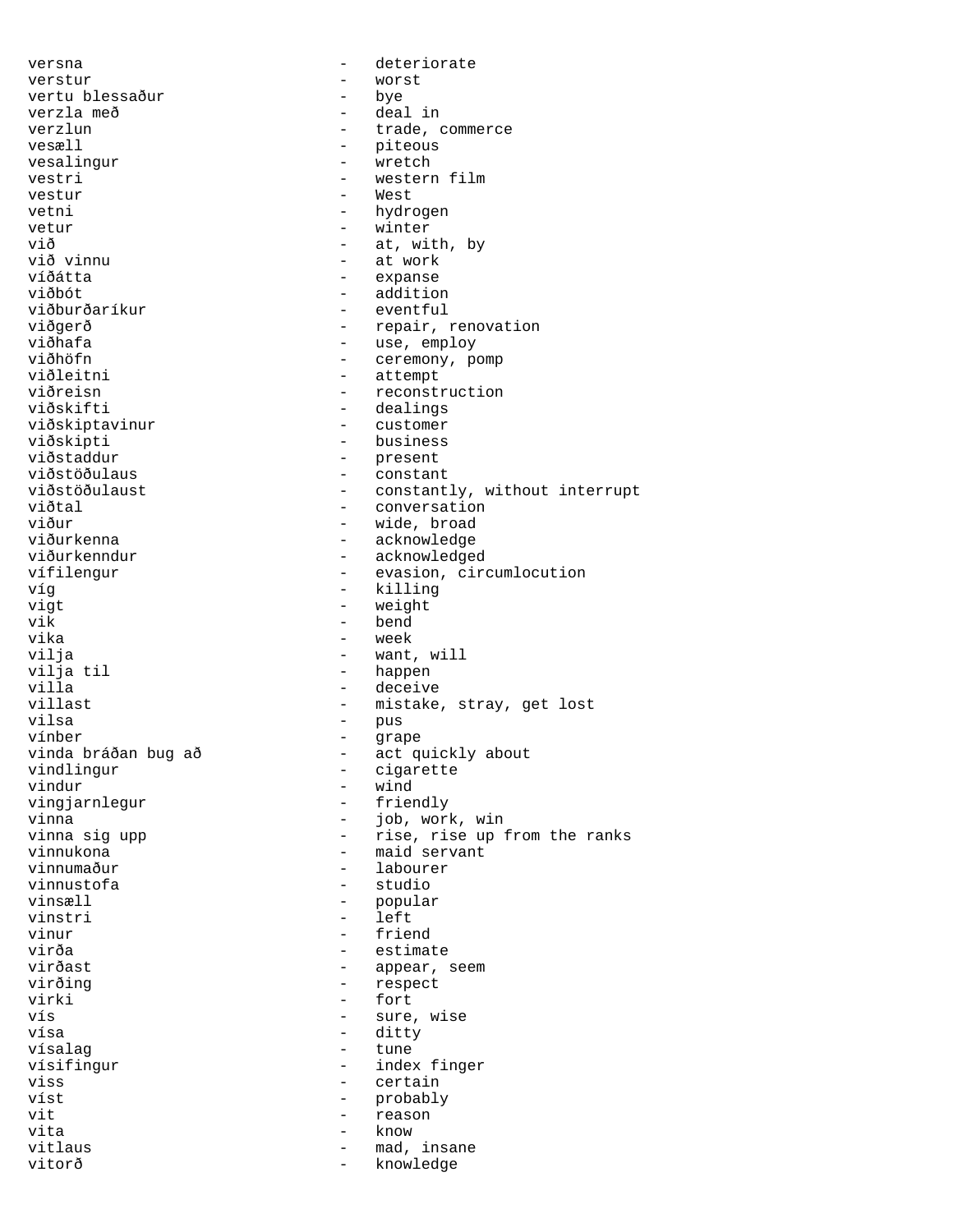versna - deteriorate
verstur - worst
vertu blessaður - bye
verzla með - deal in
verzlun - trade, commerce
vesæll - piteous
vesalingur - wretch
vestri - western film
vestur - West
vetni - hydrogen
vetur - winter
við - at, with, by
við vinnu - at work
víðátta - expanse
viðbót - addition
viðburðaríkur - eventful
viðgerð - repair, renovation
viðhafa - use, employ
viðhöfn - ceremony, pomp
viðleitni - attempt
viðreisn - reconstruction
viðskifti - dealings
viðskiptavinur - customer
viðskipti - business
viðstaddur - present
viðstöðulaus - constant
viðstöðulaust - constantly, without interrupt
viðtal - conversation
víður - wide, broad
viðurkenna - acknowledge
viðurkenndur - acknowledged
vífilengur - evasion, circumlocution
víg - killing
vigt - weight
vik - bend
vika - week
vilja - want, will
vilja til - happen
villa - deceive
villast - mistake, stray, get lost
vilsa - pus
vínber - grape
vinda bráðan bug að - act quickly about
vindlingur - cigarette
vindur - wind
vingjarnlegur - friendly
vinna - job, work, win
vinna sig upp - rise, rise up from the ranks
vinnukona - maid servant
vinnumaður - labourer
vinnustofa - studio
vinsæll - popular
vinstri - left
vinur - friend
virða - estimate
virðast - appear, seem
virðing - respect
virki - fort
vís - sure, wise
vísa - ditty
vísalag - tune
vísifingur - index finger
viss - certain
víst - probably
vit - reason
vita - know
vitlaus - mad, insane
vitorð - knowledge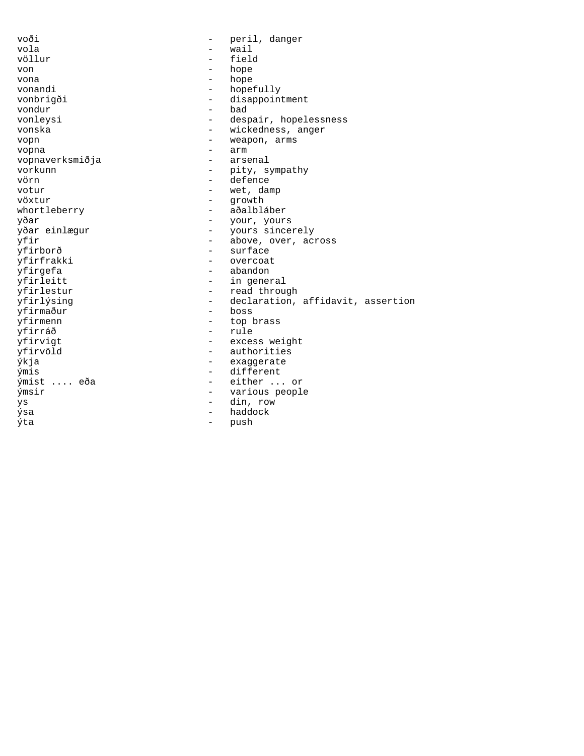| | |
|---|---|
| voði | peril, danger |
| vola | wail |
| völlur | field |
| von | hope |
| vona | hope |
| vonandi | hopefully |
| vonbrigði | disappointment |
| vondur | bad |
| vonleysi | despair, hopelessness |
| vonska | wickedness, anger |
| vopn | weapon, arms |
| vopna | arm |
| vopnaverksmiðja | arsenal |
| vorkunn | pity, sympathy |
| vörn | defence |
| votur | wet, damp |
| vöxtur | growth |
| whortleberry | aðalbláber |
| yðar | your, yours |
| yðar einlægur | yours sincerely |
| yfir | above, over, across |
| yfirborð | surface |
| yfirfrakki | overcoat |
| yfirgefa | abandon |
| yfirleitt | in general |
| yfirlestur | read through |
| yfirlýsing | declaration, affidavit, assertion |
| yfirmaður | boss |
| yfirmenn | top brass |
| yfirráð | rule |
| yfirvigt | excess weight |
| yfirvöld | authorities |
| ýkja | exaggerate |
| ýmis | different |
| ýmist .... eða | either ... or |
| ýmsir | various people |
| ys | din, row |
| ýsa | haddock |
| ýta | push |